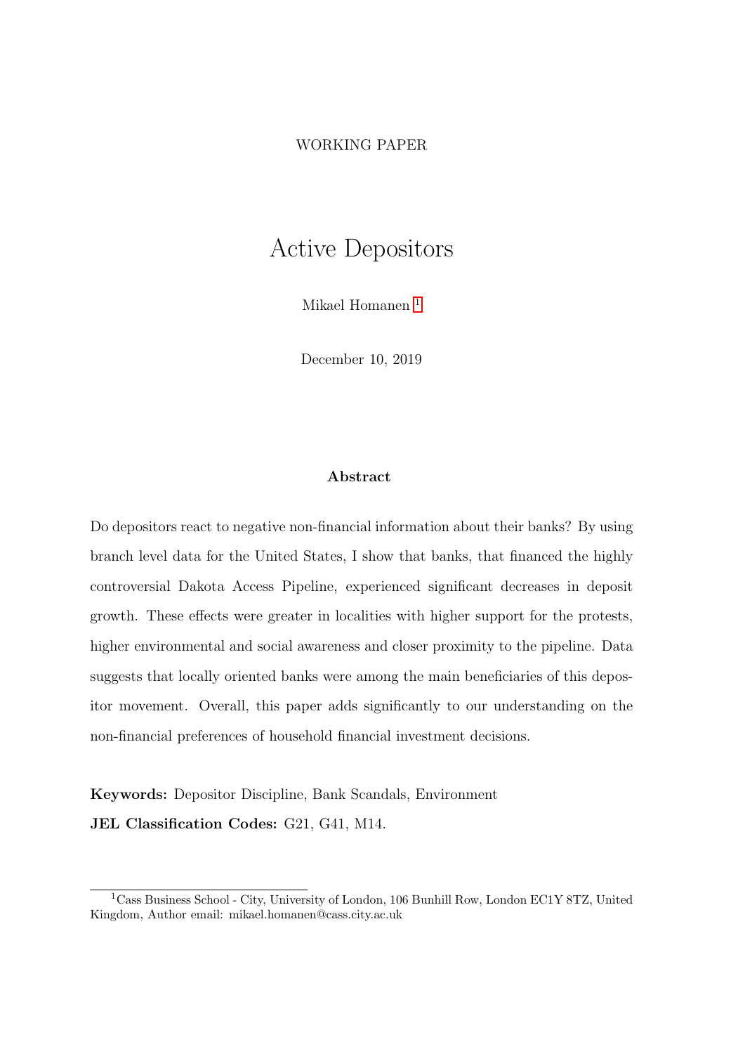WORKING PAPER

# Active Depositors

Mikael Homanen [1]

December 10, 2019

### Abstract

Do depositors react to negative non-financial information about their banks? By using branch level data for the United States, I show that banks, that financed the highly controversial Dakota Access Pipeline, experienced significant decreases in deposit growth. These effects were greater in localities with higher support for the protests, higher environmental and social awareness and closer proximity to the pipeline. Data suggests that locally oriented banks were among the main beneficiaries of this depositor movement. Overall, this paper adds significantly to our understanding on the non-financial preferences of household financial investment decisions.

**Keywords:** Depositor Discipline, Bank Scandals, Environment

**JEL Classification Codes:** G21, G41, M14.

[1] Cass Business School - City, University of London, 106 Bunhill Row, London EC1Y 8TZ, United Kingdom, Author email: mikael.homanen@cass.city.ac.uk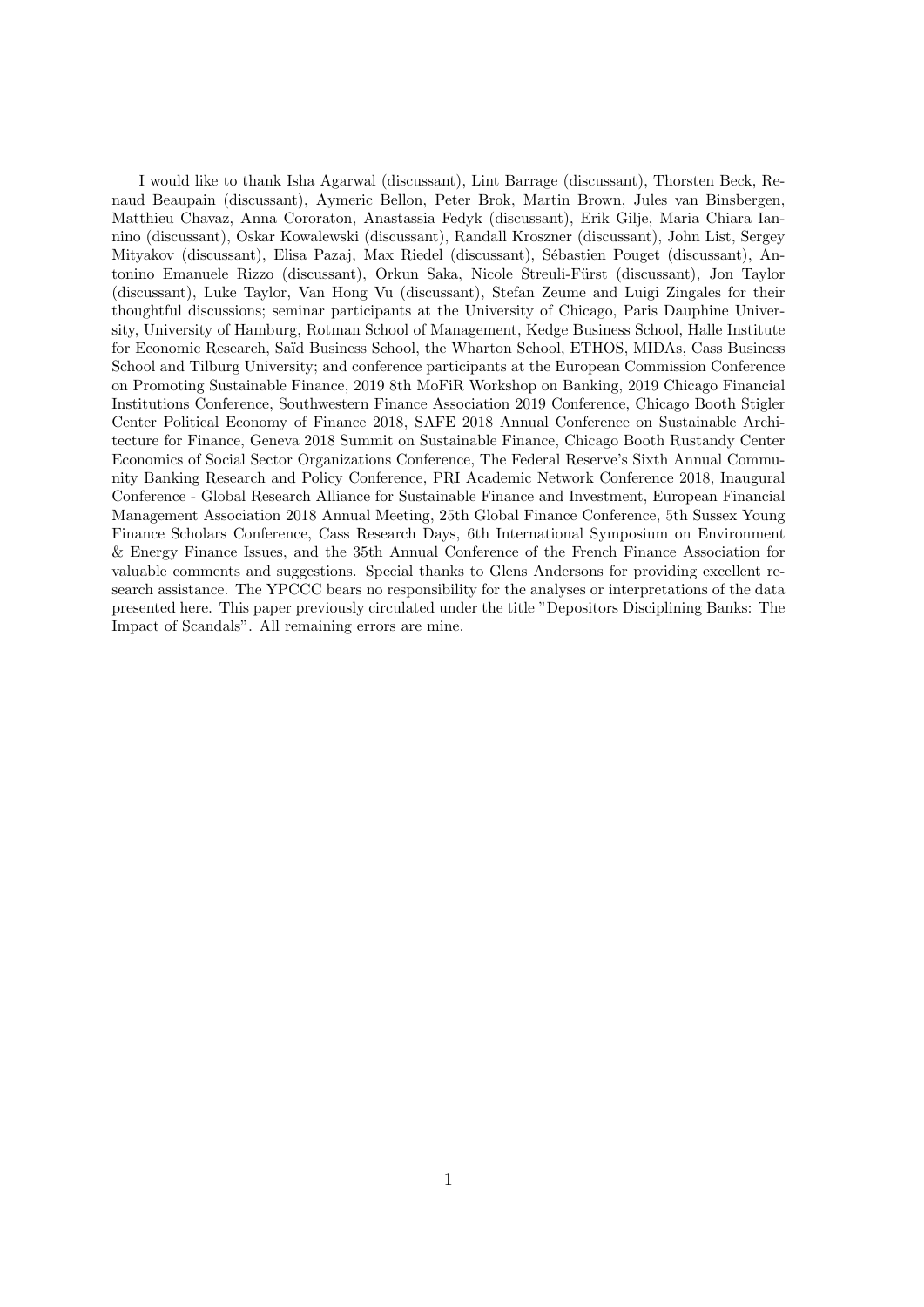I would like to thank Isha Agarwal (discussant), Lint Barrage (discussant), Thorsten Beck, Renaud Beaupain (discussant), Aymeric Bellon, Peter Brok, Martin Brown, Jules van Binsbergen, Matthieu Chavaz, Anna Cororaton, Anastassia Fedyk (discussant), Erik Gilje, Maria Chiara Iannino (discussant), Oskar Kowalewski (discussant), Randall Kroszner (discussant), John List, Sergey Mityakov (discussant), Elisa Pazaj, Max Riedel (discussant), Sébastien Pouget (discussant), Antonino Emanuele Rizzo (discussant), Orkun Saka, Nicole Streuli-Fürst (discussant), Jon Taylor (discussant), Luke Taylor, Van Hong Vu (discussant), Stefan Zeume and Luigi Zingales for their thoughtful discussions; seminar participants at the University of Chicago, Paris Dauphine University, University of Hamburg, Rotman School of Management, Kedge Business School, Halle Institute for Economic Research, Saïd Business School, the Wharton School, ETHOS, MIDAs, Cass Business School and Tilburg University; and conference participants at the European Commission Conference on Promoting Sustainable Finance, 2019 8th MoFiR Workshop on Banking, 2019 Chicago Financial Institutions Conference, Southwestern Finance Association 2019 Conference, Chicago Booth Stigler Center Political Economy of Finance 2018, SAFE 2018 Annual Conference on Sustainable Architecture for Finance, Geneva 2018 Summit on Sustainable Finance, Chicago Booth Rustandy Center Economics of Social Sector Organizations Conference, The Federal Reserve's Sixth Annual Community Banking Research and Policy Conference, PRI Academic Network Conference 2018, Inaugural Conference - Global Research Alliance for Sustainable Finance and Investment, European Financial Management Association 2018 Annual Meeting, 25th Global Finance Conference, 5th Sussex Young Finance Scholars Conference, Cass Research Days, 6th International Symposium on Environment & Energy Finance Issues, and the 35th Annual Conference of the French Finance Association for valuable comments and suggestions. Special thanks to Glens Andersons for providing excellent research assistance. The YPCCC bears no responsibility for the analyses or interpretations of the data presented here. This paper previously circulated under the title "Depositors Disciplining Banks: The Impact of Scandals". All remaining errors are mine.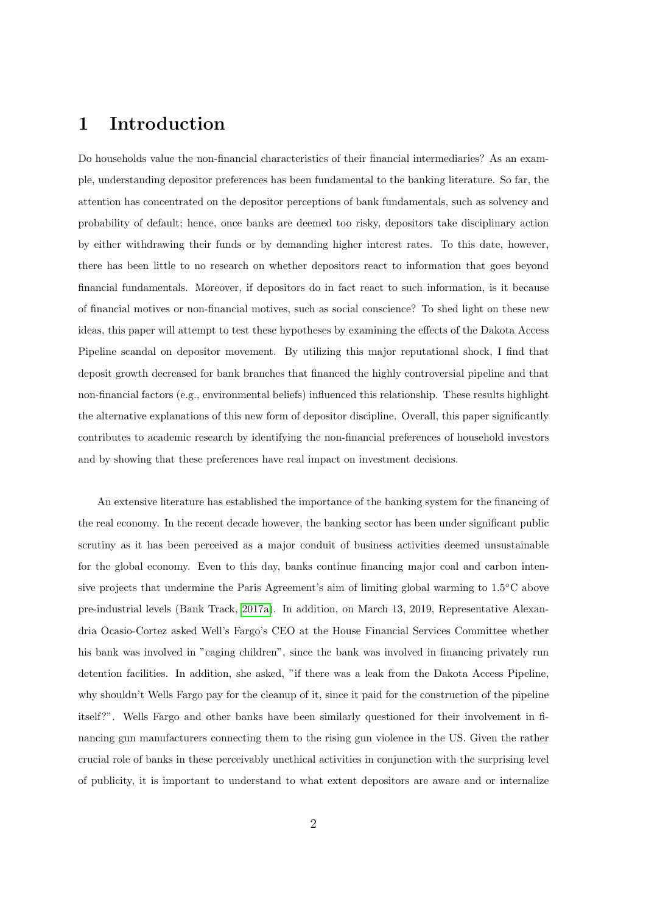# 1 Introduction

Do households value the non-financial characteristics of their financial intermediaries? As an example, understanding depositor preferences has been fundamental to the banking literature. So far, the attention has concentrated on the depositor perceptions of bank fundamentals, such as solvency and probability of default; hence, once banks are deemed too risky, depositors take disciplinary action by either withdrawing their funds or by demanding higher interest rates. To this date, however, there has been little to no research on whether depositors react to information that goes beyond financial fundamentals. Moreover, if depositors do in fact react to such information, is it because of financial motives or non-financial motives, such as social conscience? To shed light on these new ideas, this paper will attempt to test these hypotheses by examining the effects of the Dakota Access Pipeline scandal on depositor movement. By utilizing this major reputational shock, I find that deposit growth decreased for bank branches that financed the highly controversial pipeline and that non-financial factors (e.g., environmental beliefs) influenced this relationship. These results highlight the alternative explanations of this new form of depositor discipline. Overall, this paper significantly contributes to academic research by identifying the non-financial preferences of household investors and by showing that these preferences have real impact on investment decisions.

An extensive literature has established the importance of the banking system for the financing of the real economy. In the recent decade however, the banking sector has been under significant public scrutiny as it has been perceived as a major conduit of business activities deemed unsustainable for the global economy. Even to this day, banks continue financing major coal and carbon intensive projects that undermine the Paris Agreement's aim of limiting global warming to 1.5°C above pre-industrial levels (Bank Track, 2017a). In addition, on March 13, 2019, Representative Alexandria Ocasio-Cortez asked Well's Fargo's CEO at the House Financial Services Committee whether his bank was involved in "caging children", since the bank was involved in financing privately run detention facilities. In addition, she asked, "if there was a leak from the Dakota Access Pipeline, why shouldn't Wells Fargo pay for the cleanup of it, since it paid for the construction of the pipeline itself?". Wells Fargo and other banks have been similarly questioned for their involvement in financing gun manufacturers connecting them to the rising gun violence in the US. Given the rather crucial role of banks in these perceivably unethical activities in conjunction with the surprising level of publicity, it is important to understand to what extent depositors are aware and or internalize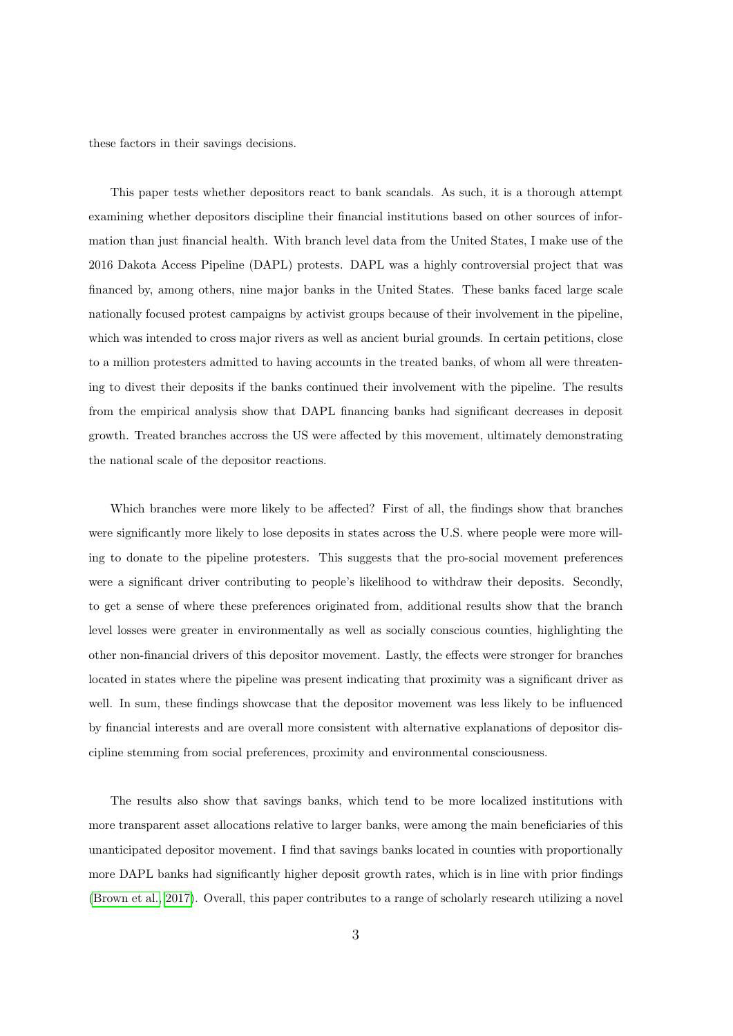these factors in their savings decisions.

This paper tests whether depositors react to bank scandals. As such, it is a thorough attempt examining whether depositors discipline their financial institutions based on other sources of information than just financial health. With branch level data from the United States, I make use of the 2016 Dakota Access Pipeline (DAPL) protests. DAPL was a highly controversial project that was financed by, among others, nine major banks in the United States. These banks faced large scale nationally focused protest campaigns by activist groups because of their involvement in the pipeline, which was intended to cross major rivers as well as ancient burial grounds. In certain petitions, close to a million protesters admitted to having accounts in the treated banks, of whom all were threatening to divest their deposits if the banks continued their involvement with the pipeline. The results from the empirical analysis show that DAPL financing banks had significant decreases in deposit growth. Treated branches accross the US were affected by this movement, ultimately demonstrating the national scale of the depositor reactions.

Which branches were more likely to be affected? First of all, the findings show that branches were significantly more likely to lose deposits in states across the U.S. where people were more willing to donate to the pipeline protesters. This suggests that the pro-social movement preferences were a significant driver contributing to people's likelihood to withdraw their deposits. Secondly, to get a sense of where these preferences originated from, additional results show that the branch level losses were greater in environmentally as well as socially conscious counties, highlighting the other non-financial drivers of this depositor movement. Lastly, the effects were stronger for branches located in states where the pipeline was present indicating that proximity was a significant driver as well. In sum, these findings showcase that the depositor movement was less likely to be influenced by financial interests and are overall more consistent with alternative explanations of depositor discipline stemming from social preferences, proximity and environmental consciousness.

The results also show that savings banks, which tend to be more localized institutions with more transparent asset allocations relative to larger banks, were among the main beneficiaries of this unanticipated depositor movement. I find that savings banks located in counties with proportionally more DAPL banks had significantly higher deposit growth rates, which is in line with prior findings (Brown et al., 2017). Overall, this paper contributes to a range of scholarly research utilizing a novel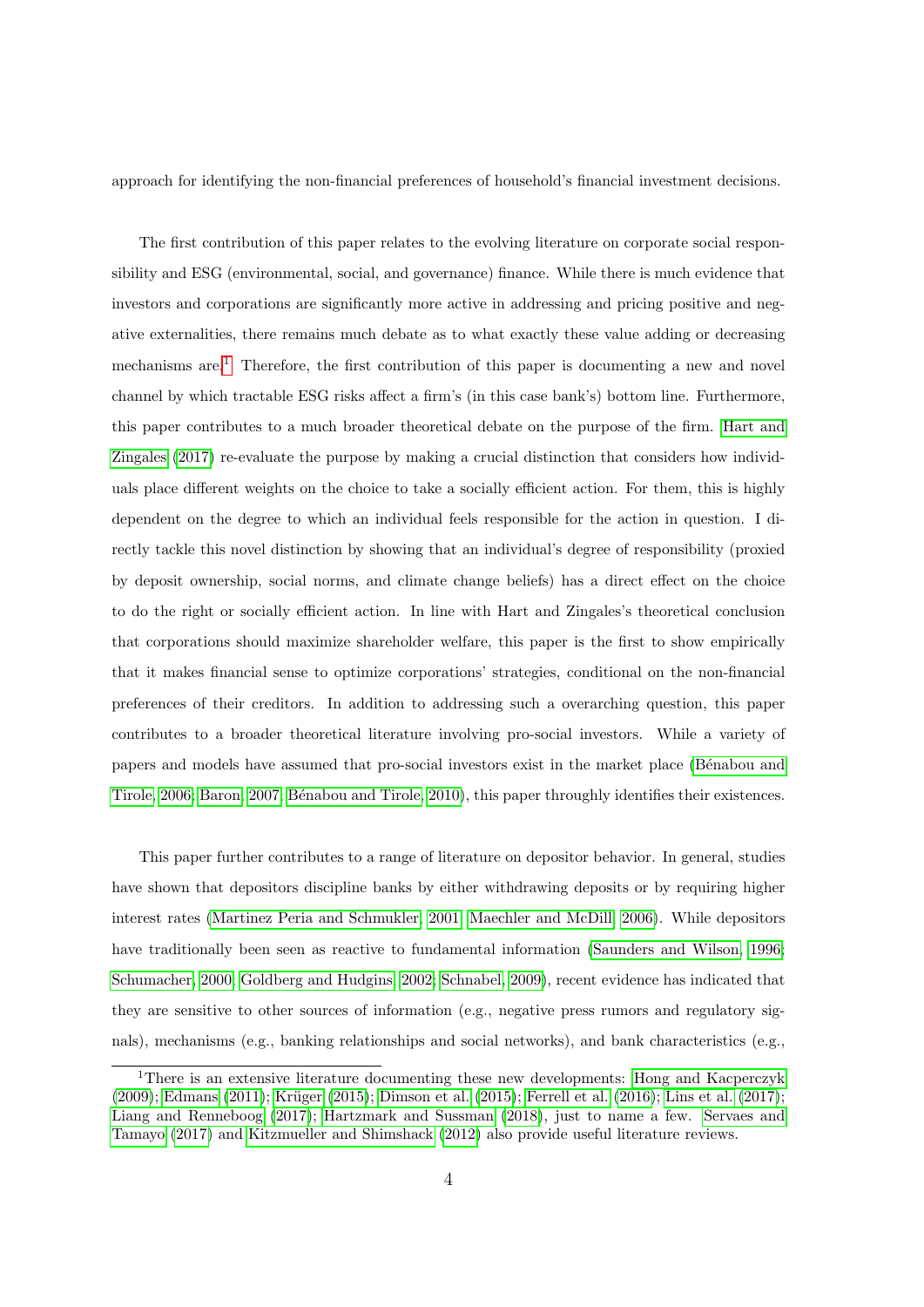approach for identifying the non-financial preferences of household's financial investment decisions.

The first contribution of this paper relates to the evolving literature on corporate social responsibility and ESG (environmental, social, and governance) finance. While there is much evidence that investors and corporations are significantly more active in addressing and pricing positive and negative externalities, there remains much debate as to what exactly these value adding or decreasing mechanisms are.[1] Therefore, the first contribution of this paper is documenting a new and novel channel by which tractable ESG risks affect a firm's (in this case bank's) bottom line. Furthermore, this paper contributes to a much broader theoretical debate on the purpose of the firm. Hart and Zingales (2017) re-evaluate the purpose by making a crucial distinction that considers how individuals place different weights on the choice to take a socially efficient action. For them, this is highly dependent on the degree to which an individual feels responsible for the action in question. I directly tackle this novel distinction by showing that an individual's degree of responsibility (proxied by deposit ownership, social norms, and climate change beliefs) has a direct effect on the choice to do the right or socially efficient action. In line with Hart and Zingales's theoretical conclusion that corporations should maximize shareholder welfare, this paper is the first to show empirically that it makes financial sense to optimize corporations' strategies, conditional on the non-financial preferences of their creditors. In addition to addressing such a overarching question, this paper contributes to a broader theoretical literature involving pro-social investors. While a variety of papers and models have assumed that pro-social investors exist in the market place (Bénabou and Tirole, 2006; Baron, 2007; Bénabou and Tirole, 2010), this paper throughly identifies their existences.

This paper further contributes to a range of literature on depositor behavior. In general, studies have shown that depositors discipline banks by either withdrawing deposits or by requiring higher interest rates (Martinez Peria and Schmukler, 2001; Maechler and McDill, 2006). While depositors have traditionally been seen as reactive to fundamental information (Saunders and Wilson, 1996; Schumacher, 2000; Goldberg and Hudgins, 2002; Schnabel, 2009), recent evidence has indicated that they are sensitive to other sources of information (e.g., negative press rumors and regulatory signals), mechanisms (e.g., banking relationships and social networks), and bank characteristics (e.g.,

[1] There is an extensive literature documenting these new developments: Hong and Kacperczyk (2009); Edmans (2011); Krüger (2015); Dimson et al. (2015); Ferrell et al. (2016); Lins et al. (2017); Liang and Renneboog (2017); Hartzmark and Sussman (2018), just to name a few. Servaes and Tamayo (2017) and Kitzmueller and Shimshack (2012) also provide useful literature reviews.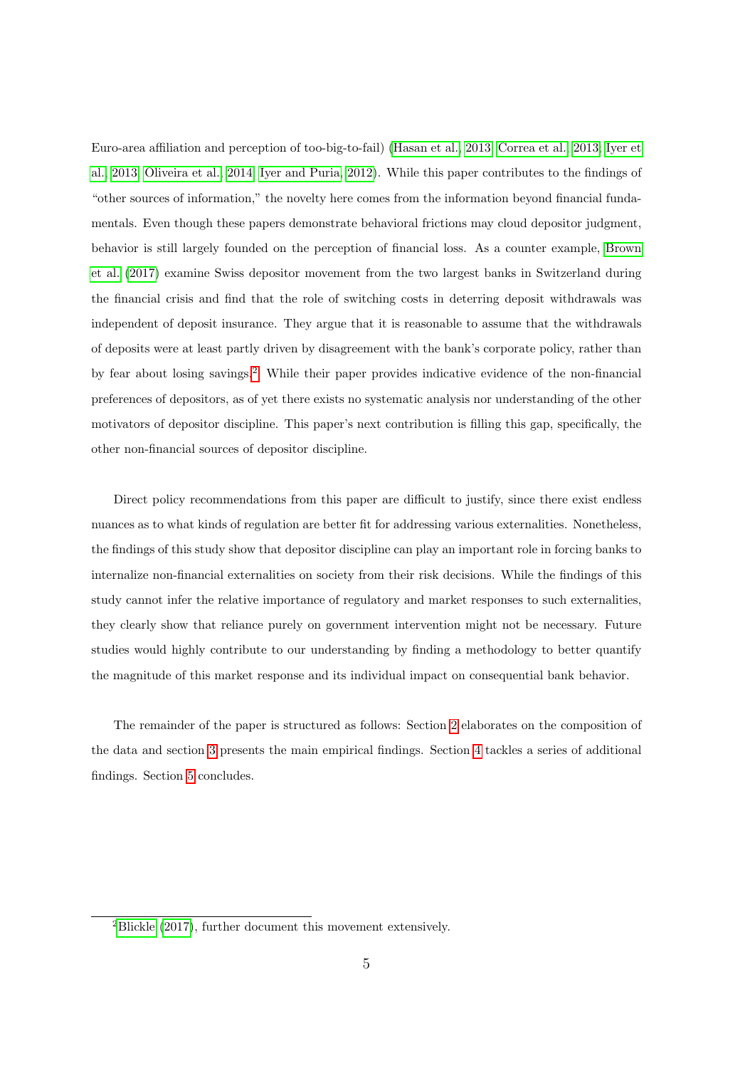Euro-area affiliation and perception of too-big-to-fail) (Hasan et al., 2013; Correa et al., 2013; Iyer et al., 2013; Oliveira et al., 2014; Iyer and Puria, 2012). While this paper contributes to the findings of "other sources of information," the novelty here comes from the information beyond financial fundamentals. Even though these papers demonstrate behavioral frictions may cloud depositor judgment, behavior is still largely founded on the perception of financial loss. As a counter example, Brown et al. (2017) examine Swiss depositor movement from the two largest banks in Switzerland during the financial crisis and find that the role of switching costs in deterring deposit withdrawals was independent of deposit insurance. They argue that it is reasonable to assume that the withdrawals of deposits were at least partly driven by disagreement with the bank's corporate policy, rather than by fear about losing savings.[2] While their paper provides indicative evidence of the non-financial preferences of depositors, as of yet there exists no systematic analysis nor understanding of the other motivators of depositor discipline. This paper's next contribution is filling this gap, specifically, the other non-financial sources of depositor discipline.

Direct policy recommendations from this paper are difficult to justify, since there exist endless nuances as to what kinds of regulation are better fit for addressing various externalities. Nonetheless, the findings of this study show that depositor discipline can play an important role in forcing banks to internalize non-financial externalities on society from their risk decisions. While the findings of this study cannot infer the relative importance of regulatory and market responses to such externalities, they clearly show that reliance purely on government intervention might not be necessary. Future studies would highly contribute to our understanding by finding a methodology to better quantify the magnitude of this market response and its individual impact on consequential bank behavior.

The remainder of the paper is structured as follows: Section 2 elaborates on the composition of the data and section 3 presents the main empirical findings. Section 4 tackles a series of additional findings. Section 5 concludes.

[2] Blickle (2017), further document this movement extensively.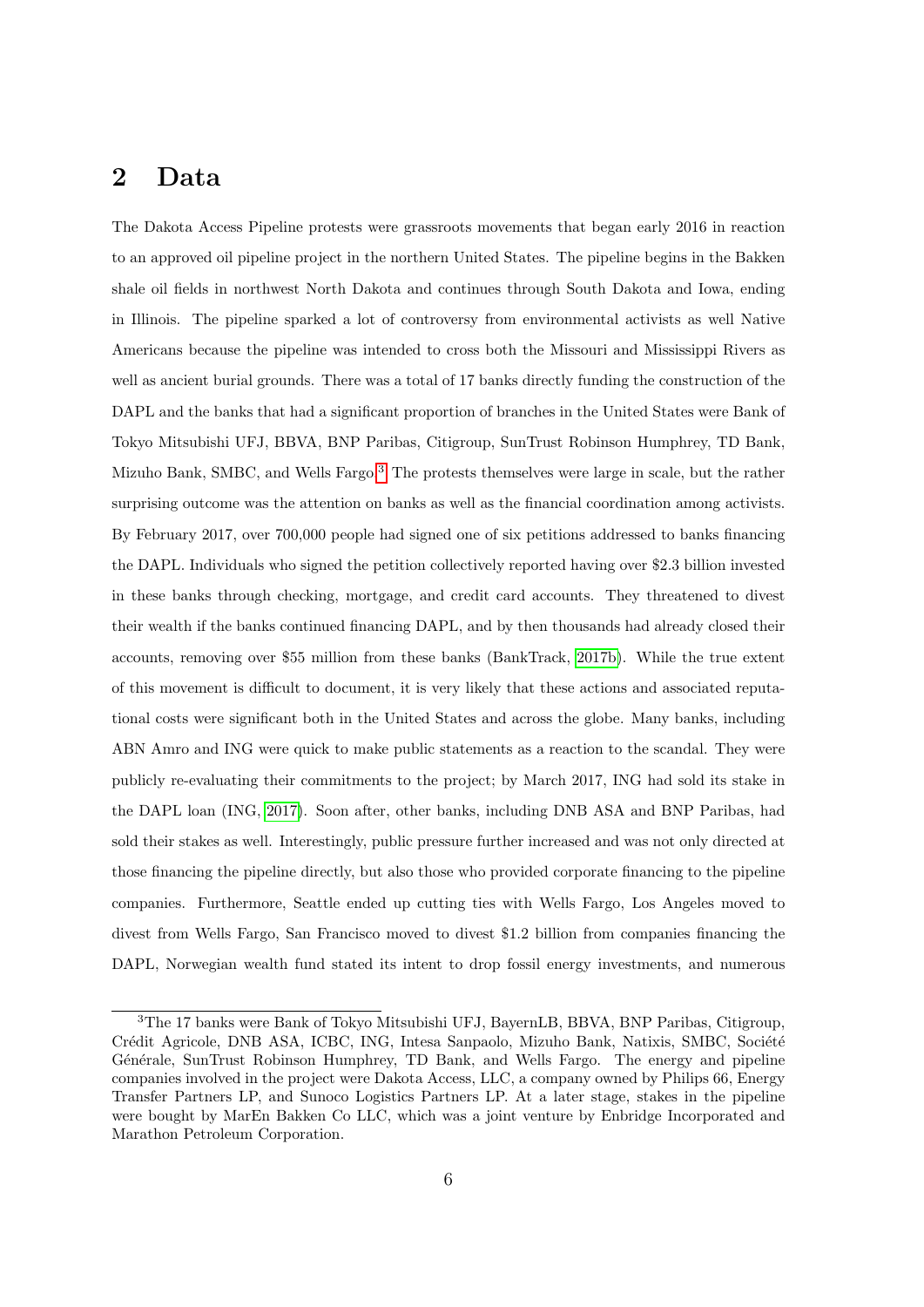## 2 Data

The Dakota Access Pipeline protests were grassroots movements that began early 2016 in reaction to an approved oil pipeline project in the northern United States. The pipeline begins in the Bakken shale oil fields in northwest North Dakota and continues through South Dakota and Iowa, ending in Illinois. The pipeline sparked a lot of controversy from environmental activists as well Native Americans because the pipeline was intended to cross both the Missouri and Mississippi Rivers as well as ancient burial grounds. There was a total of 17 banks directly funding the construction of the DAPL and the banks that had a significant proportion of branches in the United States were Bank of Tokyo Mitsubishi UFJ, BBVA, BNP Paribas, Citigroup, SunTrust Robinson Humphrey, TD Bank, Mizuho Bank, SMBC, and Wells Fargo.[3] The protests themselves were large in scale, but the rather surprising outcome was the attention on banks as well as the financial coordination among activists. By February 2017, over 700,000 people had signed one of six petitions addressed to banks financing the DAPL. Individuals who signed the petition collectively reported having over $2.3 billion invested in these banks through checking, mortgage, and credit card accounts. They threatened to divest their wealth if the banks continued financing DAPL, and by then thousands had already closed their accounts, removing over $55 million from these banks (BankTrack, 2017b). While the true extent of this movement is difficult to document, it is very likely that these actions and associated reputational costs were significant both in the United States and across the globe. Many banks, including ABN Amro and ING were quick to make public statements as a reaction to the scandal. They were publicly re-evaluating their commitments to the project; by March 2017, ING had sold its stake in the DAPL loan (ING, 2017). Soon after, other banks, including DNB ASA and BNP Paribas, had sold their stakes as well. Interestingly, public pressure further increased and was not only directed at those financing the pipeline directly, but also those who provided corporate financing to the pipeline companies. Furthermore, Seattle ended up cutting ties with Wells Fargo, Los Angeles moved to divest from Wells Fargo, San Francisco moved to divest $1.2 billion from companies financing the DAPL, Norwegian wealth fund stated its intent to drop fossil energy investments, and numerous

[3] The 17 banks were Bank of Tokyo Mitsubishi UFJ, BayernLB, BBVA, BNP Paribas, Citigroup, Crédit Agricole, DNB ASA, ICBC, ING, Intesa Sanpaolo, Mizuho Bank, Natixis, SMBC, Société Générale, SunTrust Robinson Humphrey, TD Bank, and Wells Fargo. The energy and pipeline companies involved in the project were Dakota Access, LLC, a company owned by Philips 66, Energy Transfer Partners LP, and Sunoco Logistics Partners LP. At a later stage, stakes in the pipeline were bought by MarEn Bakken Co LLC, which was a joint venture by Enbridge Incorporated and Marathon Petroleum Corporation.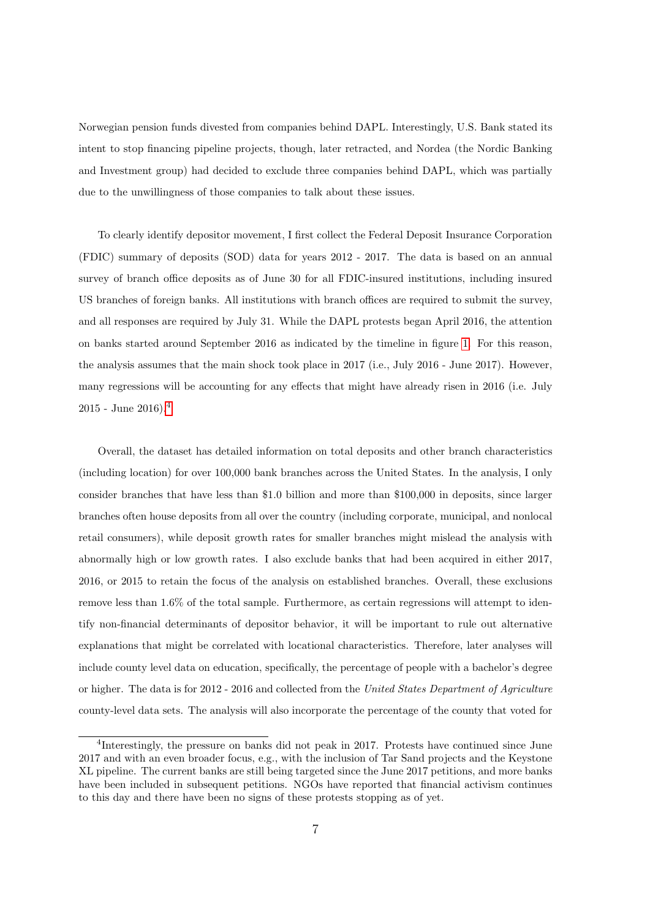Norwegian pension funds divested from companies behind DAPL. Interestingly, U.S. Bank stated its intent to stop financing pipeline projects, though, later retracted, and Nordea (the Nordic Banking and Investment group) had decided to exclude three companies behind DAPL, which was partially due to the unwillingness of those companies to talk about these issues.

To clearly identify depositor movement, I first collect the Federal Deposit Insurance Corporation (FDIC) summary of deposits (SOD) data for years 2012 - 2017. The data is based on an annual survey of branch office deposits as of June 30 for all FDIC-insured institutions, including insured US branches of foreign banks. All institutions with branch offices are required to submit the survey, and all responses are required by July 31. While the DAPL protests began April 2016, the attention on banks started around September 2016 as indicated by the timeline in figure 1. For this reason, the analysis assumes that the main shock took place in 2017 (i.e., July 2016 - June 2017). However, many regressions will be accounting for any effects that might have already risen in 2016 (i.e. July 2015 - June 2016).[4]

Overall, the dataset has detailed information on total deposits and other branch characteristics (including location) for over 100,000 bank branches across the United States. In the analysis, I only consider branches that have less than \$1.0 billion and more than \$100,000 in deposits, since larger branches often house deposits from all over the country (including corporate, municipal, and nonlocal retail consumers), while deposit growth rates for smaller branches might mislead the analysis with abnormally high or low growth rates. I also exclude banks that had been acquired in either 2017, 2016, or 2015 to retain the focus of the analysis on established branches. Overall, these exclusions remove less than 1.6% of the total sample. Furthermore, as certain regressions will attempt to identify non-financial determinants of depositor behavior, it will be important to rule out alternative explanations that might be correlated with locational characteristics. Therefore, later analyses will include county level data on education, specifically, the percentage of people with a bachelor's degree or higher. The data is for 2012 - 2016 and collected from the *United States Department of Agriculture* county-level data sets. The analysis will also incorporate the percentage of the county that voted for

[4]Interestingly, the pressure on banks did not peak in 2017. Protests have continued since June 2017 and with an even broader focus, e.g., with the inclusion of Tar Sand projects and the Keystone XL pipeline. The current banks are still being targeted since the June 2017 petitions, and more banks have been included in subsequent petitions. NGOs have reported that financial activism continues to this day and there have been no signs of these protests stopping as of yet.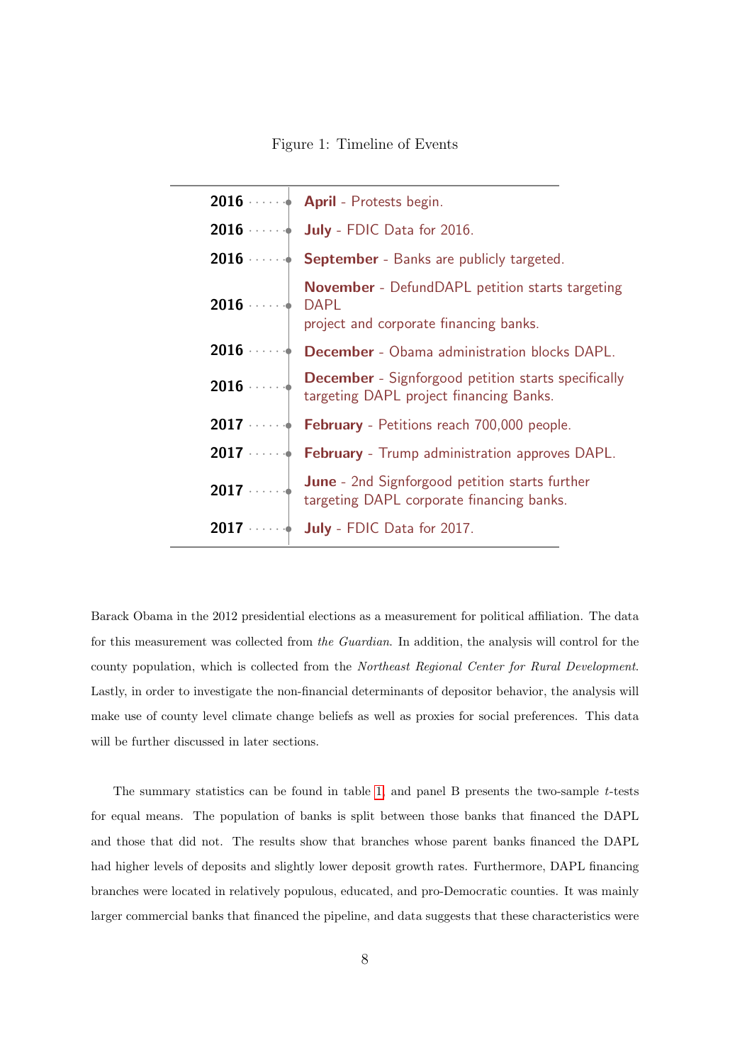Figure 1: Timeline of Events

| | |
|---|---|
| **2016** | **April** - Protests begin. |
| **2016** | **July** - FDIC Data for 2016. |
| **2016** | **September** - Banks are publicly targeted. |
| **2016** | **November** - DefundDAPL petition starts targeting DAPL project and corporate financing banks. |
| **2016** | **December** - Obama administration blocks DAPL. |
| **2016** | **December** - Signforgood petition starts specifically targeting DAPL project financing Banks. |
| **2017** | **February** - Petitions reach 700,000 people. |
| **2017** | **February** - Trump administration approves DAPL. |
| **2017** | **June** - 2nd Signforgood petition starts further targeting DAPL corporate financing banks. |
| **2017** | **July** - FDIC Data for 2017. |

Barack Obama in the 2012 presidential elections as a measurement for political affiliation. The data for this measurement was collected from *the Guardian*. In addition, the analysis will control for the county population, which is collected from the *Northeast Regional Center for Rural Development*. Lastly, in order to investigate the non-financial determinants of depositor behavior, the analysis will make use of county level climate change beliefs as well as proxies for social preferences. This data will be further discussed in later sections.

The summary statistics can be found in table 1, and panel B presents the two-sample $t$-tests for equal means. The population of banks is split between those banks that financed the DAPL and those that did not. The results show that branches whose parent banks financed the DAPL had higher levels of deposits and slightly lower deposit growth rates. Furthermore, DAPL financing branches were located in relatively populous, educated, and pro-Democratic counties. It was mainly larger commercial banks that financed the pipeline, and data suggests that these characteristics were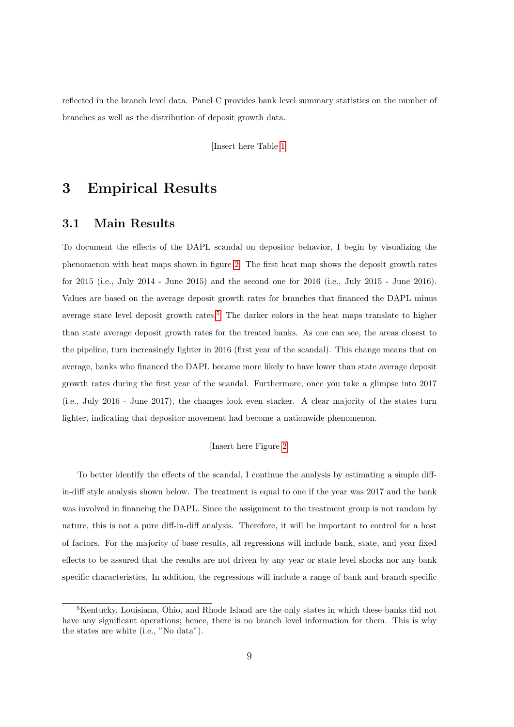reflected in the branch level data. Panel C provides bank level summary statistics on the number of branches as well as the distribution of deposit growth data.

[Insert here Table 1]

# 3 Empirical Results

## 3.1 Main Results

To document the effects of the DAPL scandal on depositor behavior, I begin by visualizing the phenomenon with heat maps shown in figure 2. The first heat map shows the deposit growth rates for 2015 (i.e., July 2014 - June 2015) and the second one for 2016 (i.e., July 2015 - June 2016). Values are based on the average deposit growth rates for branches that financed the DAPL minus average state level deposit growth rates.[5] The darker colors in the heat maps translate to higher than state average deposit growth rates for the treated banks. As one can see, the areas closest to the pipeline, turn increasingly lighter in 2016 (first year of the scandal). This change means that on average, banks who financed the DAPL became more likely to have lower than state average deposit growth rates during the first year of the scandal. Furthermore, once you take a glimpse into 2017 (i.e., July 2016 - June 2017), the changes look even starker. A clear majority of the states turn lighter, indicating that depositor movement had become a nationwide phenomenon.

[Insert here Figure 2]

To better identify the effects of the scandal, I continue the analysis by estimating a simple diff-in-diff style analysis shown below. The treatment is equal to one if the year was 2017 and the bank was involved in financing the DAPL. Since the assignment to the treatment group is not random by nature, this is not a pure diff-in-diff analysis. Therefore, it will be important to control for a host of factors. For the majority of base results, all regressions will include bank, state, and year fixed effects to be assured that the results are not driven by any year or state level shocks nor any bank specific characteristics. In addition, the regressions will include a range of bank and branch specific

[5] Kentucky, Louisiana, Ohio, and Rhode Island are the only states in which these banks did not have any significant operations; hence, there is no branch level information for them. This is why the states are white (i.e., "No data").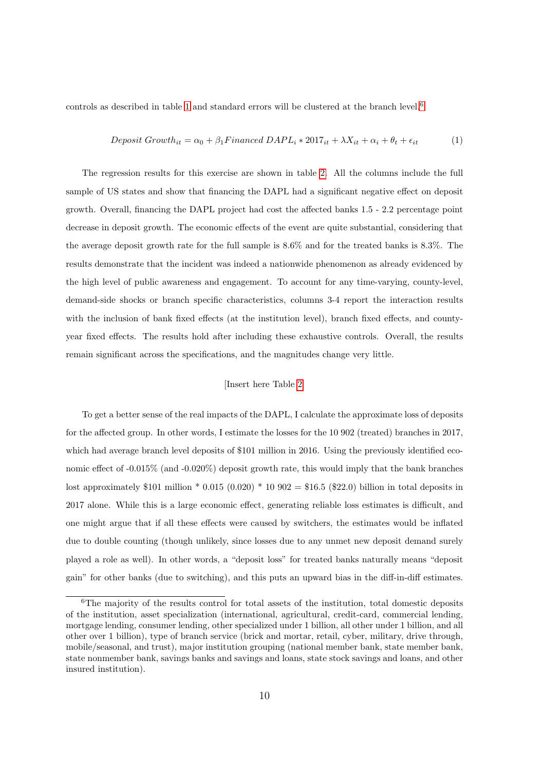controls as described in table 1 and standard errors will be clustered at the branch level.[6]

$$Deposit\ Growth_{it} = \alpha_0 + \beta_1 Financed\ DAPL_i * 2017_{it} + \lambda X_{it} + \alpha_i + \theta_t + \epsilon_{it} \tag{1}$$

The regression results for this exercise are shown in table 2. All the columns include the full sample of US states and show that financing the DAPL had a significant negative effect on deposit growth. Overall, financing the DAPL project had cost the affected banks 1.5 - 2.2 percentage point decrease in deposit growth. The economic effects of the event are quite substantial, considering that the average deposit growth rate for the full sample is 8.6% and for the treated banks is 8.3%. The results demonstrate that the incident was indeed a nationwide phenomenon as already evidenced by the high level of public awareness and engagement. To account for any time-varying, county-level, demand-side shocks or branch specific characteristics, columns 3-4 report the interaction results with the inclusion of bank fixed effects (at the institution level), branch fixed effects, and county-year fixed effects. The results hold after including these exhaustive controls. Overall, the results remain significant across the specifications, and the magnitudes change very little.

[Insert here Table 2]

To get a better sense of the real impacts of the DAPL, I calculate the approximate loss of deposits for the affected group. In other words, I estimate the losses for the 10 902 (treated) branches in 2017, which had average branch level deposits of \$101 million in 2016. Using the previously identified economic effect of -0.015% (and -0.020%) deposit growth rate, this would imply that the bank branches lost approximately \$101 million * 0.015 (0.020) * 10 902 = \$16.5 (\$22.0) billion in total deposits in 2017 alone. While this is a large economic effect, generating reliable loss estimates is difficult, and one might argue that if all these effects were caused by switchers, the estimates would be inflated due to double counting (though unlikely, since losses due to any unmet new deposit demand surely played a role as well). In other words, a "deposit loss" for treated banks naturally means "deposit gain" for other banks (due to switching), and this puts an upward bias in the diff-in-diff estimates.

[6] The majority of the results control for total assets of the institution, total domestic deposits of the institution, asset specialization (international, agricultural, credit-card, commercial lending, mortgage lending, consumer lending, other specialized under 1 billion, all other under 1 billion, and all other over 1 billion), type of branch service (brick and mortar, retail, cyber, military, drive through, mobile/seasonal, and trust), major institution grouping (national member bank, state member bank, state nonmember bank, savings banks and savings and loans, state stock savings and loans, and other insured institution).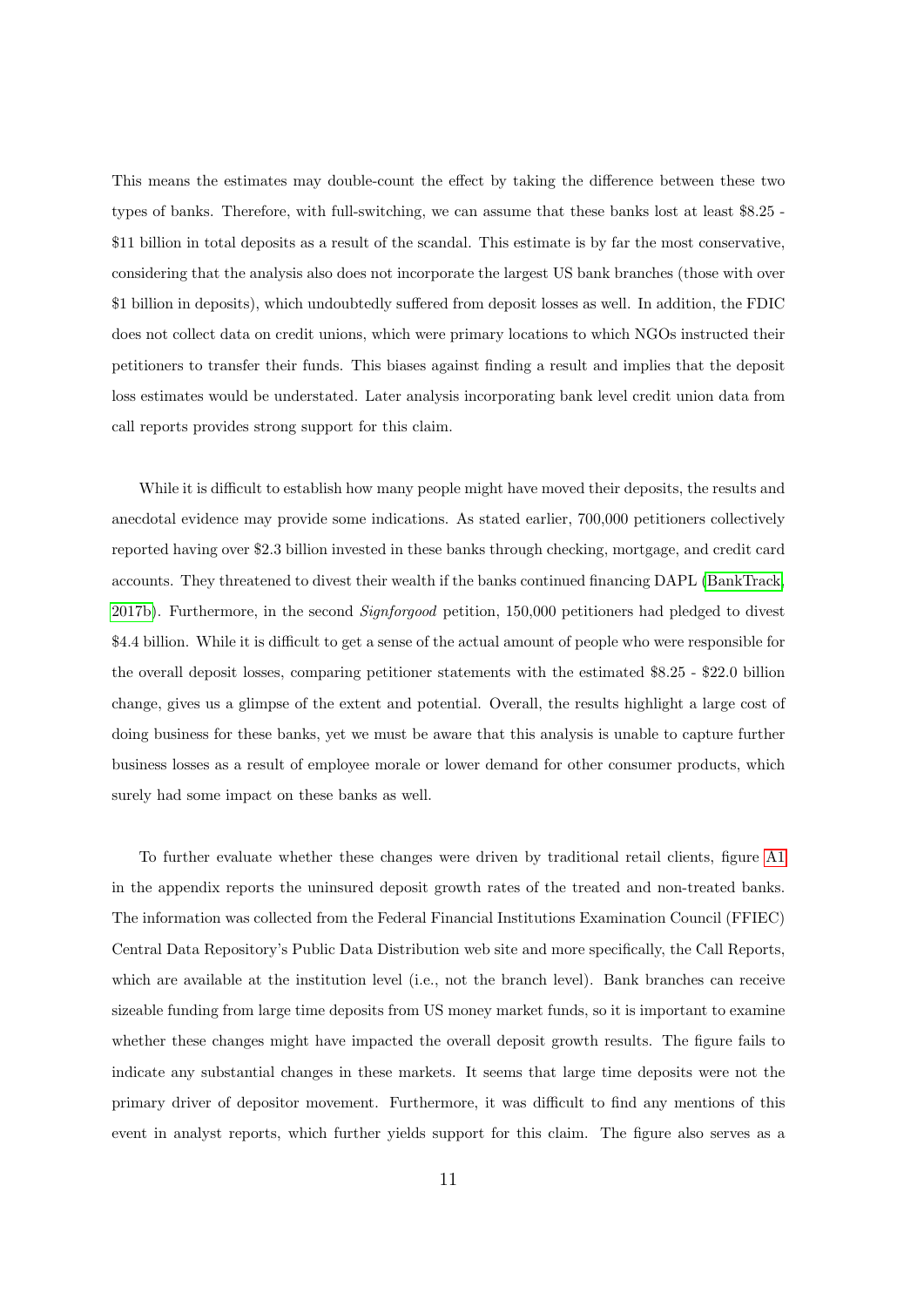This means the estimates may double-count the effect by taking the difference between these two types of banks. Therefore, with full-switching, we can assume that these banks lost at least $8.25 - $11 billion in total deposits as a result of the scandal. This estimate is by far the most conservative, considering that the analysis also does not incorporate the largest US bank branches (those with over $1 billion in deposits), which undoubtedly suffered from deposit losses as well. In addition, the FDIC does not collect data on credit unions, which were primary locations to which NGOs instructed their petitioners to transfer their funds. This biases against finding a result and implies that the deposit loss estimates would be understated. Later analysis incorporating bank level credit union data from call reports provides strong support for this claim.

While it is difficult to establish how many people might have moved their deposits, the results and anecdotal evidence may provide some indications. As stated earlier, 700,000 petitioners collectively reported having over $2.3 billion invested in these banks through checking, mortgage, and credit card accounts. They threatened to divest their wealth if the banks continued financing DAPL (BankTrack, 2017b). Furthermore, in the second *Signforgood* petition, 150,000 petitioners had pledged to divest $4.4 billion. While it is difficult to get a sense of the actual amount of people who were responsible for the overall deposit losses, comparing petitioner statements with the estimated $8.25 - $22.0 billion change, gives us a glimpse of the extent and potential. Overall, the results highlight a large cost of doing business for these banks, yet we must be aware that this analysis is unable to capture further business losses as a result of employee morale or lower demand for other consumer products, which surely had some impact on these banks as well.

To further evaluate whether these changes were driven by traditional retail clients, figure A1 in the appendix reports the uninsured deposit growth rates of the treated and non-treated banks. The information was collected from the Federal Financial Institutions Examination Council (FFIEC) Central Data Repository's Public Data Distribution web site and more specifically, the Call Reports, which are available at the institution level (i.e., not the branch level). Bank branches can receive sizeable funding from large time deposits from US money market funds, so it is important to examine whether these changes might have impacted the overall deposit growth results. The figure fails to indicate any substantial changes in these markets. It seems that large time deposits were not the primary driver of depositor movement. Furthermore, it was difficult to find any mentions of this event in analyst reports, which further yields support for this claim. The figure also serves as a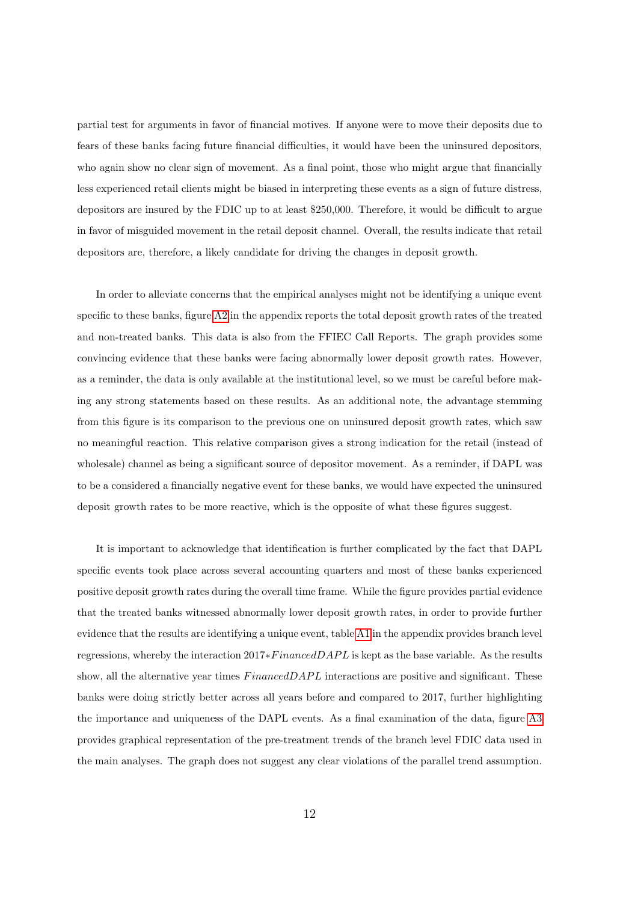partial test for arguments in favor of financial motives. If anyone were to move their deposits due to fears of these banks facing future financial difficulties, it would have been the uninsured depositors, who again show no clear sign of movement. As a final point, those who might argue that financially less experienced retail clients might be biased in interpreting these events as a sign of future distress, depositors are insured by the FDIC up to at least \$250,000. Therefore, it would be difficult to argue in favor of misguided movement in the retail deposit channel. Overall, the results indicate that retail depositors are, therefore, a likely candidate for driving the changes in deposit growth.

In order to alleviate concerns that the empirical analyses might not be identifying a unique event specific to these banks, figure A2 in the appendix reports the total deposit growth rates of the treated and non-treated banks. This data is also from the FFIEC Call Reports. The graph provides some convincing evidence that these banks were facing abnormally lower deposit growth rates. However, as a reminder, the data is only available at the institutional level, so we must be careful before making any strong statements based on these results. As an additional note, the advantage stemming from this figure is its comparison to the previous one on uninsured deposit growth rates, which saw no meaningful reaction. This relative comparison gives a strong indication for the retail (instead of wholesale) channel as being a significant source of depositor movement. As a reminder, if DAPL was to be a considered a financially negative event for these banks, we would have expected the uninsured deposit growth rates to be more reactive, which is the opposite of what these figures suggest.

It is important to acknowledge that identification is further complicated by the fact that DAPL specific events took place across several accounting quarters and most of these banks experienced positive deposit growth rates during the overall time frame. While the figure provides partial evidence that the treated banks witnessed abnormally lower deposit growth rates, in order to provide further evidence that the results are identifying a unique event, table A1 in the appendix provides branch level regressions, whereby the interaction $2017*FinancedDAPL$ is kept as the base variable. As the results show, all the alternative year times $FinancedDAPL$ interactions are positive and significant. These banks were doing strictly better across all years before and compared to 2017, further highlighting the importance and uniqueness of the DAPL events. As a final examination of the data, figure A3 provides graphical representation of the pre-treatment trends of the branch level FDIC data used in the main analyses. The graph does not suggest any clear violations of the parallel trend assumption.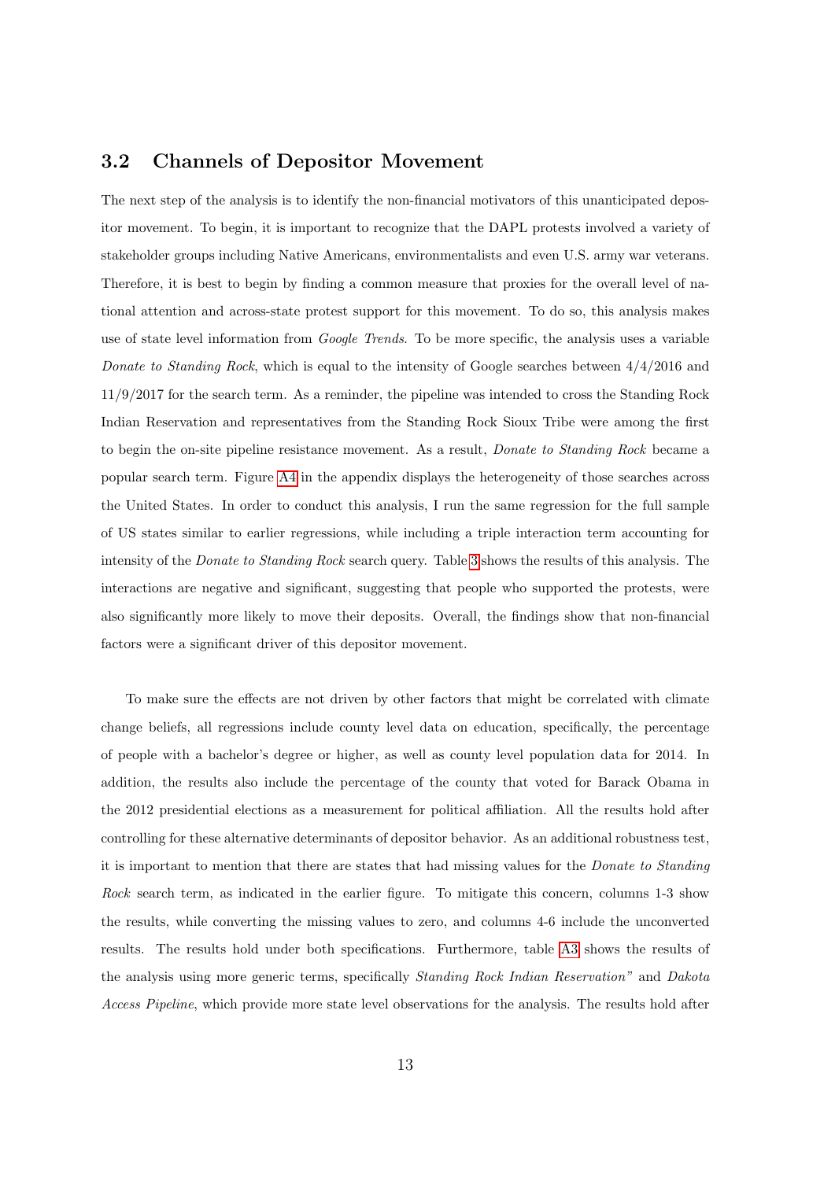### 3.2 Channels of Depositor Movement

The next step of the analysis is to identify the non-financial motivators of this unanticipated depositor movement. To begin, it is important to recognize that the DAPL protests involved a variety of stakeholder groups including Native Americans, environmentalists and even U.S. army war veterans. Therefore, it is best to begin by finding a common measure that proxies for the overall level of national attention and across-state protest support for this movement. To do so, this analysis makes use of state level information from *Google Trends*. To be more specific, the analysis uses a variable *Donate to Standing Rock*, which is equal to the intensity of Google searches between 4/4/2016 and 11/9/2017 for the search term. As a reminder, the pipeline was intended to cross the Standing Rock Indian Reservation and representatives from the Standing Rock Sioux Tribe were among the first to begin the on-site pipeline resistance movement. As a result, *Donate to Standing Rock* became a popular search term. Figure A4 in the appendix displays the heterogeneity of those searches across the United States. In order to conduct this analysis, I run the same regression for the full sample of US states similar to earlier regressions, while including a triple interaction term accounting for intensity of the *Donate to Standing Rock* search query. Table 3 shows the results of this analysis. The interactions are negative and significant, suggesting that people who supported the protests, were also significantly more likely to move their deposits. Overall, the findings show that non-financial factors were a significant driver of this depositor movement.

To make sure the effects are not driven by other factors that might be correlated with climate change beliefs, all regressions include county level data on education, specifically, the percentage of people with a bachelor's degree or higher, as well as county level population data for 2014. In addition, the results also include the percentage of the county that voted for Barack Obama in the 2012 presidential elections as a measurement for political affiliation. All the results hold after controlling for these alternative determinants of depositor behavior. As an additional robustness test, it is important to mention that there are states that had missing values for the *Donate to Standing Rock* search term, as indicated in the earlier figure. To mitigate this concern, columns 1-3 show the results, while converting the missing values to zero, and columns 4-6 include the unconverted results. The results hold under both specifications. Furthermore, table A3 shows the results of the analysis using more generic terms, specifically *Standing Rock Indian Reservation"* and *Dakota Access Pipeline*, which provide more state level observations for the analysis. The results hold after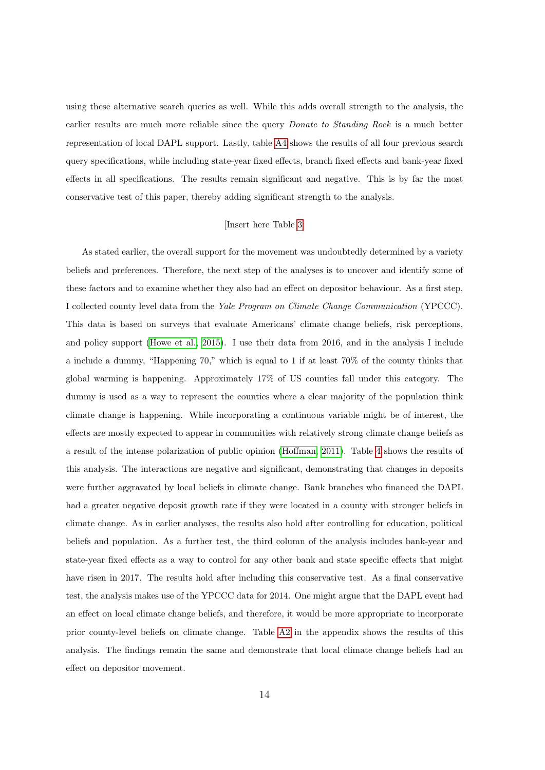using these alternative search queries as well. While this adds overall strength to the analysis, the earlier results are much more reliable since the query *Donate to Standing Rock* is a much better representation of local DAPL support. Lastly, table A4 shows the results of all four previous search query specifications, while including state-year fixed effects, branch fixed effects and bank-year fixed effects in all specifications. The results remain significant and negative. This is by far the most conservative test of this paper, thereby adding significant strength to the analysis.

[Insert here Table 3]

As stated earlier, the overall support for the movement was undoubtedly determined by a variety beliefs and preferences. Therefore, the next step of the analyses is to uncover and identify some of these factors and to examine whether they also had an effect on depositor behaviour. As a first step, I collected county level data from the *Yale Program on Climate Change Communication* (YPCCC). This data is based on surveys that evaluate Americans' climate change beliefs, risk perceptions, and policy support (Howe et al., 2015). I use their data from 2016, and in the analysis I include a include a dummy, "Happening 70," which is equal to 1 if at least 70% of the county thinks that global warming is happening. Approximately 17% of US counties fall under this category. The dummy is used as a way to represent the counties where a clear majority of the population think climate change is happening. While incorporating a continuous variable might be of interest, the effects are mostly expected to appear in communities with relatively strong climate change beliefs as a result of the intense polarization of public opinion (Hoffman, 2011). Table 4 shows the results of this analysis. The interactions are negative and significant, demonstrating that changes in deposits were further aggravated by local beliefs in climate change. Bank branches who financed the DAPL had a greater negative deposit growth rate if they were located in a county with stronger beliefs in climate change. As in earlier analyses, the results also hold after controlling for education, political beliefs and population. As a further test, the third column of the analysis includes bank-year and state-year fixed effects as a way to control for any other bank and state specific effects that might have risen in 2017. The results hold after including this conservative test. As a final conservative test, the analysis makes use of the YPCCC data for 2014. One might argue that the DAPL event had an effect on local climate change beliefs, and therefore, it would be more appropriate to incorporate prior county-level beliefs on climate change. Table A2 in the appendix shows the results of this analysis. The findings remain the same and demonstrate that local climate change beliefs had an effect on depositor movement.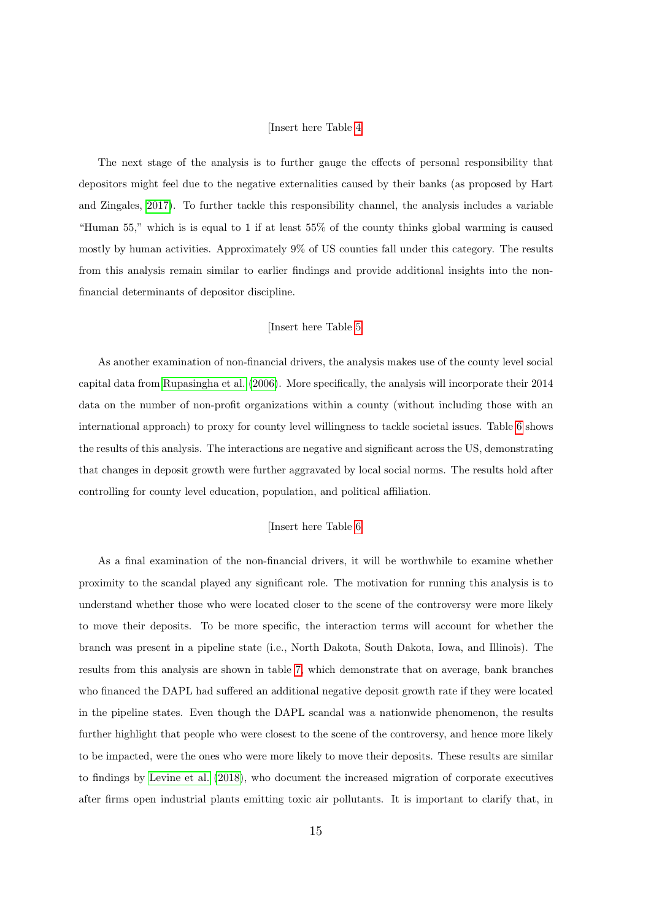[Insert here Table 4]

The next stage of the analysis is to further gauge the effects of personal responsibility that depositors might feel due to the negative externalities caused by their banks (as proposed by Hart and Zingales, 2017). To further tackle this responsibility channel, the analysis includes a variable "Human 55," which is is equal to 1 if at least 55% of the county thinks global warming is caused mostly by human activities. Approximately 9% of US counties fall under this category. The results from this analysis remain similar to earlier findings and provide additional insights into the non-financial determinants of depositor discipline.

[Insert here Table 5]

As another examination of non-financial drivers, the analysis makes use of the county level social capital data from Rupasingha et al. (2006). More specifically, the analysis will incorporate their 2014 data on the number of non-profit organizations within a county (without including those with an international approach) to proxy for county level willingness to tackle societal issues. Table 6 shows the results of this analysis. The interactions are negative and significant across the US, demonstrating that changes in deposit growth were further aggravated by local social norms. The results hold after controlling for county level education, population, and political affiliation.

[Insert here Table 6]

As a final examination of the non-financial drivers, it will be worthwhile to examine whether proximity to the scandal played any significant role. The motivation for running this analysis is to understand whether those who were located closer to the scene of the controversy were more likely to move their deposits. To be more specific, the interaction terms will account for whether the branch was present in a pipeline state (i.e., North Dakota, South Dakota, Iowa, and Illinois). The results from this analysis are shown in table 7, which demonstrate that on average, bank branches who financed the DAPL had suffered an additional negative deposit growth rate if they were located in the pipeline states. Even though the DAPL scandal was a nationwide phenomenon, the results further highlight that people who were closest to the scene of the controversy, and hence more likely to be impacted, were the ones who were more likely to move their deposits. These results are similar to findings by Levine et al. (2018), who document the increased migration of corporate executives after firms open industrial plants emitting toxic air pollutants. It is important to clarify that, in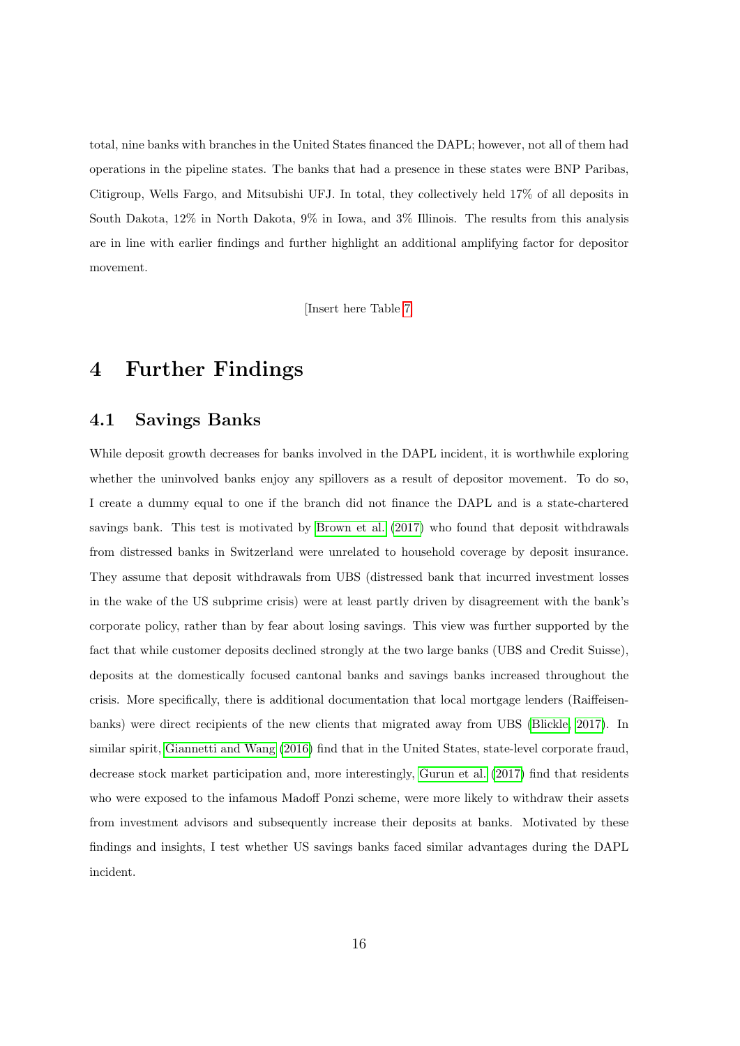total, nine banks with branches in the United States financed the DAPL; however, not all of them had operations in the pipeline states. The banks that had a presence in these states were BNP Paribas, Citigroup, Wells Fargo, and Mitsubishi UFJ. In total, they collectively held 17% of all deposits in South Dakota, 12% in North Dakota, 9% in Iowa, and 3% Illinois. The results from this analysis are in line with earlier findings and further highlight an additional amplifying factor for depositor movement.

[Insert here Table 7]

# 4 Further Findings

## 4.1 Savings Banks

While deposit growth decreases for banks involved in the DAPL incident, it is worthwhile exploring whether the uninvolved banks enjoy any spillovers as a result of depositor movement. To do so, I create a dummy equal to one if the branch did not finance the DAPL and is a state-chartered savings bank. This test is motivated by Brown et al. (2017) who found that deposit withdrawals from distressed banks in Switzerland were unrelated to household coverage by deposit insurance. They assume that deposit withdrawals from UBS (distressed bank that incurred investment losses in the wake of the US subprime crisis) were at least partly driven by disagreement with the bank's corporate policy, rather than by fear about losing savings. This view was further supported by the fact that while customer deposits declined strongly at the two large banks (UBS and Credit Suisse), deposits at the domestically focused cantonal banks and savings banks increased throughout the crisis. More specifically, there is additional documentation that local mortgage lenders (Raiffeisenbanks) were direct recipients of the new clients that migrated away from UBS (Blickle, 2017). In similar spirit, Giannetti and Wang (2016) find that in the United States, state-level corporate fraud, decrease stock market participation and, more interestingly, Gurun et al. (2017) find that residents who were exposed to the infamous Madoff Ponzi scheme, were more likely to withdraw their assets from investment advisors and subsequently increase their deposits at banks. Motivated by these findings and insights, I test whether US savings banks faced similar advantages during the DAPL incident.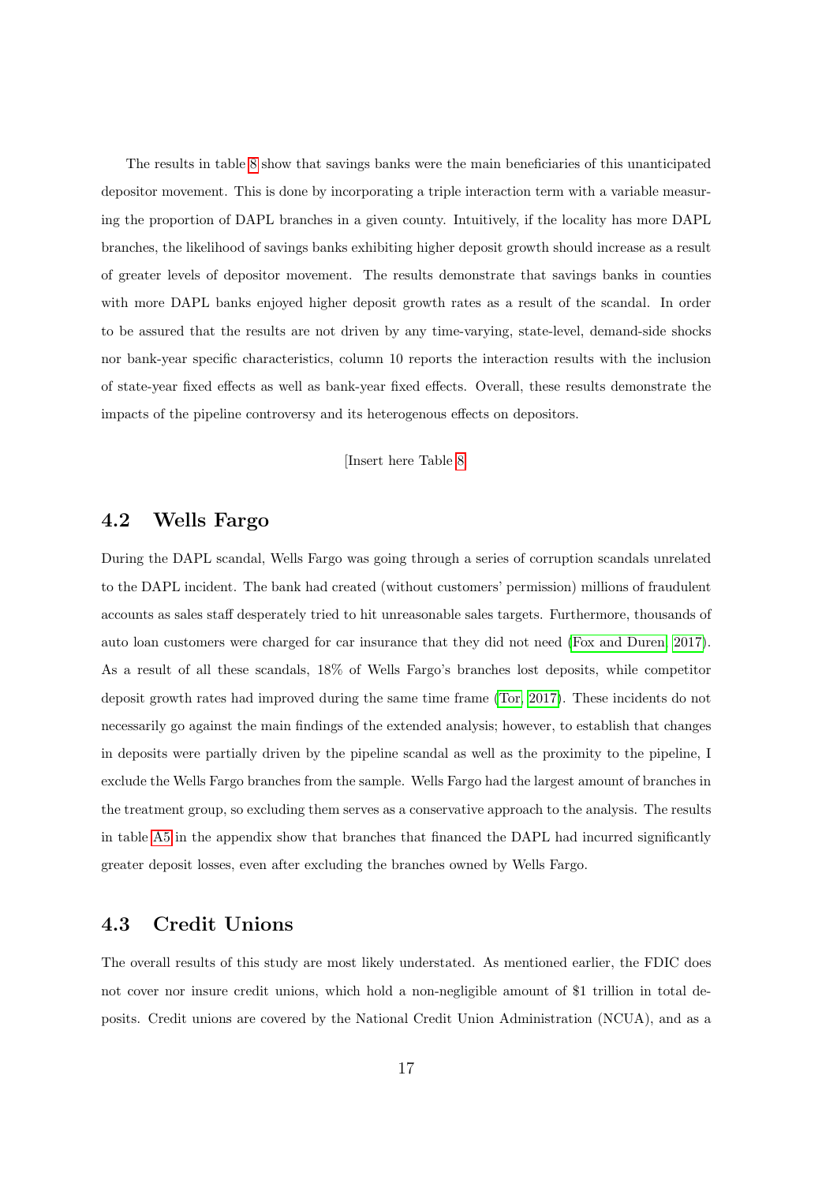The results in table 8 show that savings banks were the main beneficiaries of this unanticipated depositor movement. This is done by incorporating a triple interaction term with a variable measuring the proportion of DAPL branches in a given county. Intuitively, if the locality has more DAPL branches, the likelihood of savings banks exhibiting higher deposit growth should increase as a result of greater levels of depositor movement. The results demonstrate that savings banks in counties with more DAPL banks enjoyed higher deposit growth rates as a result of the scandal. In order to be assured that the results are not driven by any time-varying, state-level, demand-side shocks nor bank-year specific characteristics, column 10 reports the interaction results with the inclusion of state-year fixed effects as well as bank-year fixed effects. Overall, these results demonstrate the impacts of the pipeline controversy and its heterogenous effects on depositors.

[Insert here Table 8]

## 4.2 Wells Fargo

During the DAPL scandal, Wells Fargo was going through a series of corruption scandals unrelated to the DAPL incident. The bank had created (without customers' permission) millions of fraudulent accounts as sales staff desperately tried to hit unreasonable sales targets. Furthermore, thousands of auto loan customers were charged for car insurance that they did not need (Fox and Duren, 2017). As a result of all these scandals, 18% of Wells Fargo's branches lost deposits, while competitor deposit growth rates had improved during the same time frame (Tor, 2017). These incidents do not necessarily go against the main findings of the extended analysis; however, to establish that changes in deposits were partially driven by the pipeline scandal as well as the proximity to the pipeline, I exclude the Wells Fargo branches from the sample. Wells Fargo had the largest amount of branches in the treatment group, so excluding them serves as a conservative approach to the analysis. The results in table A5 in the appendix show that branches that financed the DAPL had incurred significantly greater deposit losses, even after excluding the branches owned by Wells Fargo.

## 4.3 Credit Unions

The overall results of this study are most likely understated. As mentioned earlier, the FDIC does not cover nor insure credit unions, which hold a non-negligible amount of $1 trillion in total deposits. Credit unions are covered by the National Credit Union Administration (NCUA), and as a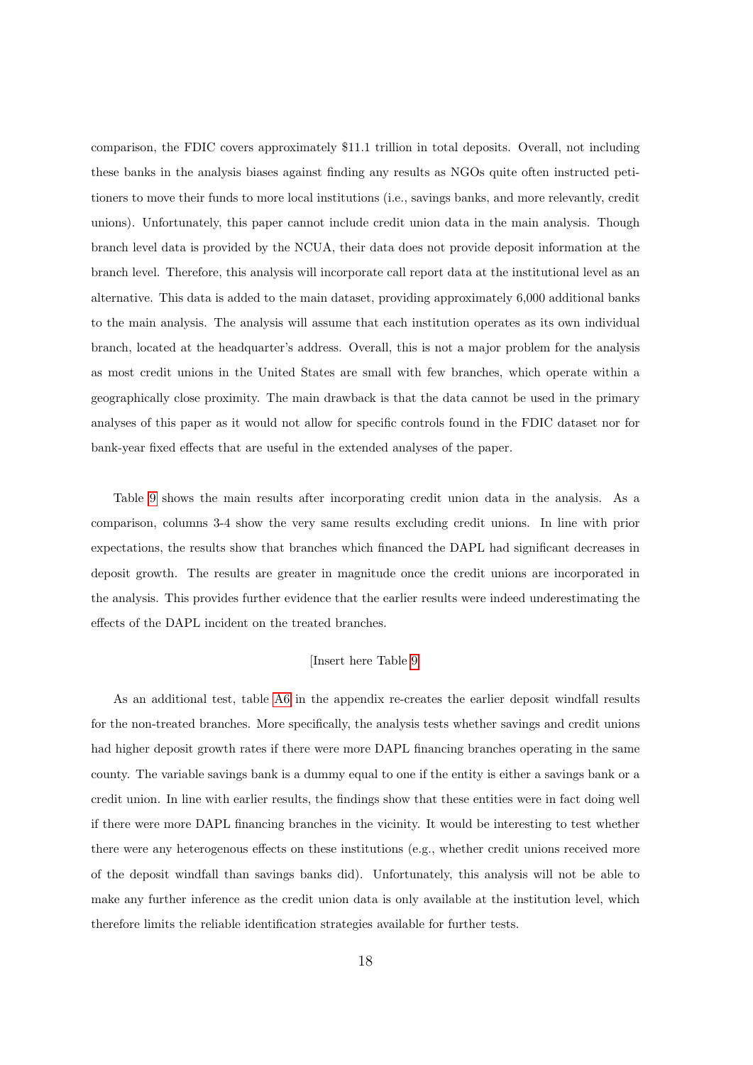comparison, the FDIC covers approximately $11.1 trillion in total deposits. Overall, not including these banks in the analysis biases against finding any results as NGOs quite often instructed petitioners to move their funds to more local institutions (i.e., savings banks, and more relevantly, credit unions). Unfortunately, this paper cannot include credit union data in the main analysis. Though branch level data is provided by the NCUA, their data does not provide deposit information at the branch level. Therefore, this analysis will incorporate call report data at the institutional level as an alternative. This data is added to the main dataset, providing approximately 6,000 additional banks to the main analysis. The analysis will assume that each institution operates as its own individual branch, located at the headquarter's address. Overall, this is not a major problem for the analysis as most credit unions in the United States are small with few branches, which operate within a geographically close proximity. The main drawback is that the data cannot be used in the primary analyses of this paper as it would not allow for specific controls found in the FDIC dataset nor for bank-year fixed effects that are useful in the extended analyses of the paper.

Table 9 shows the main results after incorporating credit union data in the analysis. As a comparison, columns 3-4 show the very same results excluding credit unions. In line with prior expectations, the results show that branches which financed the DAPL had significant decreases in deposit growth. The results are greater in magnitude once the credit unions are incorporated in the analysis. This provides further evidence that the earlier results were indeed underestimating the effects of the DAPL incident on the treated branches.

[Insert here Table 9]

As an additional test, table A6 in the appendix re-creates the earlier deposit windfall results for the non-treated branches. More specifically, the analysis tests whether savings and credit unions had higher deposit growth rates if there were more DAPL financing branches operating in the same county. The variable savings bank is a dummy equal to one if the entity is either a savings bank or a credit union. In line with earlier results, the findings show that these entities were in fact doing well if there were more DAPL financing branches in the vicinity. It would be interesting to test whether there were any heterogenous effects on these institutions (e.g., whether credit unions received more of the deposit windfall than savings banks did). Unfortunately, this analysis will not be able to make any further inference as the credit union data is only available at the institution level, which therefore limits the reliable identification strategies available for further tests.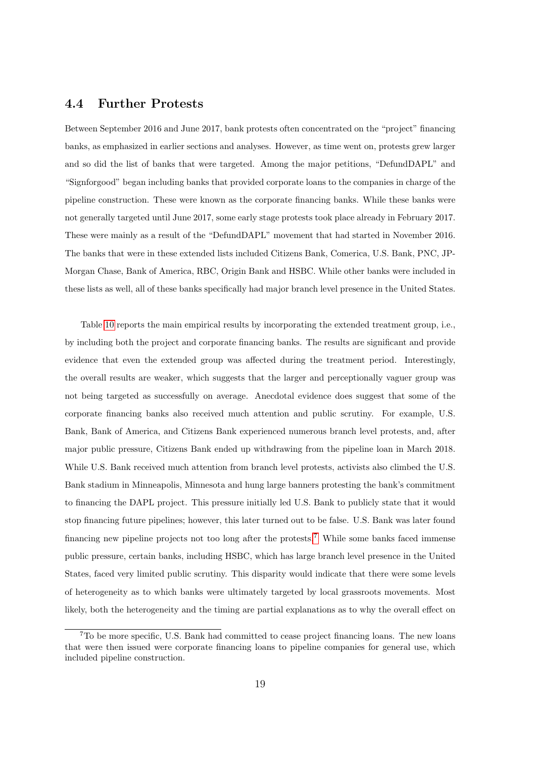### 4.4 Further Protests

Between September 2016 and June 2017, bank protests often concentrated on the "project" financing banks, as emphasized in earlier sections and analyses. However, as time went on, protests grew larger and so did the list of banks that were targeted. Among the major petitions, "DefundDAPL" and "Signforgood" began including banks that provided corporate loans to the companies in charge of the pipeline construction. These were known as the corporate financing banks. While these banks were not generally targeted until June 2017, some early stage protests took place already in February 2017. These were mainly as a result of the "DefundDAPL" movement that had started in November 2016. The banks that were in these extended lists included Citizens Bank, Comerica, U.S. Bank, PNC, JP-Morgan Chase, Bank of America, RBC, Origin Bank and HSBC. While other banks were included in these lists as well, all of these banks specifically had major branch level presence in the United States.

Table 10 reports the main empirical results by incorporating the extended treatment group, i.e., by including both the project and corporate financing banks. The results are significant and provide evidence that even the extended group was affected during the treatment period. Interestingly, the overall results are weaker, which suggests that the larger and perceptionally vaguer group was not being targeted as successfully on average. Anecdotal evidence does suggest that some of the corporate financing banks also received much attention and public scrutiny. For example, U.S. Bank, Bank of America, and Citizens Bank experienced numerous branch level protests, and, after major public pressure, Citizens Bank ended up withdrawing from the pipeline loan in March 2018. While U.S. Bank received much attention from branch level protests, activists also climbed the U.S. Bank stadium in Minneapolis, Minnesota and hung large banners protesting the bank's commitment to financing the DAPL project. This pressure initially led U.S. Bank to publicly state that it would stop financing future pipelines; however, this later turned out to be false. U.S. Bank was later found financing new pipeline projects not too long after the protests.[7] While some banks faced immense public pressure, certain banks, including HSBC, which has large branch level presence in the United States, faced very limited public scrutiny. This disparity would indicate that there were some levels of heterogeneity as to which banks were ultimately targeted by local grassroots movements. Most likely, both the heterogeneity and the timing are partial explanations as to why the overall effect on

[7] To be more specific, U.S. Bank had committed to cease project financing loans. The new loans that were then issued were corporate financing loans to pipeline companies for general use, which included pipeline construction.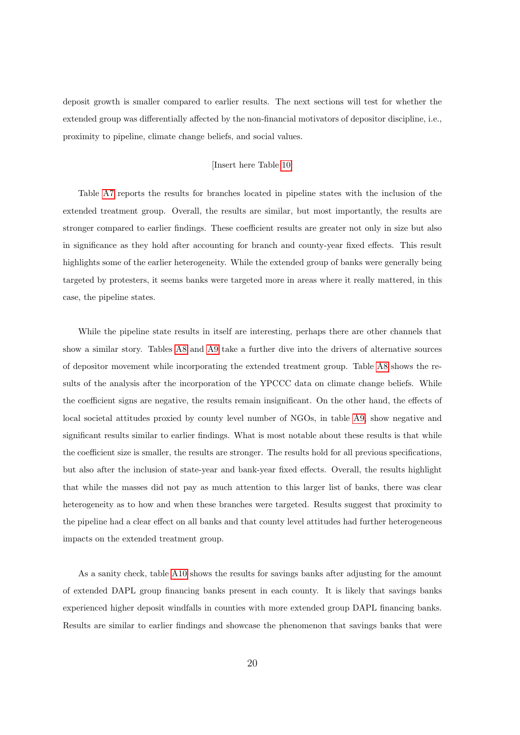deposit growth is smaller compared to earlier results. The next sections will test for whether the extended group was differentially affected by the non-financial motivators of depositor discipline, i.e., proximity to pipeline, climate change beliefs, and social values.

[Insert here Table 10]

Table A7 reports the results for branches located in pipeline states with the inclusion of the extended treatment group. Overall, the results are similar, but most importantly, the results are stronger compared to earlier findings. These coefficient results are greater not only in size but also in significance as they hold after accounting for branch and county-year fixed effects. This result highlights some of the earlier heterogeneity. While the extended group of banks were generally being targeted by protesters, it seems banks were targeted more in areas where it really mattered, in this case, the pipeline states.

While the pipeline state results in itself are interesting, perhaps there are other channels that show a similar story. Tables A8 and A9 take a further dive into the drivers of alternative sources of depositor movement while incorporating the extended treatment group. Table A8 shows the results of the analysis after the incorporation of the YPCCC data on climate change beliefs. While the coefficient signs are negative, the results remain insignificant. On the other hand, the effects of local societal attitudes proxied by county level number of NGOs, in table A9, show negative and significant results similar to earlier findings. What is most notable about these results is that while the coefficient size is smaller, the results are stronger. The results hold for all previous specifications, but also after the inclusion of state-year and bank-year fixed effects. Overall, the results highlight that while the masses did not pay as much attention to this larger list of banks, there was clear heterogeneity as to how and when these branches were targeted. Results suggest that proximity to the pipeline had a clear effect on all banks and that county level attitudes had further heterogeneous impacts on the extended treatment group.

As a sanity check, table A10 shows the results for savings banks after adjusting for the amount of extended DAPL group financing banks present in each county. It is likely that savings banks experienced higher deposit windfalls in counties with more extended group DAPL financing banks. Results are similar to earlier findings and showcase the phenomenon that savings banks that were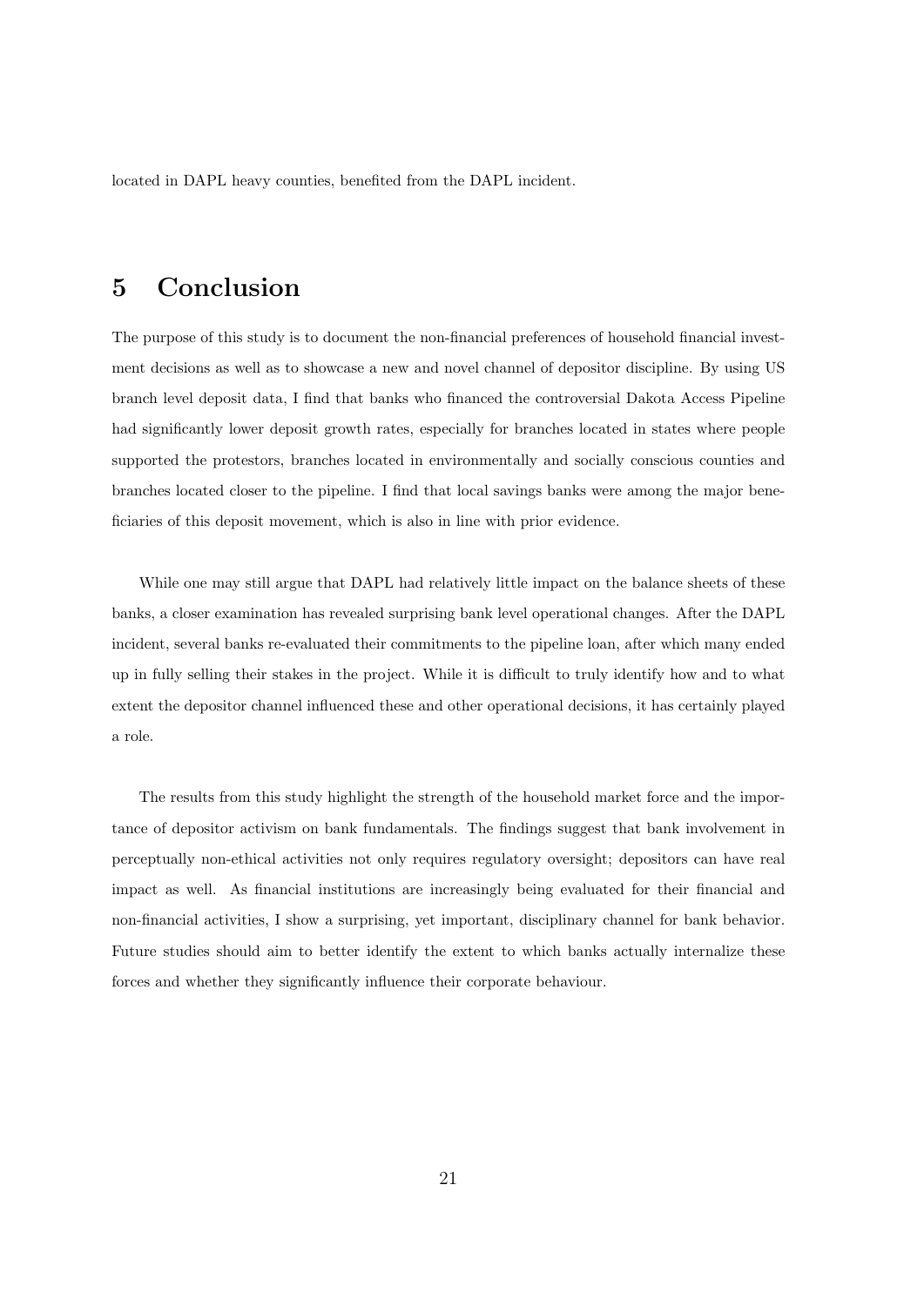located in DAPL heavy counties, benefited from the DAPL incident.

# 5 Conclusion

The purpose of this study is to document the non-financial preferences of household financial investment decisions as well as to showcase a new and novel channel of depositor discipline. By using US branch level deposit data, I find that banks who financed the controversial Dakota Access Pipeline had significantly lower deposit growth rates, especially for branches located in states where people supported the protestors, branches located in environmentally and socially conscious counties and branches located closer to the pipeline. I find that local savings banks were among the major beneficiaries of this deposit movement, which is also in line with prior evidence.

While one may still argue that DAPL had relatively little impact on the balance sheets of these banks, a closer examination has revealed surprising bank level operational changes. After the DAPL incident, several banks re-evaluated their commitments to the pipeline loan, after which many ended up in fully selling their stakes in the project. While it is difficult to truly identify how and to what extent the depositor channel influenced these and other operational decisions, it has certainly played a role.

The results from this study highlight the strength of the household market force and the importance of depositor activism on bank fundamentals. The findings suggest that bank involvement in perceptually non-ethical activities not only requires regulatory oversight; depositors can have real impact as well. As financial institutions are increasingly being evaluated for their financial and non-financial activities, I show a surprising, yet important, disciplinary channel for bank behavior. Future studies should aim to better identify the extent to which banks actually internalize these forces and whether they significantly influence their corporate behaviour.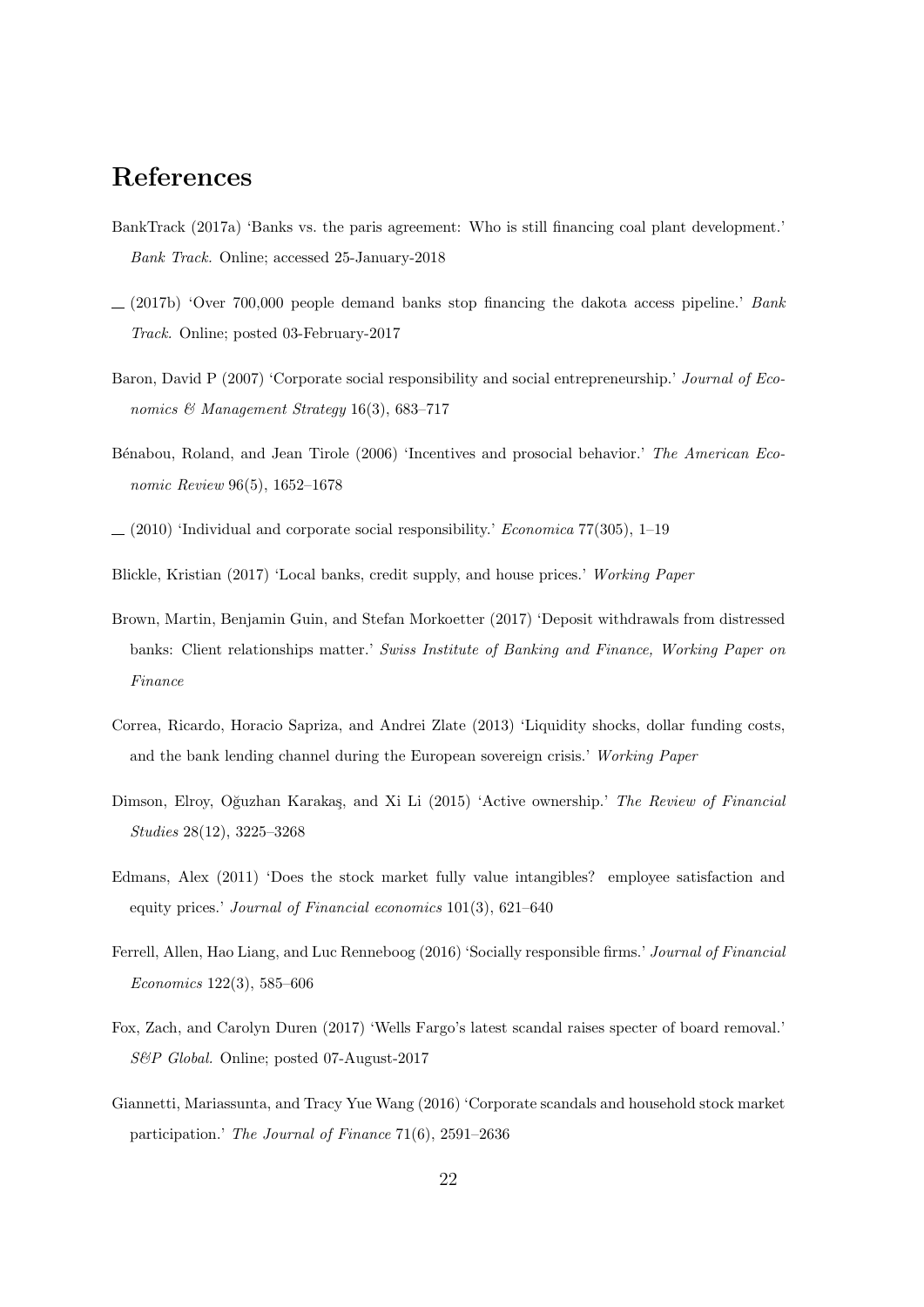# References

BankTrack (2017a) 'Banks vs. the paris agreement: Who is still financing coal plant development.' *Bank Track.* Online; accessed 25-January-2018

— (2017b) 'Over 700,000 people demand banks stop financing the dakota access pipeline.' *Bank Track.* Online; posted 03-February-2017

Baron, David P (2007) 'Corporate social responsibility and social entrepreneurship.' *Journal of Economics & Management Strategy* 16(3), 683–717

Bénabou, Roland, and Jean Tirole (2006) 'Incentives and prosocial behavior.' *The American Economic Review* 96(5), 1652–1678

— (2010) 'Individual and corporate social responsibility.' *Economica* 77(305), 1–19

Blickle, Kristian (2017) 'Local banks, credit supply, and house prices.' *Working Paper*

Brown, Martin, Benjamin Guin, and Stefan Morkoetter (2017) 'Deposit withdrawals from distressed banks: Client relationships matter.' *Swiss Institute of Banking and Finance, Working Paper on Finance*

Correa, Ricardo, Horacio Sapriza, and Andrei Zlate (2013) 'Liquidity shocks, dollar funding costs, and the bank lending channel during the European sovereign crisis.' *Working Paper*

Dimson, Elroy, Oğuzhan Karakaş, and Xi Li (2015) 'Active ownership.' *The Review of Financial Studies* 28(12), 3225–3268

Edmans, Alex (2011) 'Does the stock market fully value intangibles? employee satisfaction and equity prices.' *Journal of Financial economics* 101(3), 621–640

Ferrell, Allen, Hao Liang, and Luc Renneboog (2016) 'Socially responsible firms.' *Journal of Financial Economics* 122(3), 585–606

Fox, Zach, and Carolyn Duren (2017) 'Wells Fargo's latest scandal raises specter of board removal.' *S&P Global.* Online; posted 07-August-2017

Giannetti, Mariassunta, and Tracy Yue Wang (2016) 'Corporate scandals and household stock market participation.' *The Journal of Finance* 71(6), 2591–2636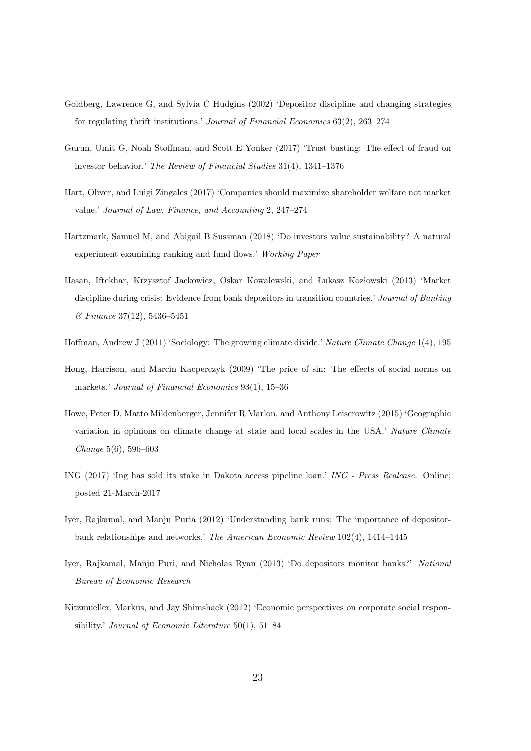Goldberg, Lawrence G, and Sylvia C Hudgins (2002) 'Depositor discipline and changing strategies for regulating thrift institutions.' *Journal of Financial Economics* 63(2), 263–274

Gurun, Umit G, Noah Stoffman, and Scott E Yonker (2017) 'Trust busting: The effect of fraud on investor behavior.' *The Review of Financial Studies* 31(4), 1341–1376

Hart, Oliver, and Luigi Zingales (2017) 'Companies should maximize shareholder welfare not market value.' *Journal of Law, Finance, and Accounting* 2, 247–274

Hartzmark, Samuel M, and Abigail B Sussman (2018) 'Do investors value sustainability? A natural experiment examining ranking and fund flows.' *Working Paper*

Hasan, Iftekhar, Krzysztof Jackowicz, Oskar Kowalewski, and Łukasz Kozłowski (2013) 'Market discipline during crisis: Evidence from bank depositors in transition countries.' *Journal of Banking & Finance* 37(12), 5436–5451

Hoffman, Andrew J (2011) 'Sociology: The growing climate divide.' *Nature Climate Change* 1(4), 195

Hong, Harrison, and Marcin Kacperczyk (2009) 'The price of sin: The effects of social norms on markets.' *Journal of Financial Economics* 93(1), 15–36

Howe, Peter D, Matto Mildenberger, Jennifer R Marlon, and Anthony Leiserowitz (2015) 'Geographic variation in opinions on climate change at state and local scales in the USA.' *Nature Climate Change* 5(6), 596–603

ING (2017) 'Ing has sold its stake in Dakota access pipeline loan.' *ING - Press Realease.* Online; posted 21-March-2017

Iyer, Rajkamal, and Manju Puria (2012) 'Understanding bank runs: The importance of depositor-bank relationships and networks.' *The American Economic Review* 102(4), 1414–1445

Iyer, Rajkamal, Manju Puri, and Nicholas Ryan (2013) 'Do depositors monitor banks?' *National Bureau of Economic Research*

Kitzmueller, Markus, and Jay Shimshack (2012) 'Economic perspectives on corporate social responsibility.' *Journal of Economic Literature* 50(1), 51–84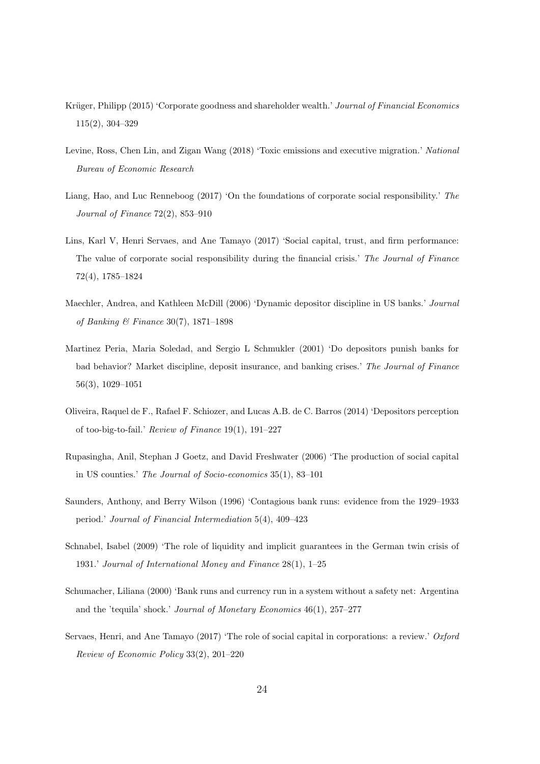Krüger, Philipp (2015) 'Corporate goodness and shareholder wealth.' *Journal of Financial Economics* 115(2), 304–329

Levine, Ross, Chen Lin, and Zigan Wang (2018) 'Toxic emissions and executive migration.' *National Bureau of Economic Research*

Liang, Hao, and Luc Renneboog (2017) 'On the foundations of corporate social responsibility.' *The Journal of Finance* 72(2), 853–910

Lins, Karl V, Henri Servaes, and Ane Tamayo (2017) 'Social capital, trust, and firm performance: The value of corporate social responsibility during the financial crisis.' *The Journal of Finance* 72(4), 1785–1824

Maechler, Andrea, and Kathleen McDill (2006) 'Dynamic depositor discipline in US banks.' *Journal of Banking & Finance* 30(7), 1871–1898

Martinez Peria, Maria Soledad, and Sergio L Schmukler (2001) 'Do depositors punish banks for bad behavior? Market discipline, deposit insurance, and banking crises.' *The Journal of Finance* 56(3), 1029–1051

Oliveira, Raquel de F., Rafael F. Schiozer, and Lucas A.B. de C. Barros (2014) 'Depositors perception of too-big-to-fail.' *Review of Finance* 19(1), 191–227

Rupasingha, Anil, Stephan J Goetz, and David Freshwater (2006) 'The production of social capital in US counties.' *The Journal of Socio-economics* 35(1), 83–101

Saunders, Anthony, and Berry Wilson (1996) 'Contagious bank runs: evidence from the 1929–1933 period.' *Journal of Financial Intermediation* 5(4), 409–423

Schnabel, Isabel (2009) 'The role of liquidity and implicit guarantees in the German twin crisis of 1931.' *Journal of International Money and Finance* 28(1), 1–25

Schumacher, Liliana (2000) 'Bank runs and currency run in a system without a safety net: Argentina and the 'tequila' shock.' *Journal of Monetary Economics* 46(1), 257–277

Servaes, Henri, and Ane Tamayo (2017) 'The role of social capital in corporations: a review.' *Oxford Review of Economic Policy* 33(2), 201–220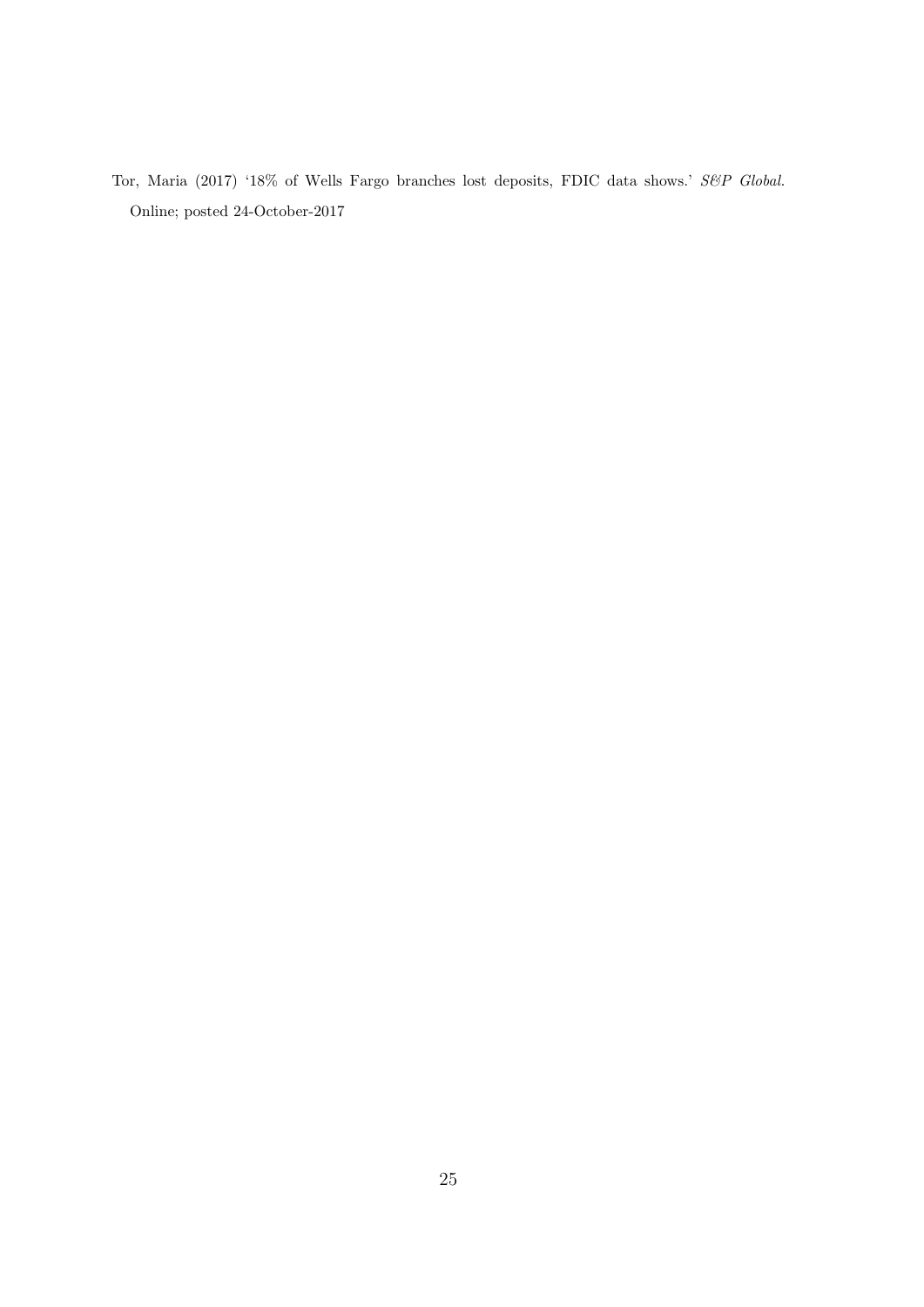Tor, Maria (2017) '18% of Wells Fargo branches lost deposits, FDIC data shows.' *S&P Global.* Online; posted 24-October-2017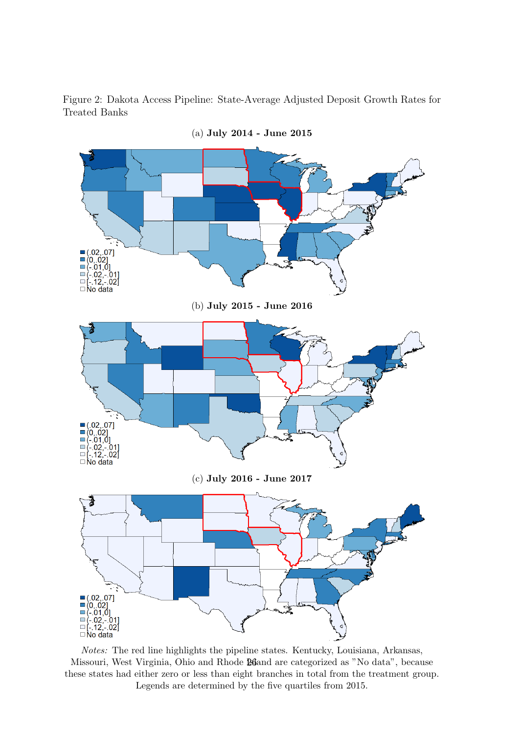Figure 2: Dakota Access Pipeline: State-Average Adjusted Deposit Growth Rates for Treated Banks

(a) **July 2014 - June 2015**

(.02,.07]
(0,.02]
(-.01,0]
(-.02,-.01]
[-.12,-.02]
No data

(b) **July 2015 - June 2016**

(.02,.07]
(0,.02]
(-.01,0]
(-.02,-.01]
[-.12,-.02]
No data

(c) **July 2016 - June 2017**

(.02,.07]
(0,.02]
(-.01,0]
(-.02,-.01]
[-.12,-.02]
No data

*Notes:* The red line highlights the pipeline states. Kentucky, Louisiana, Arkansas, Missouri, West Virginia, Ohio and Rhode Island are categorized as "No data", because these states had either zero or less than eight branches in total from the treatment group. Legends are determined by the five quartiles from 2015.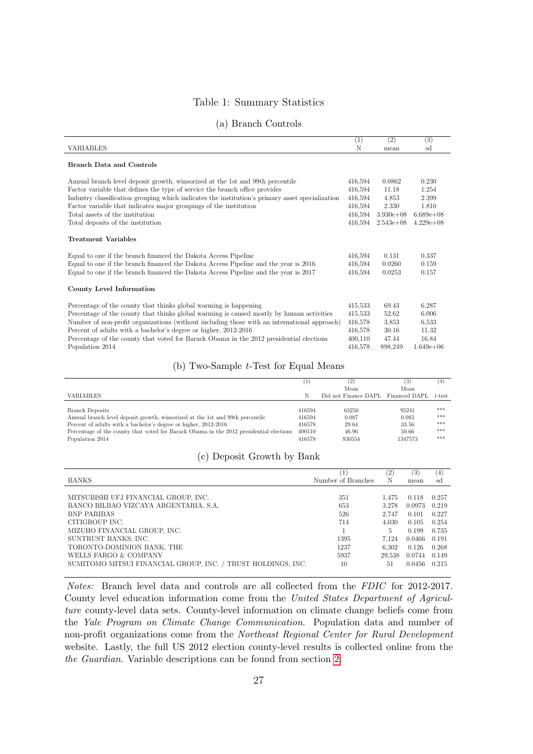Table 1: Summary Statistics

(a) Branch Controls

| VARIABLES | (1) N | (2) mean | (3) sd |
|---|---|---|---|
| **Branch Data and Controls** | | | |
| Annual branch level deposit growth, winsorized at the 1st and 99th percentile | 416,594 | 0.0862 | 0.230 |
| Factor variable that defines the type of service the branch office provides | 416,594 | 11.18 | 1.254 |
| Industry classification grouping which indicates the institution's primary asset specialization | 416,594 | 4.853 | 2.399 |
| Factor variable that indicates major groupings of the institution | 416,594 | 2.330 | 1.810 |
| Total assets of the institution | 416,594 | 3.930e+08 | 6.689e+08 |
| Total deposits of the institution | 416,594 | 2.543e+08 | 4.229e+08 |
| **Treatment Variables** | | | |
| Equal to one if the branch financed the Dakota Access Pipeline | 416,594 | 0.131 | 0.337 |
| Equal to one if the branch financed the Dakota Access Pipeline and the year is 2016 | 416,594 | 0.0260 | 0.159 |
| Equal to one if the branch financed the Dakota Access Pipeline and the year is 2017 | 416,594 | 0.0253 | 0.157 |
| **County Level Information** | | | |
| Percentage of the county that thinks global warming is happening | 415,533 | 69.43 | 6.287 |
| Percentage of the county that thinks global warming is caused mostly by human activities | 415,533 | 52.62 | 6.006 |
| Number of non-profit organizations (without including those with an international approach) | 416,578 | 3,853 | 6,533 |
| Percent of adults with a bachelor's degree or higher, 2012-2016 | 416,578 | 30.16 | 11.32 |
| Percentage of the county that voted for Barack Obama in the 2012 presidential elections | 400,110 | 47.44 | 16.84 |
| Population 2014 | 416,578 | 898,249 | 1.649e+06 |

(b) Two-Sample $t$-Test for Equal Means

| VARIABLES | (1) N | (2) Mean Did not Finance DAPL | (3) Mean Financed DAPL | (4) $t$-test |
|---|---|---|---|---|
| Branch Deposits | 416594 | 63250 | 95241 | *** |
| Annual branch level deposit growth, winsorized at the 1st and 99th percentile | 416594 | 0.087 | 0.083 | *** |
| Percent of adults with a bachelor's degree or higher, 2012-2016 | 416578 | 29.64 | 33.56 | *** |
| Percentage of the county that voted for Barack Obama in the 2012 presidential elections | 400110 | 46.96 | 50.66 | *** |
| Population 2014 | 416578 | 830554 | 1347573 | *** |

(c) Deposit Growth by Bank

| BANKS | (1) Number of Branches | (2) N | (3) mean | (4) sd |
|---|---|---|---|---|
| MITSUBISHI UFJ FINANCIAL GROUP, INC. | 351 | 1,475 | 0.118 | 0.257 |
| BANCO BILBAO VIZCAYA ARGENTARIA, S.A. | 653 | 3,278 | 0.0973 | 0.219 |
| BNP PARIBAS | 526 | 2,747 | 0.101 | 0.227 |
| CITIGROUP INC. | 714 | 4,030 | 0.105 | 0.254 |
| MIZUHO FINANCIAL GROUP, INC. | 1 | 5 | 0.199 | 0.735 |
| SUNTRUST BANKS, INC. | 1395 | 7,124 | 0.0466 | 0.191 |
| TORONTO-DOMINION BANK, THE | 1237 | 6,302 | 0.126 | 0.268 |
| WELLS FARGO & COMPANY | 5937 | 29,538 | 0.0744 | 0.149 |
| SUMITOMO MITSUI FINANCIAL GROUP, INC. / TRUST HOLDINGS, INC. | 10 | 51 | 0.0456 | 0.215 |

*Notes:* Branch level data and controls are all collected from the *FDIC* for 2012-2017. County level education information come from the *United States Department of Agriculture* county-level data sets. County-level information on climate change beliefs come from the *Yale Program on Climate Change Communication*. Population data and number of non-profit organizations come from the *Northeast Regional Center for Rural Development* website. Lastly, the full US 2012 election county-level results is collected online from the *the Guardian*. Variable descriptions can be found from section 2.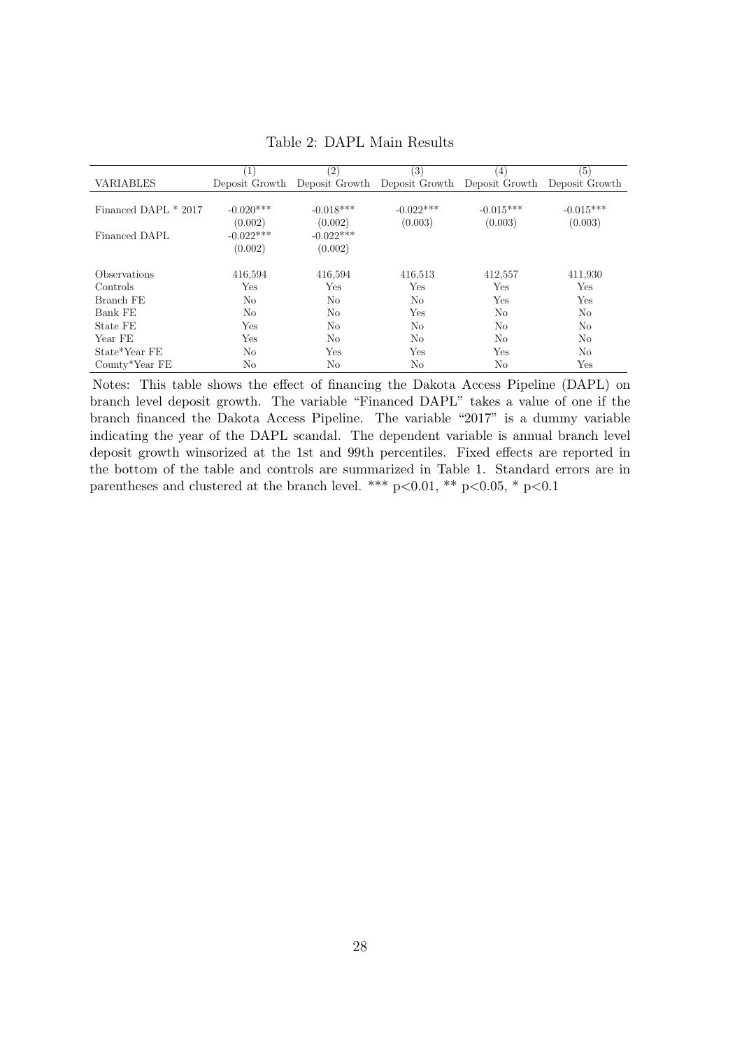Table 2: DAPL Main Results

| VARIABLES | (1) Deposit Growth | (2) Deposit Growth | (3) Deposit Growth | (4) Deposit Growth | (5) Deposit Growth |
|---|---|---|---|---|---|
| Financed DAPL * 2017 | -0.020*** | -0.018*** | -0.022*** | -0.015*** | -0.015*** |
| | (0.002) | (0.002) | (0.003) | (0.003) | (0.003) |
| Financed DAPL | -0.022*** | -0.022*** | | | |
| | (0.002) | (0.002) | | | |
| Observations | 416,594 | 416,594 | 416,513 | 412,557 | 411,930 |
| Controls | Yes | Yes | Yes | Yes | Yes |
| Branch FE | No | No | No | Yes | Yes |
| Bank FE | No | No | Yes | No | No |
| State FE | Yes | No | No | No | No |
| Year FE | Yes | No | No | No | No |
| State*Year FE | No | Yes | Yes | Yes | No |
| County*Year FE | No | No | No | No | Yes |

Notes: This table shows the effect of financing the Dakota Access Pipeline (DAPL) on branch level deposit growth. The variable "Financed DAPL" takes a value of one if the branch financed the Dakota Access Pipeline. The variable "2017" is a dummy variable indicating the year of the DAPL scandal. The dependent variable is annual branch level deposit growth winsorized at the 1st and 99th percentiles. Fixed effects are reported in the bottom of the table and controls are summarized in Table 1. Standard errors are in parentheses and clustered at the branch level. *** $p<0.01$, ** $p<0.05$, * $p<0.1$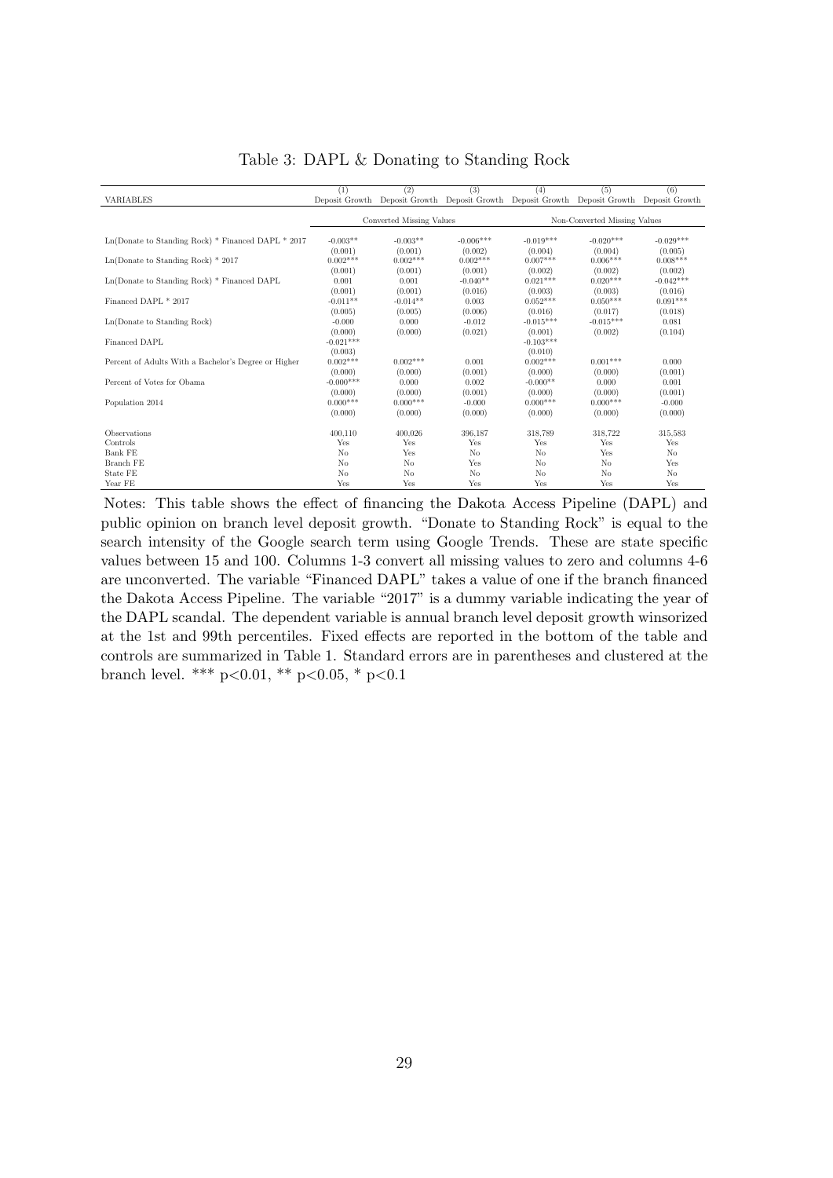Table 3: DAPL & Donating to Standing Rock

| VARIABLES | (1) Deposit Growth | (2) Deposit Growth | (3) Deposit Growth | (4) Deposit Growth | (5) Deposit Growth | (6) Deposit Growth |
|---|---|---|---|---|---|---|
| | Converted Missing Values | | | Non-Converted Missing Values | | |
| Ln(Donate to Standing Rock) * Financed DAPL * 2017 | -0.003** | -0.003** | -0.006*** | -0.019*** | -0.020*** | -0.029*** |
| | (0.001) | (0.001) | (0.002) | (0.004) | (0.004) | (0.005) |
| Ln(Donate to Standing Rock) * 2017 | 0.002*** | 0.002*** | 0.002*** | 0.007*** | 0.006*** | 0.008*** |
| | (0.001) | (0.001) | (0.001) | (0.002) | (0.002) | (0.002) |
| Ln(Donate to Standing Rock) * Financed DAPL | 0.001 | 0.001 | -0.040** | 0.021*** | 0.020*** | -0.042*** |
| | (0.001) | (0.001) | (0.016) | (0.003) | (0.003) | (0.016) |
| Financed DAPL * 2017 | -0.011** | -0.014** | 0.003 | 0.052*** | 0.050*** | 0.091*** |
| | (0.005) | (0.005) | (0.006) | (0.016) | (0.017) | (0.018) |
| Ln(Donate to Standing Rock) | -0.000 | 0.000 | -0.012 | -0.015*** | -0.015*** | 0.081 |
| | (0.000) | (0.000) | (0.021) | (0.001) | (0.002) | (0.104) |
| Financed DAPL | -0.021*** | | | -0.103*** | | |
| | (0.003) | | | (0.010) | | |
| Percent of Adults With a Bachelor's Degree or Higher | 0.002*** | 0.002*** | 0.001 | 0.002*** | 0.001*** | 0.000 |
| | (0.000) | (0.000) | (0.001) | (0.000) | (0.000) | (0.001) |
| Percent of Votes for Obama | -0.000*** | 0.000 | 0.002 | -0.000** | 0.000 | 0.001 |
| | (0.000) | (0.000) | (0.001) | (0.000) | (0.000) | (0.001) |
| Population 2014 | 0.000*** | 0.000*** | -0.000 | 0.000*** | 0.000*** | -0.000 |
| | (0.000) | (0.000) | (0.000) | (0.000) | (0.000) | (0.000) |
| Observations | 400,110 | 400,026 | 396,187 | 318,789 | 318,722 | 315,583 |
| Controls | Yes | Yes | Yes | Yes | Yes | Yes |
| Bank FE | No | Yes | No | No | Yes | No |
| Branch FE | No | No | Yes | No | No | Yes |
| State FE | No | No | No | No | No | No |
| Year FE | Yes | Yes | Yes | Yes | Yes | Yes |

Notes: This table shows the effect of financing the Dakota Access Pipeline (DAPL) and public opinion on branch level deposit growth. "Donate to Standing Rock" is equal to the search intensity of the Google search term using Google Trends. These are state specific values between 15 and 100. Columns 1-3 convert all missing values to zero and columns 4-6 are unconverted. The variable "Financed DAPL" takes a value of one if the branch financed the Dakota Access Pipeline. The variable "2017" is a dummy variable indicating the year of the DAPL scandal. The dependent variable is annual branch level deposit growth winsorized at the 1st and 99th percentiles. Fixed effects are reported in the bottom of the table and controls are summarized in Table 1. Standard errors are in parentheses and clustered at the branch level. *** $p<0.01$, ** $p<0.05$, * $p<0.1$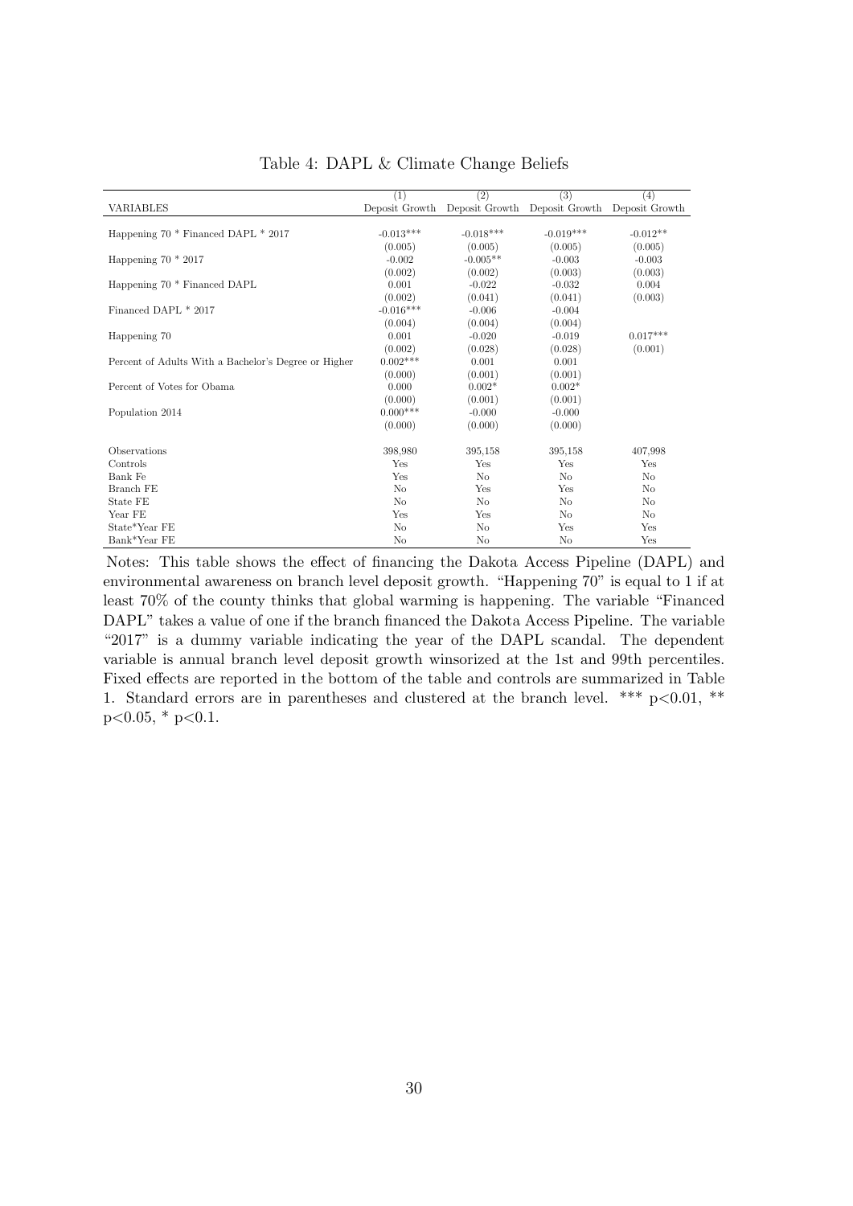Table 4: DAPL & Climate Change Beliefs

| | (1) | (2) | (3) | (4) |
|---|---|---|---|---|
| VARIABLES | Deposit Growth | Deposit Growth | Deposit Growth | Deposit Growth |
| Happening 70 * Financed DAPL * 2017 | -0.013*** | -0.018*** | -0.019*** | -0.012** |
| | (0.005) | (0.005) | (0.005) | (0.005) |
| Happening 70 * 2017 | -0.002 | -0.005** | -0.003 | -0.003 |
| | (0.002) | (0.002) | (0.003) | (0.003) |
| Happening 70 * Financed DAPL | 0.001 | -0.022 | -0.032 | 0.004 |
| | (0.002) | (0.041) | (0.041) | (0.003) |
| Financed DAPL * 2017 | -0.016*** | -0.006 | -0.004 | |
| | (0.004) | (0.004) | (0.004) | |
| Happening 70 | 0.001 | -0.020 | -0.019 | 0.017*** |
| | (0.002) | (0.028) | (0.028) | (0.001) |
| Percent of Adults With a Bachelor's Degree or Higher | 0.002*** | 0.001 | 0.001 | |
| | (0.000) | (0.001) | (0.001) | |
| Percent of Votes for Obama | 0.000 | 0.002* | 0.002* | |
| | (0.000) | (0.001) | (0.001) | |
| Population 2014 | 0.000*** | -0.000 | -0.000 | |
| | (0.000) | (0.000) | (0.000) | |
| Observations | 398,980 | 395,158 | 395,158 | 407,998 |
| Controls | Yes | Yes | Yes | Yes |
| Bank Fe | Yes | No | No | No |
| Branch FE | No | Yes | Yes | No |
| State FE | No | No | No | No |
| Year FE | Yes | Yes | No | No |
| State*Year FE | No | No | Yes | Yes |
| Bank*Year FE | No | No | No | Yes |

Notes: This table shows the effect of financing the Dakota Access Pipeline (DAPL) and environmental awareness on branch level deposit growth. "Happening 70" is equal to 1 if at least 70% of the county thinks that global warming is happening. The variable "Financed DAPL" takes a value of one if the branch financed the Dakota Access Pipeline. The variable "2017" is a dummy variable indicating the year of the DAPL scandal. The dependent variable is annual branch level deposit growth winsorized at the 1st and 99th percentiles. Fixed effects are reported in the bottom of the table and controls are summarized in Table 1. Standard errors are in parentheses and clustered at the branch level. *** $p<0.01$, ** $p<0.05$, * $p<0.1$.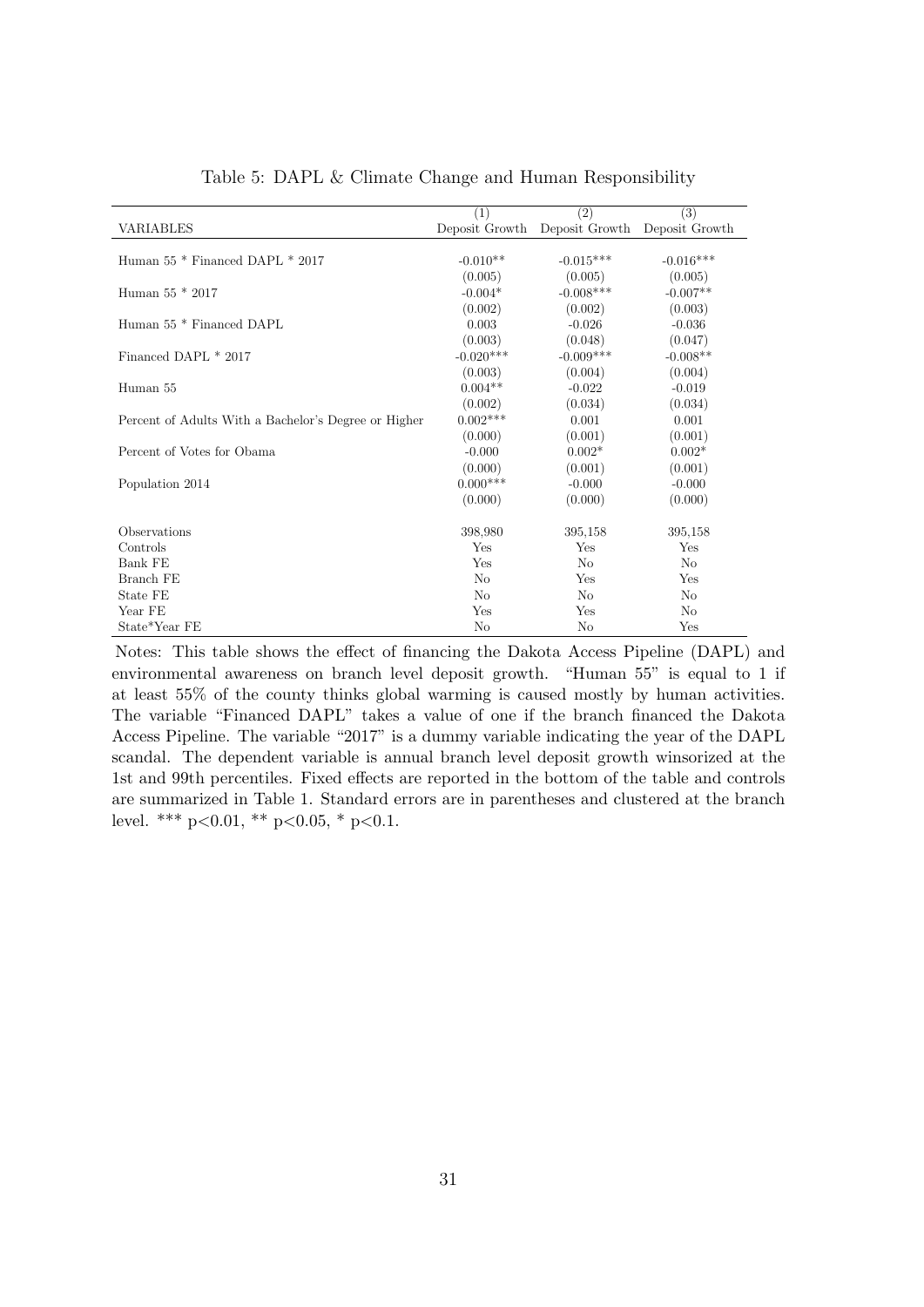Table 5: DAPL & Climate Change and Human Responsibility

| VARIABLES | (1)<br>Deposit Growth | (2)<br>Deposit Growth | (3)<br>Deposit Growth |
|---|---|---|---|
| Human 55 * Financed DAPL * 2017 | -0.010** | -0.015*** | -0.016*** |
| | (0.005) | (0.005) | (0.005) |
| Human 55 * 2017 | -0.004* | -0.008*** | -0.007** |
| | (0.002) | (0.002) | (0.003) |
| Human 55 * Financed DAPL | 0.003 | -0.026 | -0.036 |
| | (0.003) | (0.048) | (0.047) |
| Financed DAPL * 2017 | -0.020*** | -0.009*** | -0.008** |
| | (0.003) | (0.004) | (0.004) |
| Human 55 | 0.004** | -0.022 | -0.019 |
| | (0.002) | (0.034) | (0.034) |
| Percent of Adults With a Bachelor's Degree or Higher | 0.002*** | 0.001 | 0.001 |
| | (0.000) | (0.001) | (0.001) |
| Percent of Votes for Obama | -0.000 | 0.002* | 0.002* |
| | (0.000) | (0.001) | (0.001) |
| Population 2014 | 0.000*** | -0.000 | -0.000 |
| | (0.000) | (0.000) | (0.000) |
| Observations | 398,980 | 395,158 | 395,158 |
| Controls | Yes | Yes | Yes |
| Bank FE | Yes | No | No |
| Branch FE | No | Yes | Yes |
| State FE | No | No | No |
| Year FE | Yes | Yes | No |
| State*Year FE | No | No | Yes |

Notes: This table shows the effect of financing the Dakota Access Pipeline (DAPL) and environmental awareness on branch level deposit growth. "Human 55" is equal to 1 if at least 55% of the county thinks global warming is caused mostly by human activities. The variable "Financed DAPL" takes a value of one if the branch financed the Dakota Access Pipeline. The variable "2017" is a dummy variable indicating the year of the DAPL scandal. The dependent variable is annual branch level deposit growth winsorized at the 1st and 99th percentiles. Fixed effects are reported in the bottom of the table and controls are summarized in Table 1. Standard errors are in parentheses and clustered at the branch level. *** $p<0.01$, ** $p<0.05$, * $p<0.1$.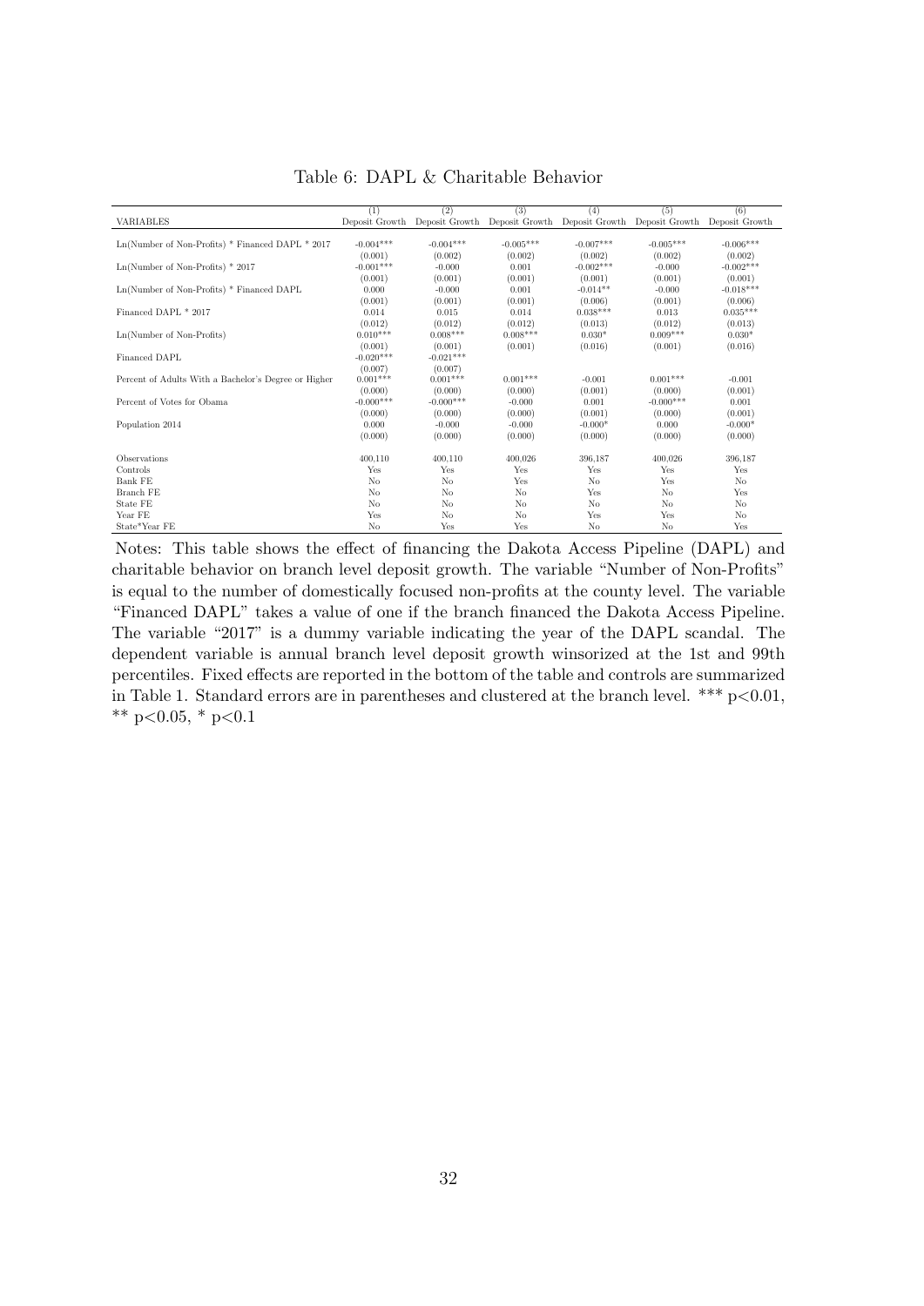Table 6: DAPL & Charitable Behavior

| VARIABLES | (1) Deposit Growth | (2) Deposit Growth | (3) Deposit Growth | (4) Deposit Growth | (5) Deposit Growth | (6) Deposit Growth |
|---|---|---|---|---|---|---|
| Ln(Number of Non-Profits) * Financed DAPL * 2017 | -0.004*** | -0.004*** | -0.005*** | -0.007*** | -0.005*** | -0.006*** |
| | (0.001) | (0.002) | (0.002) | (0.002) | (0.002) | (0.002) |
| Ln(Number of Non-Profits) * 2017 | -0.001*** | -0.000 | 0.001 | -0.002*** | -0.000 | -0.002*** |
| | (0.001) | (0.001) | (0.001) | (0.001) | (0.001) | (0.001) |
| Ln(Number of Non-Profits) * Financed DAPL | 0.000 | -0.000 | 0.001 | -0.014** | -0.000 | -0.018*** |
| | (0.001) | (0.001) | (0.001) | (0.006) | (0.001) | (0.006) |
| Financed DAPL * 2017 | 0.014 | 0.015 | 0.014 | 0.038*** | 0.013 | 0.035*** |
| | (0.012) | (0.012) | (0.012) | (0.013) | (0.012) | (0.013) |
| Ln(Number of Non-Profits) | 0.010*** | 0.008*** | 0.008*** | 0.030* | 0.009*** | 0.030* |
| | (0.001) | (0.001) | (0.001) | (0.016) | (0.001) | (0.016) |
| Financed DAPL | -0.020*** | -0.021*** | | | | |
| | (0.007) | (0.007) | | | | |
| Percent of Adults With a Bachelor's Degree or Higher | 0.001*** | 0.001*** | 0.001*** | -0.001 | 0.001*** | -0.001 |
| | (0.000) | (0.000) | (0.000) | (0.001) | (0.000) | (0.001) |
| Percent of Votes for Obama | -0.000*** | -0.000*** | -0.000 | 0.001 | -0.000*** | 0.001 |
| | (0.000) | (0.000) | (0.000) | (0.001) | (0.000) | (0.001) |
| Population 2014 | 0.000 | -0.000 | -0.000 | -0.000* | 0.000 | -0.000* |
| | (0.000) | (0.000) | (0.000) | (0.000) | (0.000) | (0.000) |
| Observations | 400,110 | 400,110 | 400,026 | 396,187 | 400,026 | 396,187 |
| Controls | Yes | Yes | Yes | Yes | Yes | Yes |
| Bank FE | No | No | Yes | No | Yes | No |
| Branch FE | No | No | No | Yes | No | Yes |
| State FE | No | No | No | No | No | No |
| Year FE | Yes | No | No | Yes | Yes | No |
| State*Year FE | No | Yes | Yes | No | No | Yes |

Notes: This table shows the effect of financing the Dakota Access Pipeline (DAPL) and charitable behavior on branch level deposit growth. The variable "Number of Non-Profits" is equal to the number of domestically focused non-profits at the county level. The variable "Financed DAPL" takes a value of one if the branch financed the Dakota Access Pipeline. The variable "2017" is a dummy variable indicating the year of the DAPL scandal. The dependent variable is annual branch level deposit growth winsorized at the 1st and 99th percentiles. Fixed effects are reported in the bottom of the table and controls are summarized in Table 1. Standard errors are in parentheses and clustered at the branch level. *** $p<0.01$, ** $p<0.05$, * $p<0.1$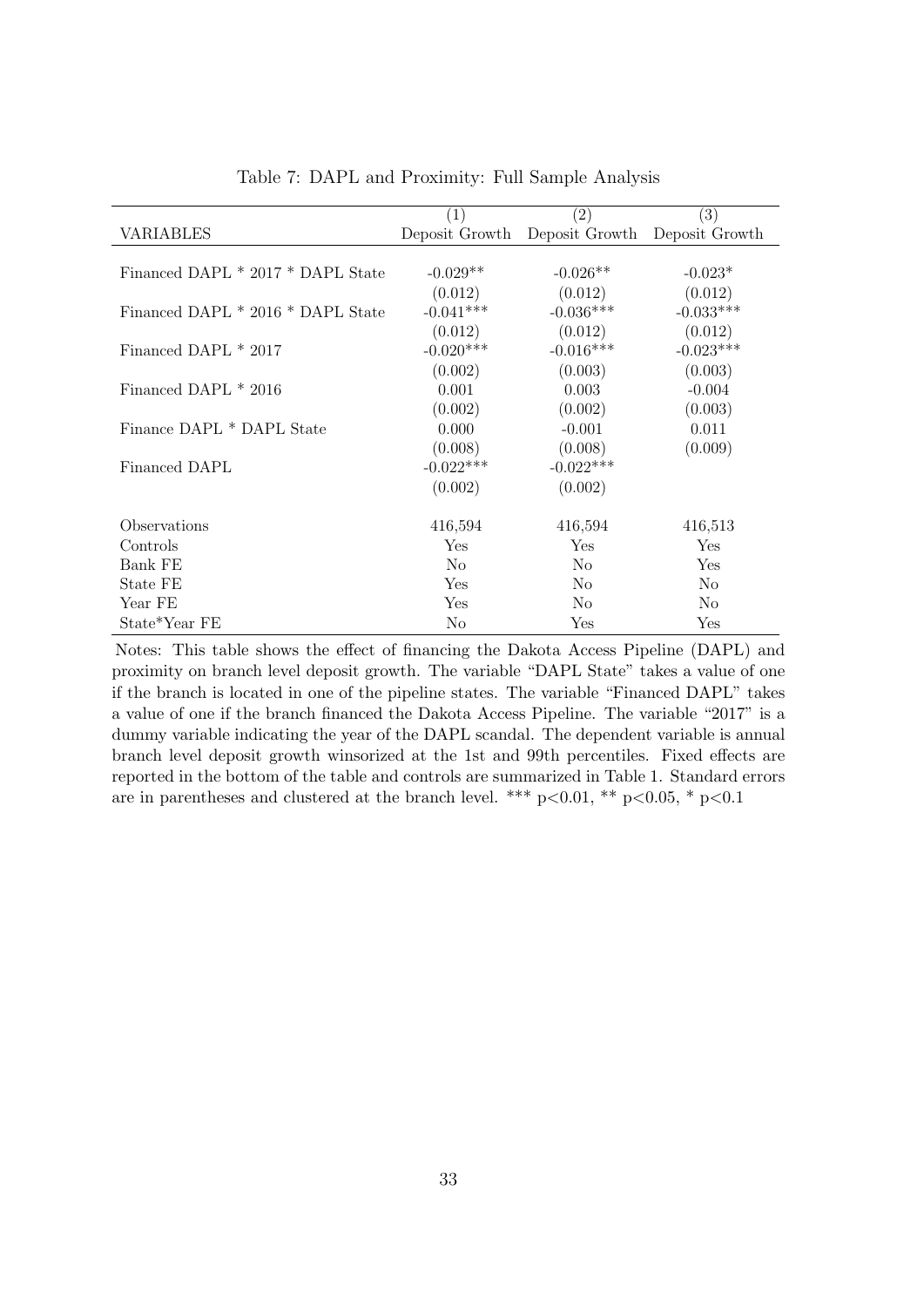Table 7: DAPL and Proximity: Full Sample Analysis

| | (1) | (2) | (3) |
|---|---|---|---|
| VARIABLES | Deposit Growth | Deposit Growth | Deposit Growth |
| Financed DAPL * 2017 * DAPL State | -0.029** | -0.026** | -0.023* |
| | (0.012) | (0.012) | (0.012) |
| Financed DAPL * 2016 * DAPL State | -0.041*** | -0.036*** | -0.033*** |
| | (0.012) | (0.012) | (0.012) |
| Financed DAPL * 2017 | -0.020*** | -0.016*** | -0.023*** |
| | (0.002) | (0.003) | (0.003) |
| Financed DAPL * 2016 | 0.001 | 0.003 | -0.004 |
| | (0.002) | (0.002) | (0.003) |
| Finance DAPL * DAPL State | 0.000 | -0.001 | 0.011 |
| | (0.008) | (0.008) | (0.009) |
| Financed DAPL | -0.022*** | -0.022*** | |
| | (0.002) | (0.002) | |
| Observations | 416,594 | 416,594 | 416,513 |
| Controls | Yes | Yes | Yes |
| Bank FE | No | No | Yes |
| State FE | Yes | No | No |
| Year FE | Yes | No | No |
| State*Year FE | No | Yes | Yes |

Notes: This table shows the effect of financing the Dakota Access Pipeline (DAPL) and proximity on branch level deposit growth. The variable "DAPL State" takes a value of one if the branch is located in one of the pipeline states. The variable "Financed DAPL" takes a value of one if the branch financed the Dakota Access Pipeline. The variable "2017" is a dummy variable indicating the year of the DAPL scandal. The dependent variable is annual branch level deposit growth winsorized at the 1st and 99th percentiles. Fixed effects are reported in the bottom of the table and controls are summarized in Table 1. Standard errors are in parentheses and clustered at the branch level. *** $p<0.01$, ** $p<0.05$, * $p<0.1$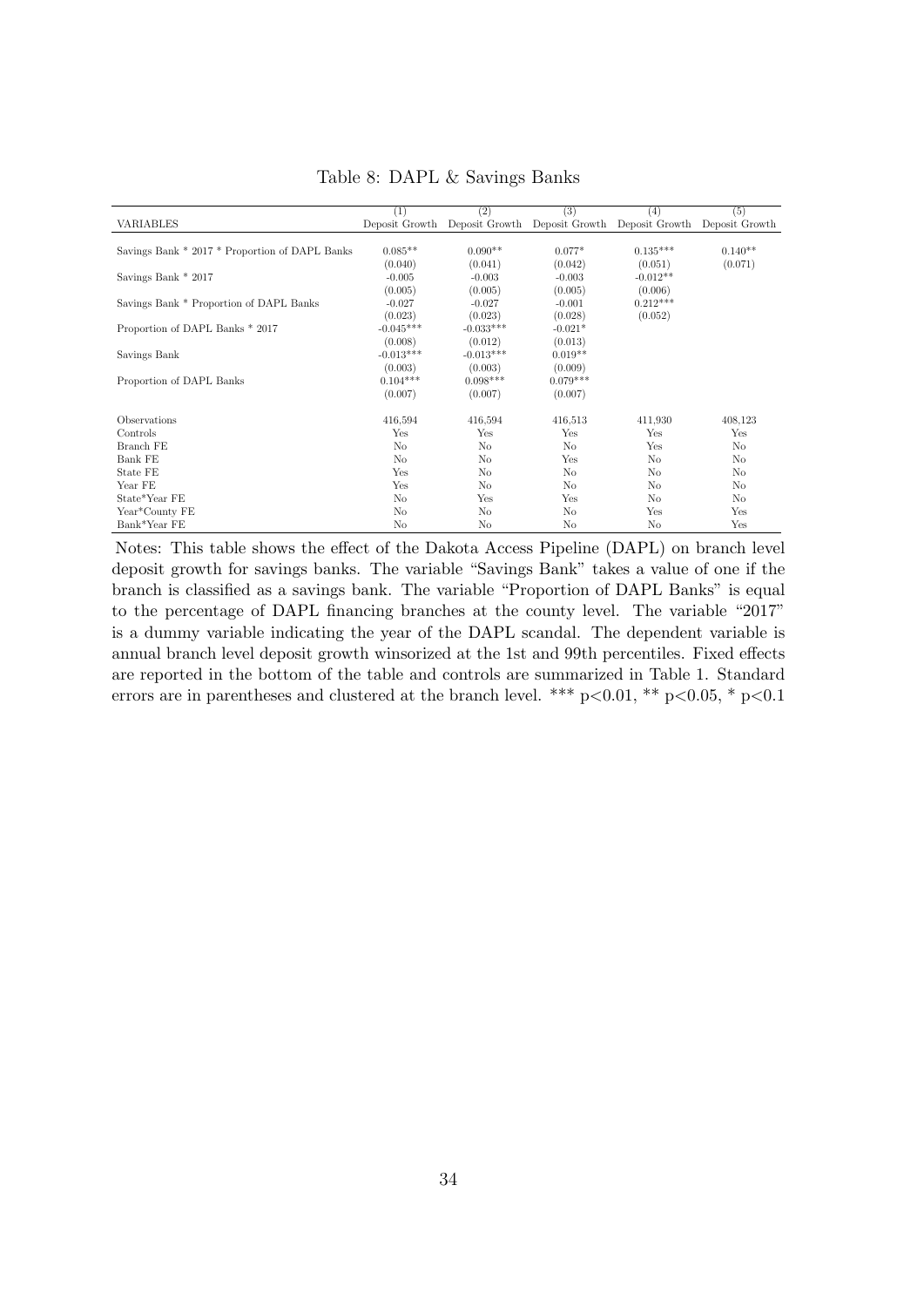Table 8: DAPL & Savings Banks

| VARIABLES | (1) Deposit Growth | (2) Deposit Growth | (3) Deposit Growth | (4) Deposit Growth | (5) Deposit Growth |
|---|---|---|---|---|---|
| Savings Bank * 2017 * Proportion of DAPL Banks | 0.085** | 0.090** | 0.077* | 0.135*** | 0.140** |
| | (0.040) | (0.041) | (0.042) | (0.051) | (0.071) |
| Savings Bank * 2017 | -0.005 | -0.003 | -0.003 | -0.012** | |
| | (0.005) | (0.005) | (0.005) | (0.006) | |
| Savings Bank * Proportion of DAPL Banks | -0.027 | -0.027 | -0.001 | 0.212*** | |
| | (0.023) | (0.023) | (0.028) | (0.052) | |
| Proportion of DAPL Banks * 2017 | -0.045*** | -0.033*** | -0.021* | | |
| | (0.008) | (0.012) | (0.013) | | |
| Savings Bank | -0.013*** | -0.013*** | 0.019** | | |
| | (0.003) | (0.003) | (0.009) | | |
| Proportion of DAPL Banks | 0.104*** | 0.098*** | 0.079*** | | |
| | (0.007) | (0.007) | (0.007) | | |
| Observations | 416,594 | 416,594 | 416,513 | 411,930 | 408,123 |
| Controls | Yes | Yes | Yes | Yes | Yes |
| Branch FE | No | No | No | Yes | No |
| Bank FE | No | No | Yes | No | No |
| State FE | Yes | No | No | No | No |
| Year FE | Yes | No | No | No | No |
| State*Year FE | No | Yes | Yes | No | No |
| Year*County FE | No | No | No | Yes | Yes |
| Bank*Year FE | No | No | No | No | Yes |

Notes: This table shows the effect of the Dakota Access Pipeline (DAPL) on branch level deposit growth for savings banks. The variable "Savings Bank" takes a value of one if the branch is classified as a savings bank. The variable "Proportion of DAPL Banks" is equal to the percentage of DAPL financing branches at the county level. The variable "2017" is a dummy variable indicating the year of the DAPL scandal. The dependent variable is annual branch level deposit growth winsorized at the 1st and 99th percentiles. Fixed effects are reported in the bottom of the table and controls are summarized in Table 1. Standard errors are in parentheses and clustered at the branch level. *** $p<0.01$, ** $p<0.05$, * $p<0.1$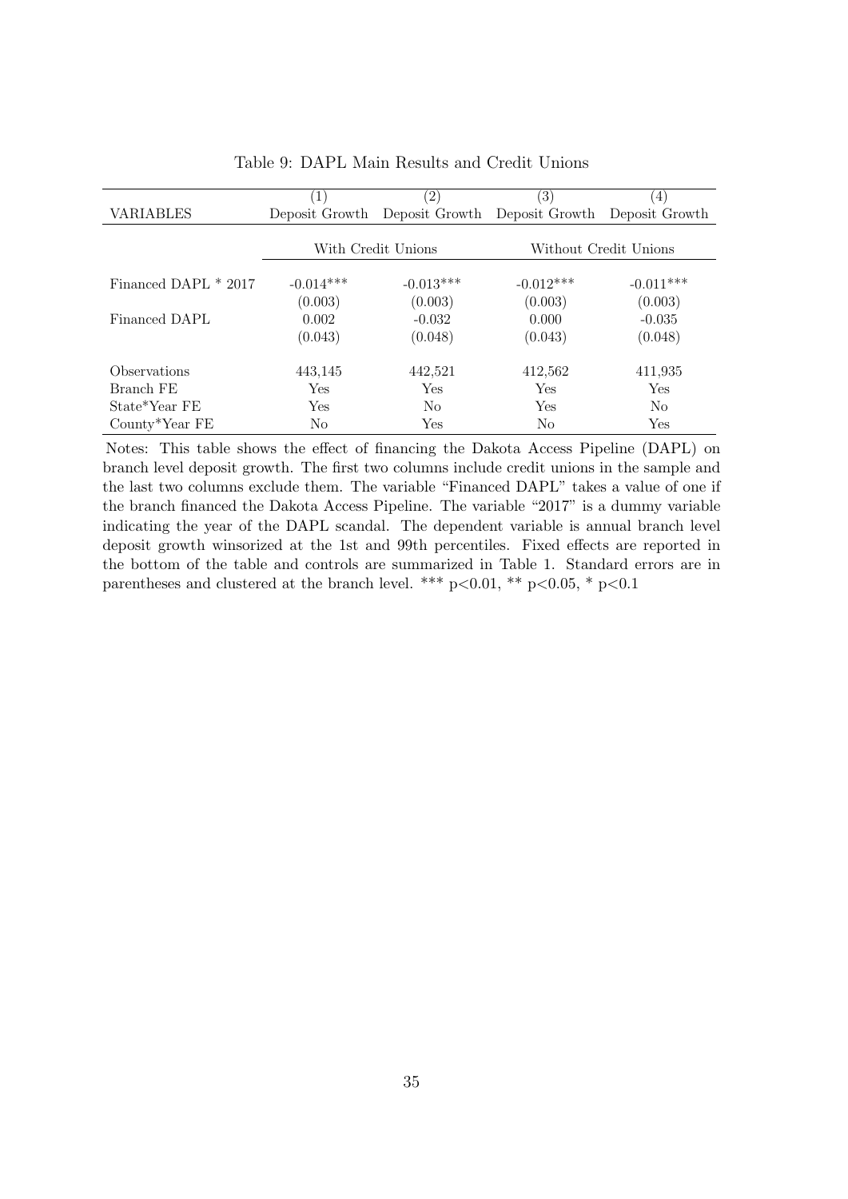Table 9: DAPL Main Results and Credit Unions

| VARIABLES | (1) Deposit Growth | (2) Deposit Growth | (3) Deposit Growth | (4) Deposit Growth |
|---|---|---|---|---|
| | With Credit Unions | | Without Credit Unions | |
| Financed DAPL * 2017 | -0.014*** | -0.013*** | -0.012*** | -0.011*** |
| | (0.003) | (0.003) | (0.003) | (0.003) |
| Financed DAPL | 0.002 | -0.032 | 0.000 | -0.035 |
| | (0.043) | (0.048) | (0.043) | (0.048) |
| Observations | 443,145 | 442,521 | 412,562 | 411,935 |
| Branch FE | Yes | Yes | Yes | Yes |
| State*Year FE | Yes | No | Yes | No |
| County*Year FE | No | Yes | No | Yes |

Notes: This table shows the effect of financing the Dakota Access Pipeline (DAPL) on branch level deposit growth. The first two columns include credit unions in the sample and the last two columns exclude them. The variable "Financed DAPL" takes a value of one if the branch financed the Dakota Access Pipeline. The variable "2017" is a dummy variable indicating the year of the DAPL scandal. The dependent variable is annual branch level deposit growth winsorized at the 1st and 99th percentiles. Fixed effects are reported in the bottom of the table and controls are summarized in Table 1. Standard errors are in parentheses and clustered at the branch level. *** $p<0.01$, ** $p<0.05$, * $p<0.1$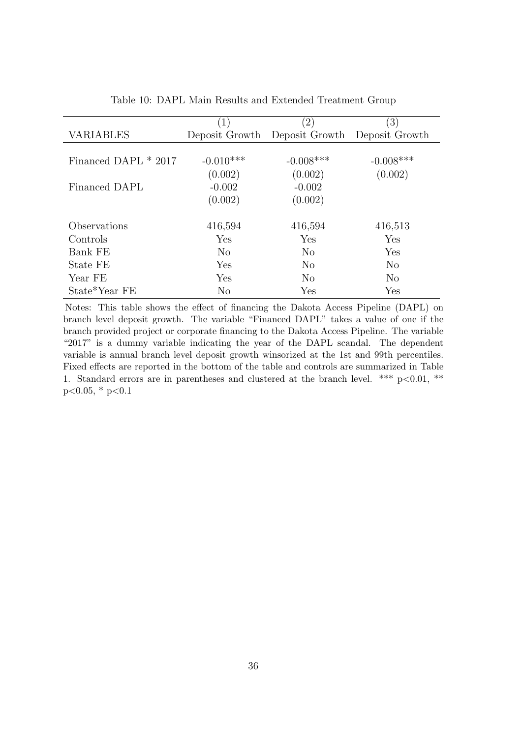Table 10: DAPL Main Results and Extended Treatment Group

| | (1) | (2) | (3) |
|---|---|---|---|
| VARIABLES | Deposit Growth | Deposit Growth | Deposit Growth |
| Financed DAPL * 2017 | -0.010*** | -0.008*** | -0.008*** |
| | (0.002) | (0.002) | (0.002) |
| Financed DAPL | -0.002 | -0.002 | |
| | (0.002) | (0.002) | |
| Observations | 416,594 | 416,594 | 416,513 |
| Controls | Yes | Yes | Yes |
| Bank FE | No | No | Yes |
| State FE | Yes | No | No |
| Year FE | Yes | No | No |
| State*Year FE | No | Yes | Yes |

Notes: This table shows the effect of financing the Dakota Access Pipeline (DAPL) on branch level deposit growth. The variable "Financed DAPL" takes a value of one if the branch provided project or corporate financing to the Dakota Access Pipeline. The variable "2017" is a dummy variable indicating the year of the DAPL scandal. The dependent variable is annual branch level deposit growth winsorized at the 1st and 99th percentiles. Fixed effects are reported in the bottom of the table and controls are summarized in Table 1. Standard errors are in parentheses and clustered at the branch level. *** $p<0.01$, ** $p<0.05$, * $p<0.1$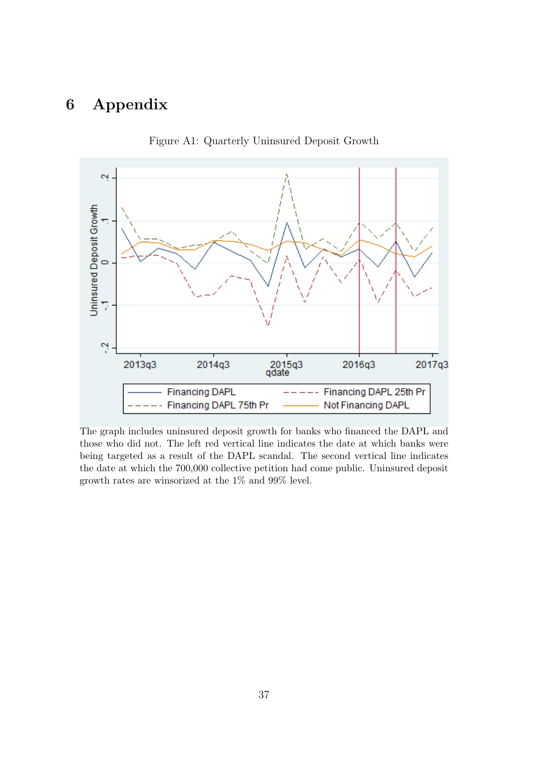# 6 Appendix

Figure A1: Quarterly Uninsured Deposit Growth

The graph includes uninsured deposit growth for banks who financed the DAPL and those who did not. The left red vertical line indicates the date at which banks were being targeted as a result of the DAPL scandal. The second vertical line indicates the date at which the 700,000 collective petition had come public. Uninsured deposit growth rates are winsorized at the 1% and 99% level.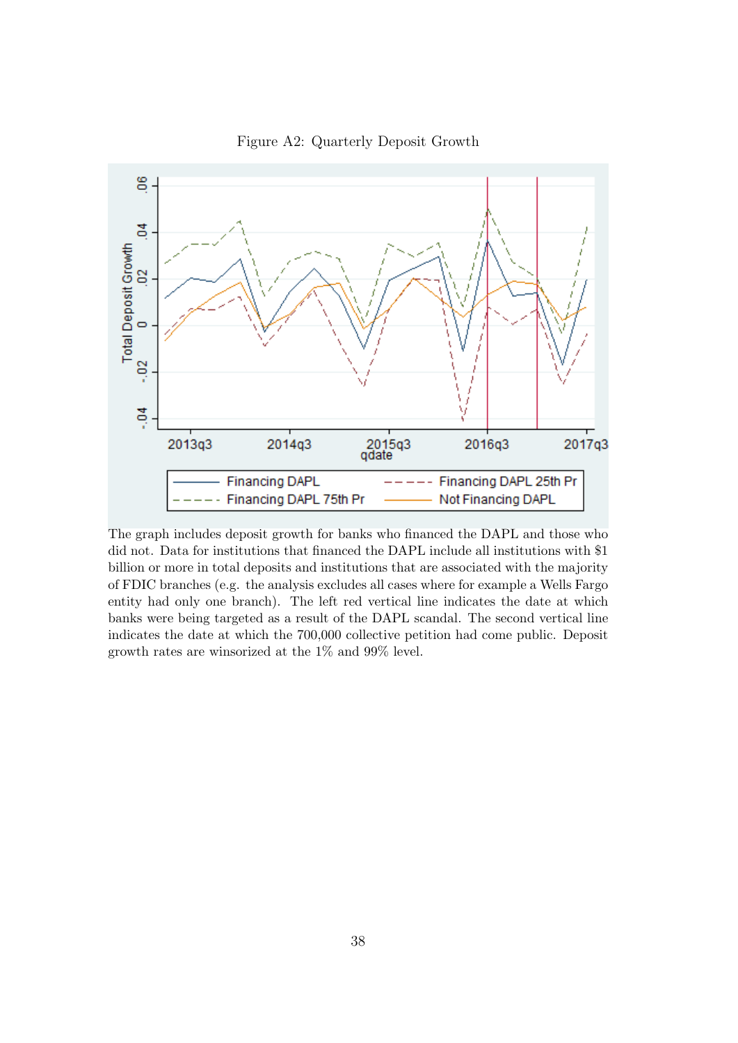Figure A2: Quarterly Deposit Growth

The graph includes deposit growth for banks who financed the DAPL and those who did not. Data for institutions that financed the DAPL include all institutions with $1 billion or more in total deposits and institutions that are associated with the majority of FDIC branches (e.g. the analysis excludes all cases where for example a Wells Fargo entity had only one branch). The left red vertical line indicates the date at which banks were being targeted as a result of the DAPL scandal. The second vertical line indicates the date at which the 700,000 collective petition had come public. Deposit growth rates are winsorized at the 1% and 99% level.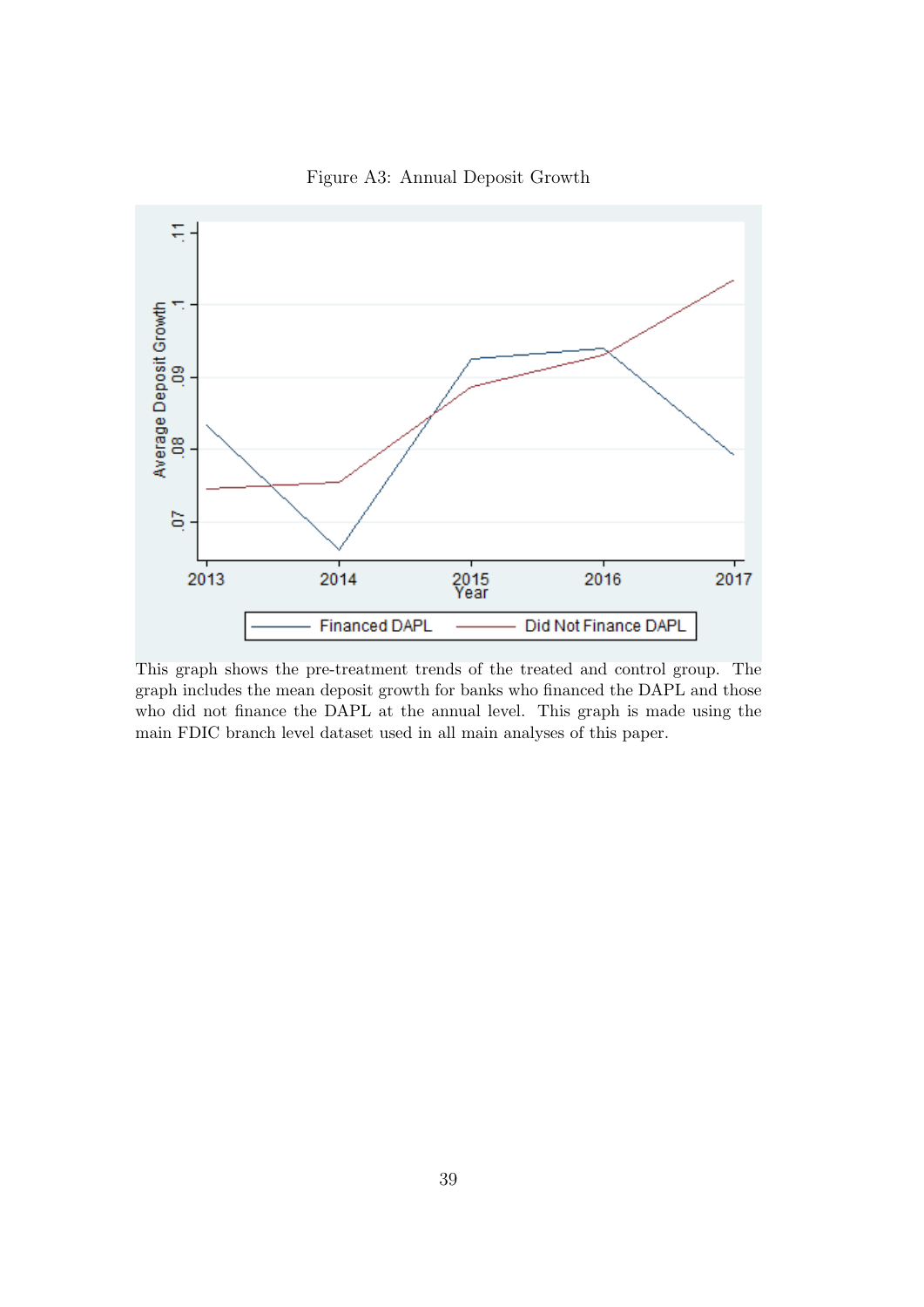Figure A3: Annual Deposit Growth

This graph shows the pre-treatment trends of the treated and control group. The graph includes the mean deposit growth for banks who financed the DAPL and those who did not finance the DAPL at the annual level. This graph is made using the main FDIC branch level dataset used in all main analyses of this paper.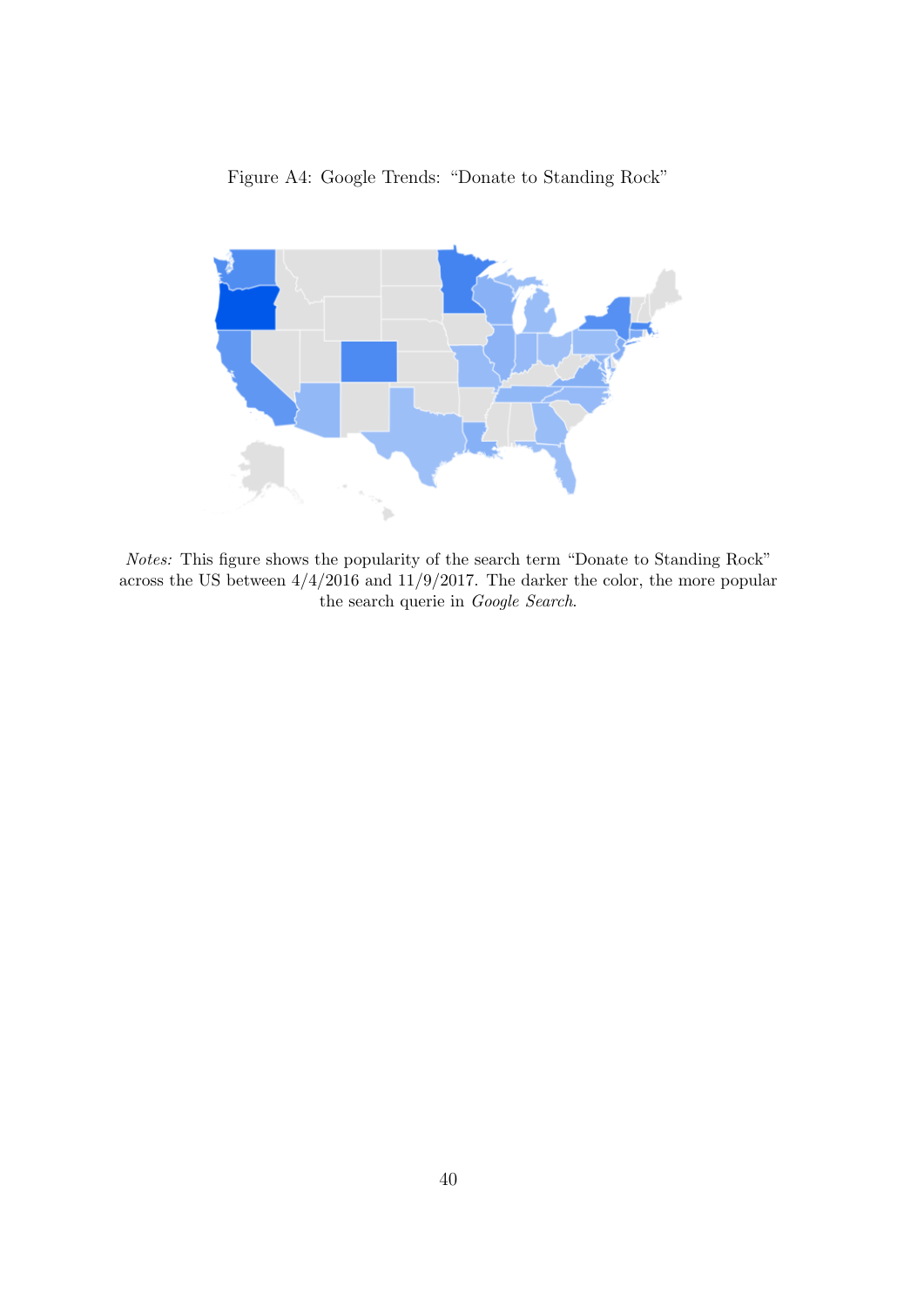Figure A4: Google Trends: “Donate to Standing Rock”

*Notes:* This figure shows the popularity of the search term “Donate to Standing Rock” across the US between 4/4/2016 and 11/9/2017. The darker the color, the more popular the search querie in *Google Search*.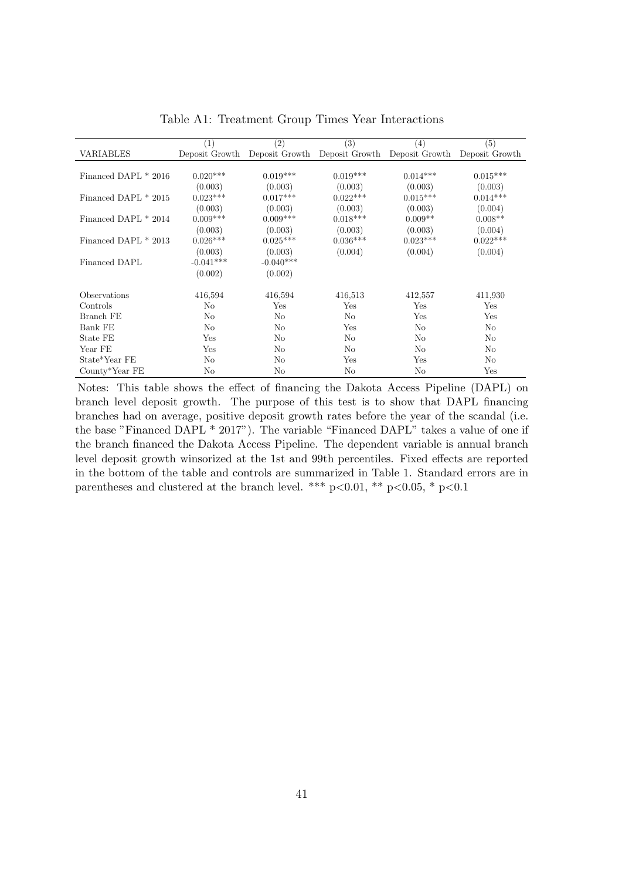Table A1: Treatment Group Times Year Interactions

| VARIABLES | (1) Deposit Growth | (2) Deposit Growth | (3) Deposit Growth | (4) Deposit Growth | (5) Deposit Growth |
|---|---|---|---|---|---|
| Financed DAPL * 2016 | 0.020*** | 0.019*** | 0.019*** | 0.014*** | 0.015*** |
| | (0.003) | (0.003) | (0.003) | (0.003) | (0.003) |
| Financed DAPL * 2015 | 0.023*** | 0.017*** | 0.022*** | 0.015*** | 0.014*** |
| | (0.003) | (0.003) | (0.003) | (0.003) | (0.004) |
| Financed DAPL * 2014 | 0.009*** | 0.009*** | 0.018*** | 0.009** | 0.008** |
| | (0.003) | (0.003) | (0.003) | (0.003) | (0.004) |
| Financed DAPL * 2013 | 0.026*** | 0.025*** | 0.036*** | 0.023*** | 0.022*** |
| | (0.003) | (0.003) | (0.004) | (0.004) | (0.004) |
| Financed DAPL | -0.041*** | -0.040*** | | | |
| | (0.002) | (0.002) | | | |
| Observations | 416,594 | 416,594 | 416,513 | 412,557 | 411,930 |
| Controls | No | Yes | Yes | Yes | Yes |
| Branch FE | No | No | No | Yes | Yes |
| Bank FE | No | No | Yes | No | No |
| State FE | Yes | No | No | No | No |
| Year FE | Yes | No | No | No | No |
| State*Year FE | No | No | Yes | Yes | No |
| County*Year FE | No | No | No | No | Yes |

Notes: This table shows the effect of financing the Dakota Access Pipeline (DAPL) on branch level deposit growth. The purpose of this test is to show that DAPL financing branches had on average, positive deposit growth rates before the year of the scandal (i.e. the base "Financed DAPL * 2017"). The variable "Financed DAPL" takes a value of one if the branch financed the Dakota Access Pipeline. The dependent variable is annual branch level deposit growth winsorized at the 1st and 99th percentiles. Fixed effects are reported in the bottom of the table and controls are summarized in Table 1. Standard errors are in parentheses and clustered at the branch level. *** $p<0.01$, ** $p<0.05$, * $p<0.1$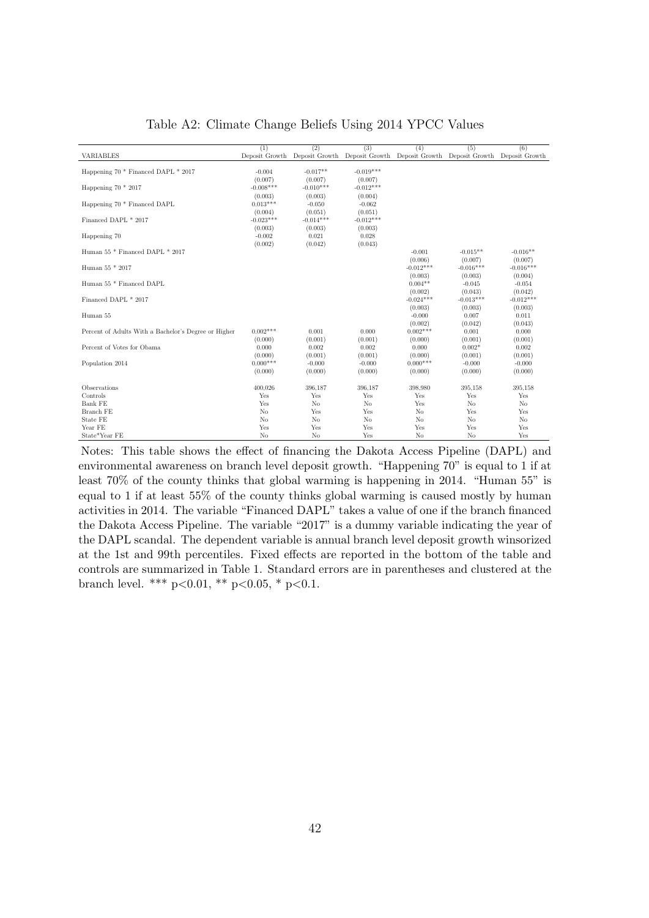Table A2: Climate Change Beliefs Using 2014 YPCC Values

| VARIABLES | (1) Deposit Growth | (2) Deposit Growth | (3) Deposit Growth | (4) Deposit Growth | (5) Deposit Growth | (6) Deposit Growth |
|---|---|---|---|---|---|---|
| Happening 70 * Financed DAPL * 2017 | -0.004 | -0.017** | -0.019*** | | | |
| | (0.007) | (0.007) | (0.007) | | | |
| Happening 70 * 2017 | -0.008*** | -0.010*** | -0.012*** | | | |
| | (0.003) | (0.003) | (0.004) | | | |
| Happening 70 * Financed DAPL | 0.013*** | -0.050 | -0.062 | | | |
| | (0.004) | (0.051) | (0.051) | | | |
| Financed DAPL * 2017 | -0.023*** | -0.014*** | -0.012*** | | | |
| | (0.003) | (0.003) | (0.003) | | | |
| Happening 70 | -0.002 | 0.021 | 0.028 | | | |
| | (0.002) | (0.042) | (0.043) | | | |
| Human 55 * Financed DAPL * 2017 | | | | -0.001 | -0.015** | -0.016** |
| | | | | (0.006) | (0.007) | (0.007) |
| Human 55 * 2017 | | | | -0.012*** | -0.016*** | -0.016*** |
| | | | | (0.003) | (0.003) | (0.004) |
| Human 55 * Financed DAPL | | | | 0.004** | -0.045 | -0.054 |
| | | | | (0.002) | (0.043) | (0.042) |
| Financed DAPL * 2017 | | | | -0.024*** | -0.013*** | -0.012*** |
| | | | | (0.003) | (0.003) | (0.003) |
| Human 55 | | | | -0.000 | 0.007 | 0.011 |
| | | | | (0.002) | (0.042) | (0.043) |
| Percent of Adults With a Bachelor's Degree or Higher | 0.002*** | 0.001 | 0.000 | 0.002*** | 0.001 | 0.000 |
| | (0.000) | (0.001) | (0.001) | (0.000) | (0.001) | (0.001) |
| Percent of Votes for Obama | 0.000 | 0.002 | 0.002 | 0.000 | 0.002* | 0.002 |
| | (0.000) | (0.001) | (0.001) | (0.000) | (0.001) | (0.001) |
| Population 2014 | 0.000*** | -0.000 | -0.000 | 0.000*** | -0.000 | -0.000 |
| | (0.000) | (0.000) | (0.000) | (0.000) | (0.000) | (0.000) |
| Observations | 400,026 | 396,187 | 396,187 | 398,980 | 395,158 | 395,158 |
| Controls | Yes | Yes | Yes | Yes | Yes | Yes |
| Bank FE | Yes | No | No | Yes | No | No |
| Branch FE | No | Yes | Yes | No | Yes | Yes |
| State FE | No | No | No | No | No | No |
| Year FE | Yes | Yes | Yes | Yes | Yes | Yes |
| State*Year FE | No | No | Yes | No | No | Yes |

Notes: This table shows the effect of financing the Dakota Access Pipeline (DAPL) and environmental awareness on branch level deposit growth. "Happening 70" is equal to 1 if at least 70% of the county thinks that global warming is happening in 2014. "Human 55" is equal to 1 if at least 55% of the county thinks global warming is caused mostly by human activities in 2014. The variable "Financed DAPL" takes a value of one if the branch financed the Dakota Access Pipeline. The variable "2017" is a dummy variable indicating the year of the DAPL scandal. The dependent variable is annual branch level deposit growth winsorized at the 1st and 99th percentiles. Fixed effects are reported in the bottom of the table and controls are summarized in Table 1. Standard errors are in parentheses and clustered at the branch level. *** p<0.01, ** p<0.05, * p<0.1.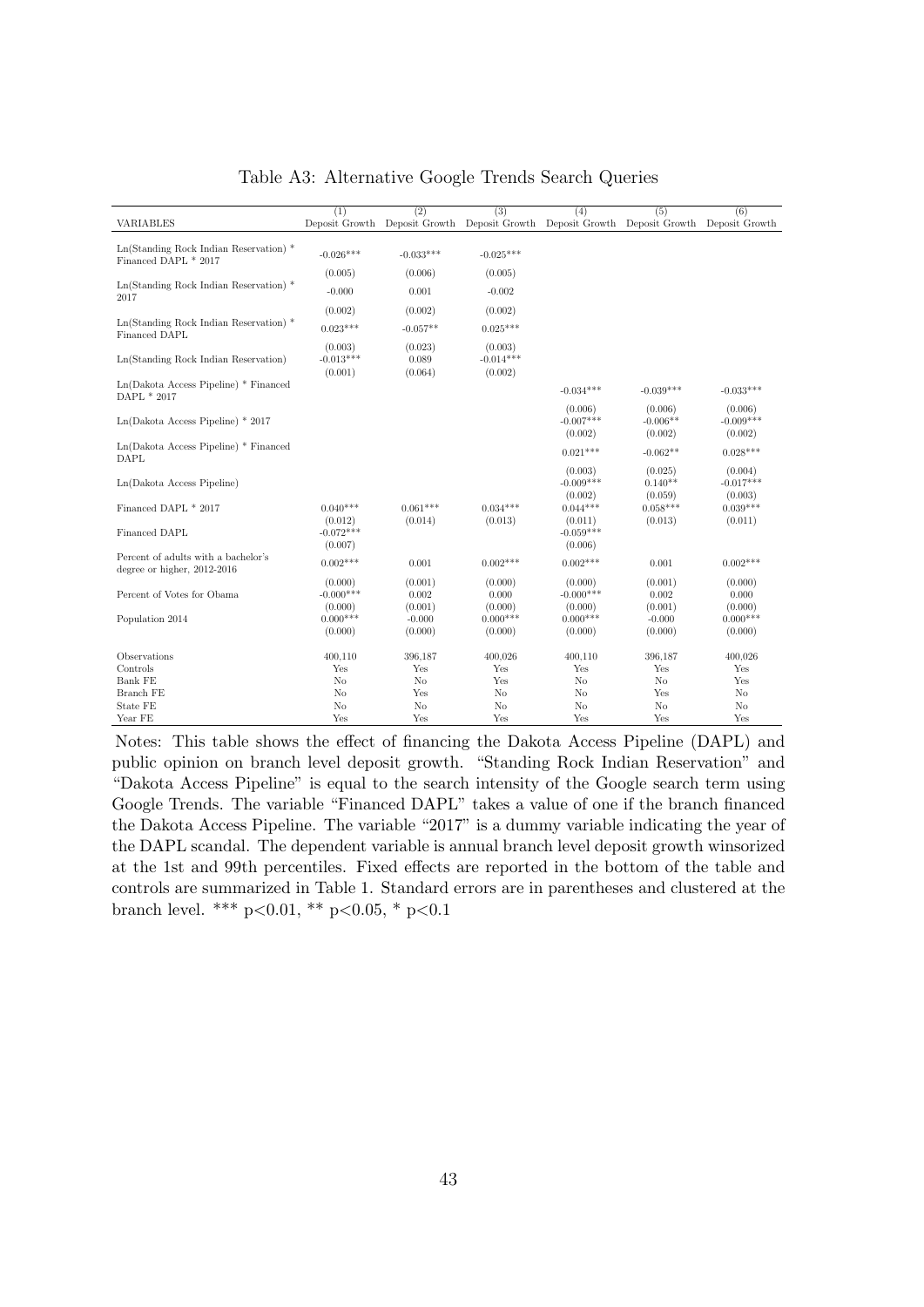Table A3: Alternative Google Trends Search Queries

| VARIABLES | (1) Deposit Growth | (2) Deposit Growth | (3) Deposit Growth | (4) Deposit Growth | (5) Deposit Growth | (6) Deposit Growth |
|---|---|---|---|---|---|---|
| Ln(Standing Rock Indian Reservation) * Financed DAPL * 2017 | -0.026*** | -0.033*** | -0.025*** | | | |
| | (0.005) | (0.006) | (0.005) | | | |
| Ln(Standing Rock Indian Reservation) * 2017 | -0.000 | 0.001 | -0.002 | | | |
| | (0.002) | (0.002) | (0.002) | | | |
| Ln(Standing Rock Indian Reservation) * Financed DAPL | 0.023*** | -0.057** | 0.025*** | | | |
| | (0.003) | (0.023) | (0.003) | | | |
| Ln(Standing Rock Indian Reservation) | -0.013*** | 0.089 | -0.014*** | | | |
| | (0.001) | (0.064) | (0.002) | | | |
| Ln(Dakota Access Pipeline) * Financed DAPL * 2017 | | | | -0.034*** | -0.039*** | -0.033*** |
| | | | | (0.006) | (0.006) | (0.006) |
| Ln(Dakota Access Pipeline) * 2017 | | | | -0.007*** | -0.006** | -0.009*** |
| | | | | (0.002) | (0.002) | (0.002) |
| Ln(Dakota Access Pipeline) * Financed DAPL | | | | 0.021*** | -0.062** | 0.028*** |
| | | | | (0.003) | (0.025) | (0.004) |
| Ln(Dakota Access Pipeline) | | | | -0.009*** | 0.140** | -0.017*** |
| | | | | (0.002) | (0.059) | (0.003) |
| Financed DAPL * 2017 | 0.040*** | 0.061*** | 0.034*** | 0.044*** | 0.058*** | 0.039*** |
| | (0.012) | (0.014) | (0.013) | (0.011) | (0.013) | (0.011) |
| Financed DAPL | -0.072*** | | | -0.059*** | | |
| | (0.007) | | | (0.006) | | |
| Percent of adults with a bachelor's degree or higher, 2012-2016 | 0.002*** | 0.001 | 0.002*** | 0.002*** | 0.001 | 0.002*** |
| | (0.000) | (0.001) | (0.000) | (0.000) | (0.001) | (0.000) |
| Percent of Votes for Obama | -0.000*** | 0.002 | 0.000 | -0.000*** | 0.002 | 0.000 |
| | (0.000) | (0.001) | (0.000) | (0.000) | (0.001) | (0.000) |
| Population 2014 | 0.000*** | -0.000 | 0.000*** | 0.000*** | -0.000 | 0.000*** |
| | (0.000) | (0.000) | (0.000) | (0.000) | (0.000) | (0.000) |
| Observations | 400,110 | 396,187 | 400,026 | 400,110 | 396,187 | 400,026 |
| Controls | Yes | Yes | Yes | Yes | Yes | Yes |
| Bank FE | No | No | Yes | No | No | Yes |
| Branch FE | No | Yes | No | No | Yes | No |
| State FE | No | No | No | No | No | No |
| Year FE | Yes | Yes | Yes | Yes | Yes | Yes |

Notes: This table shows the effect of financing the Dakota Access Pipeline (DAPL) and public opinion on branch level deposit growth. "Standing Rock Indian Reservation" and "Dakota Access Pipeline" is equal to the search intensity of the Google search term using Google Trends. The variable "Financed DAPL" takes a value of one if the branch financed the Dakota Access Pipeline. The variable "2017" is a dummy variable indicating the year of the DAPL scandal. The dependent variable is annual branch level deposit growth winsorized at the 1st and 99th percentiles. Fixed effects are reported in the bottom of the table and controls are summarized in Table 1. Standard errors are in parentheses and clustered at the branch level. *** $p<0.01$, ** $p<0.05$, * $p<0.1$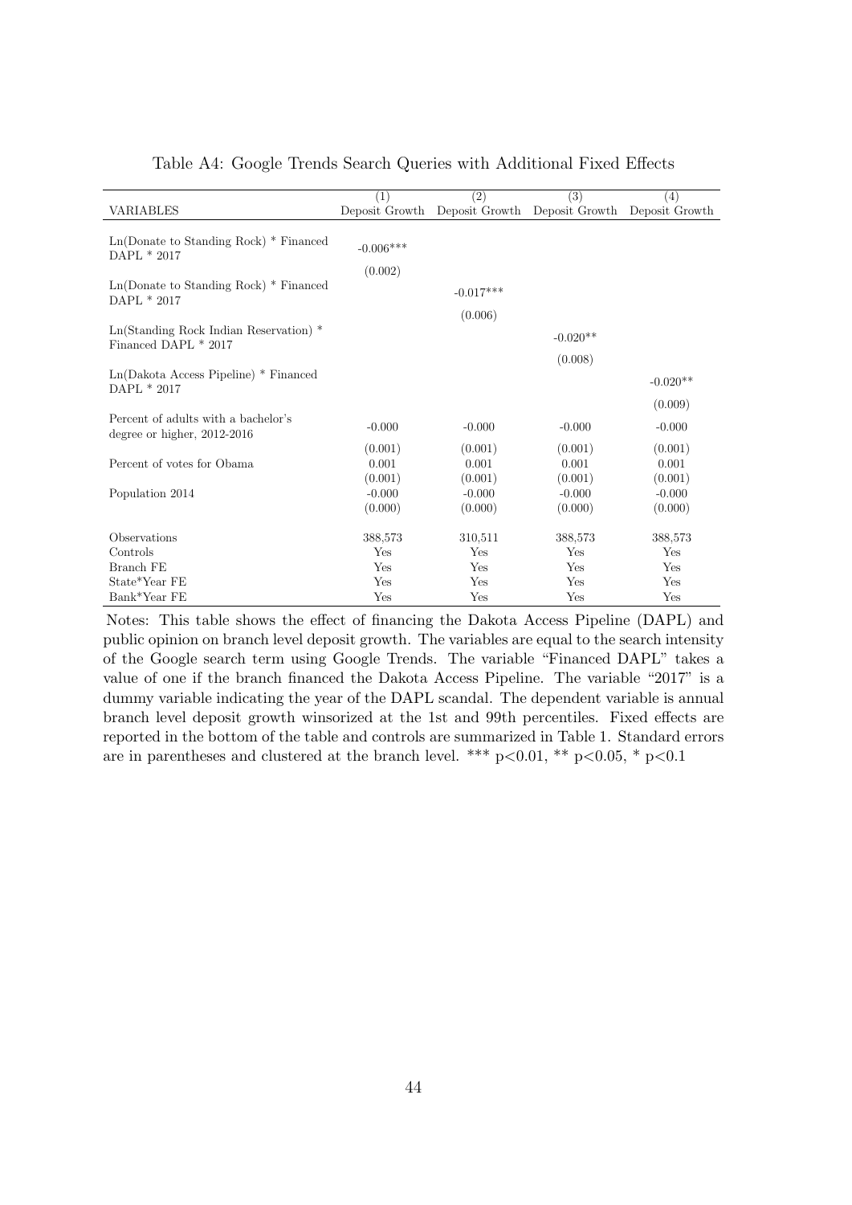Table A4: Google Trends Search Queries with Additional Fixed Effects

| VARIABLES | (1) Deposit Growth | (2) Deposit Growth | (3) Deposit Growth | (4) Deposit Growth |
|---|---|---|---|---|
| Ln(Donate to Standing Rock) * Financed DAPL * 2017 | -0.006*** | | | |
| | (0.002) | | | |
| Ln(Donate to Standing Rock) * Financed DAPL * 2017 | | -0.017*** | | |
| | | (0.006) | | |
| Ln(Standing Rock Indian Reservation) * Financed DAPL * 2017 | | | -0.020** | |
| | | | (0.008) | |
| Ln(Dakota Access Pipeline) * Financed DAPL * 2017 | | | | -0.020** |
| | | | | (0.009) |
| Percent of adults with a bachelor's degree or higher, 2012-2016 | -0.000 | -0.000 | -0.000 | -0.000 |
| | (0.001) | (0.001) | (0.001) | (0.001) |
| Percent of votes for Obama | 0.001 | 0.001 | 0.001 | 0.001 |
| | (0.001) | (0.001) | (0.001) | (0.001) |
| Population 2014 | -0.000 | -0.000 | -0.000 | -0.000 |
| | (0.000) | (0.000) | (0.000) | (0.000) |
| Observations | 388,573 | 310,511 | 388,573 | 388,573 |
| Controls | Yes | Yes | Yes | Yes |
| Branch FE | Yes | Yes | Yes | Yes |
| State*Year FE | Yes | Yes | Yes | Yes |
| Bank*Year FE | Yes | Yes | Yes | Yes |

Notes: This table shows the effect of financing the Dakota Access Pipeline (DAPL) and public opinion on branch level deposit growth. The variables are equal to the search intensity of the Google search term using Google Trends. The variable "Financed DAPL" takes a value of one if the branch financed the Dakota Access Pipeline. The variable "2017" is a dummy variable indicating the year of the DAPL scandal. The dependent variable is annual branch level deposit growth winsorized at the 1st and 99th percentiles. Fixed effects are reported in the bottom of the table and controls are summarized in Table 1. Standard errors are in parentheses and clustered at the branch level. *** $p<0.01$, ** $p<0.05$, * $p<0.1$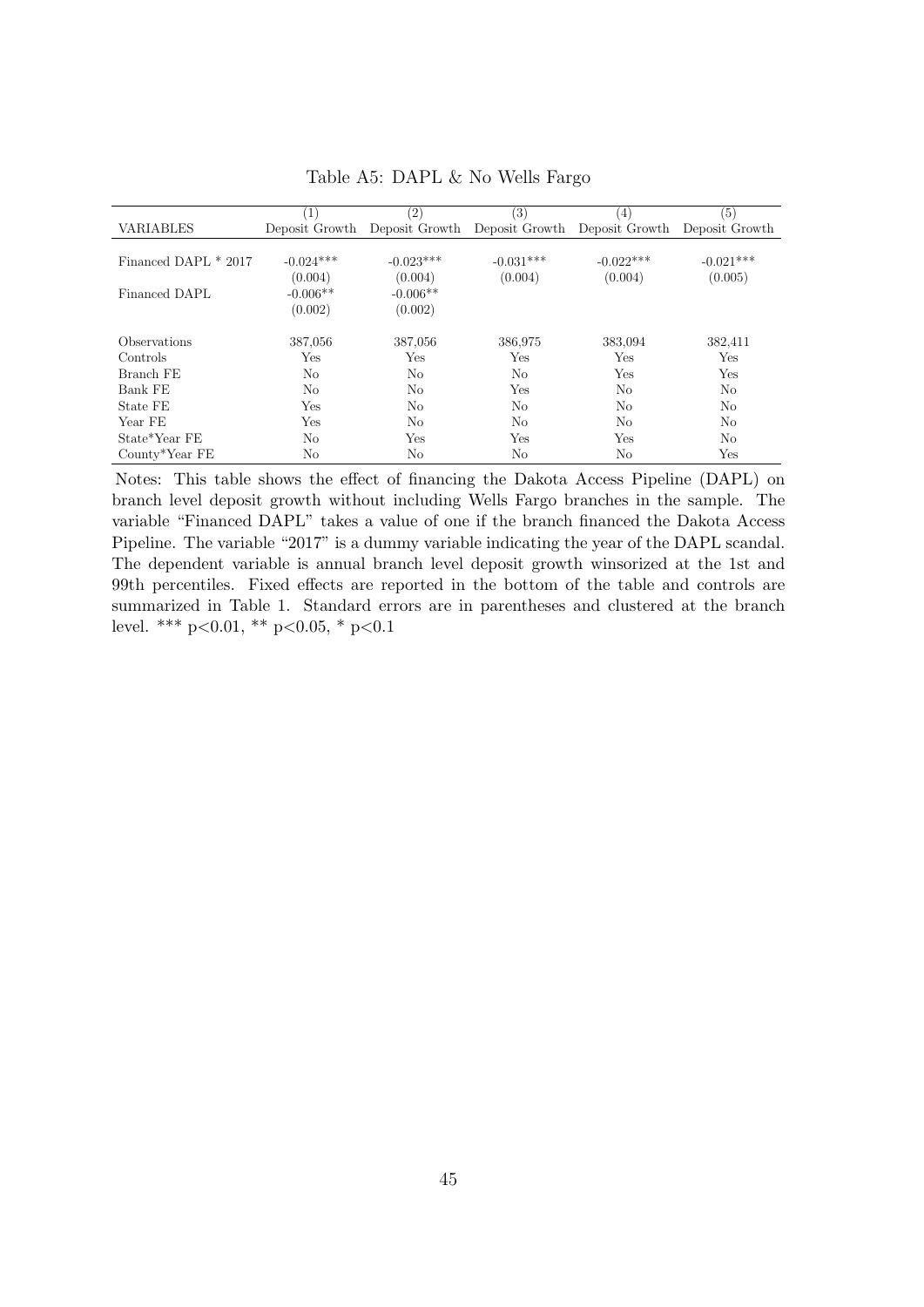Table A5: DAPL & No Wells Fargo

| VARIABLES | (1) Deposit Growth | (2) Deposit Growth | (3) Deposit Growth | (4) Deposit Growth | (5) Deposit Growth |
|---|---|---|---|---|---|
| Financed DAPL * 2017 | -0.024*** | -0.023*** | -0.031*** | -0.022*** | -0.021*** |
| | (0.004) | (0.004) | (0.004) | (0.004) | (0.005) |
| Financed DAPL | -0.006** | -0.006** | | | |
| | (0.002) | (0.002) | | | |
| Observations | 387,056 | 387,056 | 386,975 | 383,094 | 382,411 |
| Controls | Yes | Yes | Yes | Yes | Yes |
| Branch FE | No | No | No | Yes | Yes |
| Bank FE | No | No | Yes | No | No |
| State FE | Yes | No | No | No | No |
| Year FE | Yes | No | No | No | No |
| State*Year FE | No | Yes | Yes | Yes | No |
| County*Year FE | No | No | No | No | Yes |

Notes: This table shows the effect of financing the Dakota Access Pipeline (DAPL) on branch level deposit growth without including Wells Fargo branches in the sample. The variable "Financed DAPL" takes a value of one if the branch financed the Dakota Access Pipeline. The variable "2017" is a dummy variable indicating the year of the DAPL scandal. The dependent variable is annual branch level deposit growth winsorized at the 1st and 99th percentiles. Fixed effects are reported in the bottom of the table and controls are summarized in Table 1. Standard errors are in parentheses and clustered at the branch level. *** $p<0.01$, ** $p<0.05$, * $p<0.1$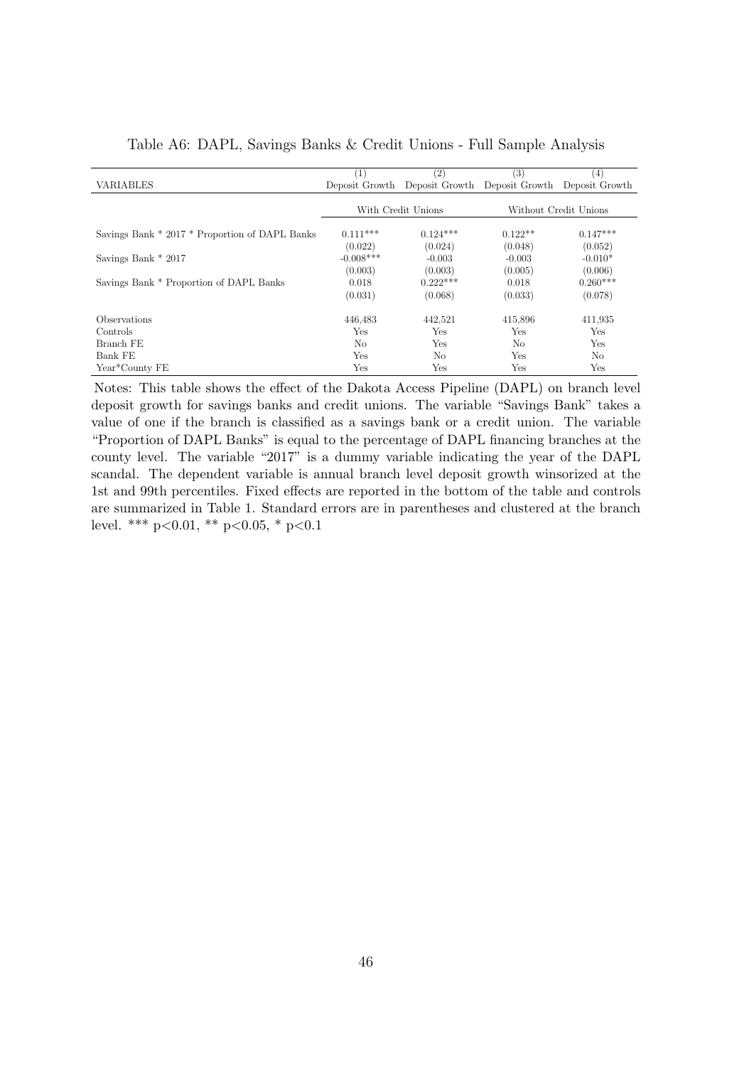Table A6: DAPL, Savings Banks & Credit Unions - Full Sample Analysis

| VARIABLES | (1)<br>Deposit Growth | (2)<br>Deposit Growth | (3)<br>Deposit Growth | (4)<br>Deposit Growth |
|---|---|---|---|---|
| | With Credit Unions | | Without Credit Unions | |
| Savings Bank * 2017 * Proportion of DAPL Banks | 0.111*** | 0.124*** | 0.122** | 0.147*** |
| | (0.022) | (0.024) | (0.048) | (0.052) |
| Savings Bank * 2017 | -0.008*** | -0.003 | -0.003 | -0.010* |
| | (0.003) | (0.003) | (0.005) | (0.006) |
| Savings Bank * Proportion of DAPL Banks | 0.018 | 0.222*** | 0.018 | 0.260*** |
| | (0.031) | (0.068) | (0.033) | (0.078) |
| Observations | 446,483 | 442,521 | 415,896 | 411,935 |
| Controls | Yes | Yes | Yes | Yes |
| Branch FE | No | Yes | No | Yes |
| Bank FE | Yes | No | Yes | No |
| Year*County FE | Yes | Yes | Yes | Yes |

Notes: This table shows the effect of the Dakota Access Pipeline (DAPL) on branch level deposit growth for savings banks and credit unions. The variable "Savings Bank" takes a value of one if the branch is classified as a savings bank or a credit union. The variable "Proportion of DAPL Banks" is equal to the percentage of DAPL financing branches at the county level. The variable "2017" is a dummy variable indicating the year of the DAPL scandal. The dependent variable is annual branch level deposit growth winsorized at the 1st and 99th percentiles. Fixed effects are reported in the bottom of the table and controls are summarized in Table 1. Standard errors are in parentheses and clustered at the branch level. *** $p<0.01$, ** $p<0.05$, * $p<0.1$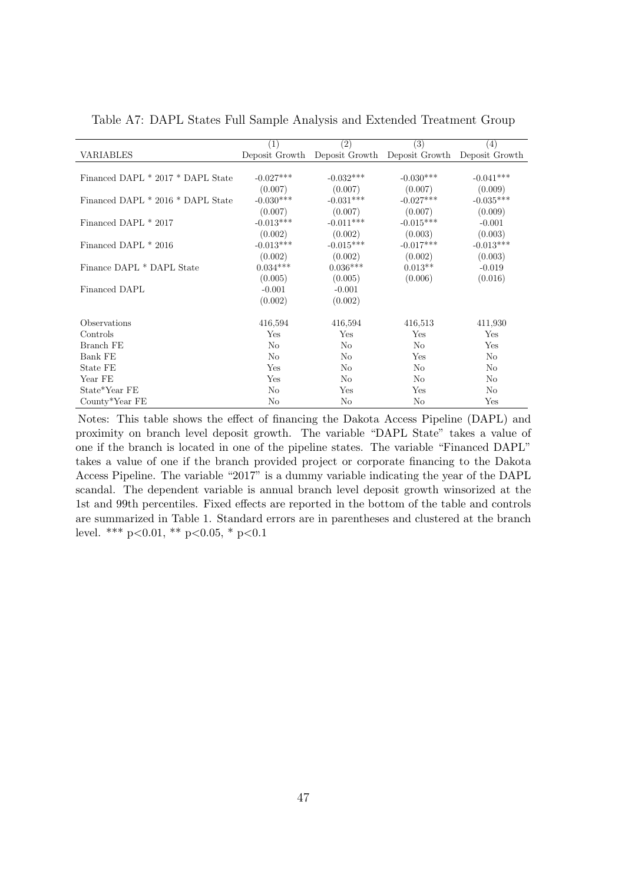Table A7: DAPL States Full Sample Analysis and Extended Treatment Group

| VARIABLES | (1) Deposit Growth | (2) Deposit Growth | (3) Deposit Growth | (4) Deposit Growth |
|---|---|---|---|---|
| Financed DAPL * 2017 * DAPL State | -0.027*** | -0.032*** | -0.030*** | -0.041*** |
| | (0.007) | (0.007) | (0.007) | (0.009) |
| Financed DAPL * 2016 * DAPL State | -0.030*** | -0.031*** | -0.027*** | -0.035*** |
| | (0.007) | (0.007) | (0.007) | (0.009) |
| Financed DAPL * 2017 | -0.013*** | -0.011*** | -0.015*** | -0.001 |
| | (0.002) | (0.002) | (0.003) | (0.003) |
| Financed DAPL * 2016 | -0.013*** | -0.015*** | -0.017*** | -0.013*** |
| | (0.002) | (0.002) | (0.002) | (0.003) |
| Finance DAPL * DAPL State | 0.034*** | 0.036*** | 0.013** | -0.019 |
| | (0.005) | (0.005) | (0.006) | (0.016) |
| Financed DAPL | -0.001 | -0.001 | | |
| | (0.002) | (0.002) | | |
| Observations | 416,594 | 416,594 | 416,513 | 411,930 |
| Controls | Yes | Yes | Yes | Yes |
| Branch FE | No | No | No | Yes |
| Bank FE | No | No | Yes | No |
| State FE | Yes | No | No | No |
| Year FE | Yes | No | No | No |
| State*Year FE | No | Yes | Yes | No |
| County*Year FE | No | No | No | Yes |

Notes: This table shows the effect of financing the Dakota Access Pipeline (DAPL) and proximity on branch level deposit growth. The variable "DAPL State" takes a value of one if the branch is located in one of the pipeline states. The variable "Financed DAPL" takes a value of one if the branch provided project or corporate financing to the Dakota Access Pipeline. The variable "2017" is a dummy variable indicating the year of the DAPL scandal. The dependent variable is annual branch level deposit growth winsorized at the 1st and 99th percentiles. Fixed effects are reported in the bottom of the table and controls are summarized in Table 1. Standard errors are in parentheses and clustered at the branch level. *** $p<0.01$, ** $p<0.05$, * $p<0.1$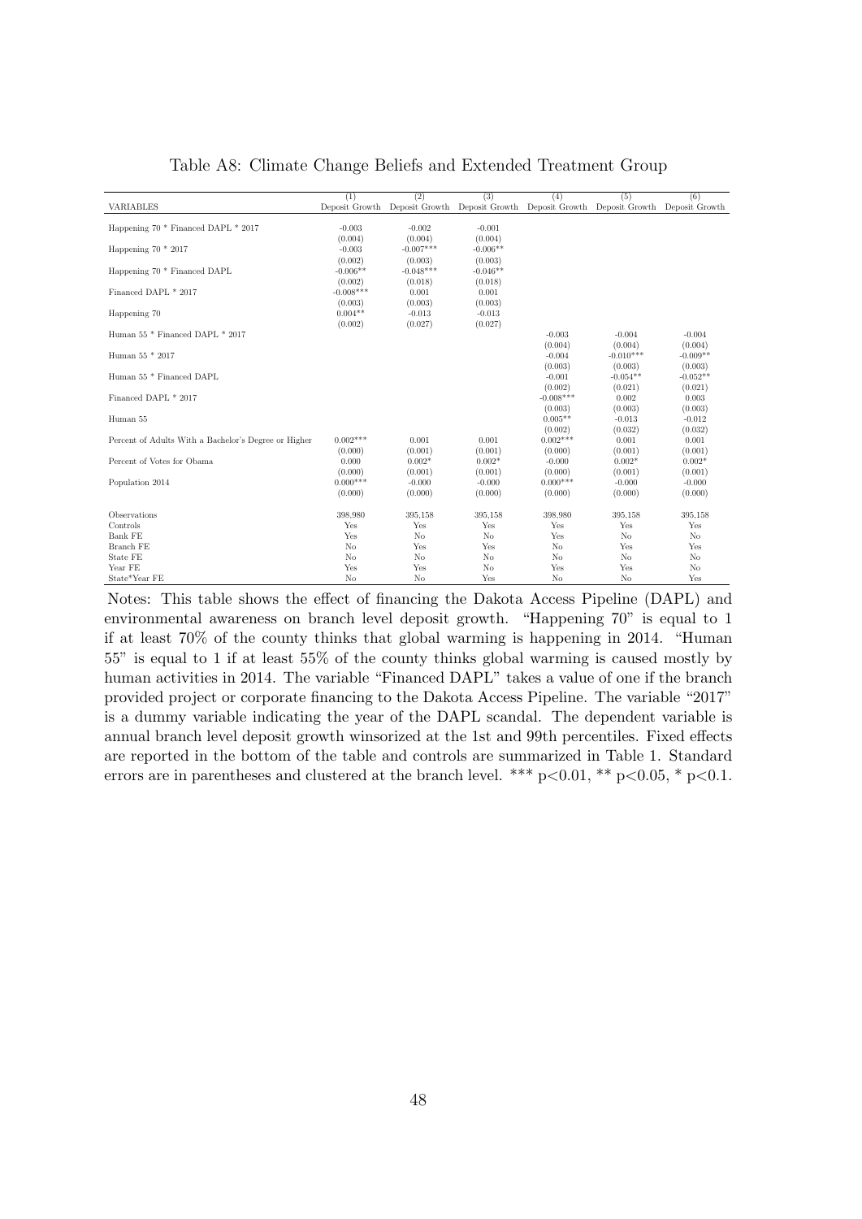Table A8: Climate Change Beliefs and Extended Treatment Group

| VARIABLES | (1)<br>Deposit Growth | (2)<br>Deposit Growth | (3)<br>Deposit Growth | (4)<br>Deposit Growth | (5)<br>Deposit Growth | (6)<br>Deposit Growth |
|---|---|---|---|---|---|---|
| Happening 70 * Financed DAPL * 2017 | -0.003 | -0.002 | -0.001 | | | |
| | (0.004) | (0.004) | (0.004) | | | |
| Happening 70 * 2017 | -0.003 | -0.007*** | -0.006** | | | |
| | (0.002) | (0.003) | (0.003) | | | |
| Happening 70 * Financed DAPL | -0.006** | -0.048*** | -0.046** | | | |
| | (0.002) | (0.018) | (0.018) | | | |
| Financed DAPL * 2017 | -0.008*** | 0.001 | 0.001 | | | |
| | (0.003) | (0.003) | (0.003) | | | |
| Happening 70 | 0.004** | -0.013 | -0.013 | | | |
| | (0.002) | (0.027) | (0.027) | | | |
| Human 55 * Financed DAPL * 2017 | | | | -0.003 | -0.004 | -0.004 |
| | | | | (0.004) | (0.004) | (0.004) |
| Human 55 * 2017 | | | | -0.004 | -0.010*** | -0.009** |
| | | | | (0.003) | (0.003) | (0.003) |
| Human 55 * Financed DAPL | | | | -0.001 | -0.054** | -0.052** |
| | | | | (0.002) | (0.021) | (0.021) |
| Financed DAPL * 2017 | | | | -0.008*** | 0.002 | 0.003 |
| | | | | (0.003) | (0.003) | (0.003) |
| Human 55 | | | | 0.005** | -0.013 | -0.012 |
| | | | | (0.002) | (0.032) | (0.032) |
| Percent of Adults With a Bachelor's Degree or Higher | 0.002*** | 0.001 | 0.001 | 0.002*** | 0.001 | 0.001 |
| | (0.000) | (0.001) | (0.001) | (0.000) | (0.001) | (0.001) |
| Percent of Votes for Obama | 0.000 | 0.002* | 0.002* | -0.000 | 0.002* | 0.002* |
| | (0.000) | (0.001) | (0.001) | (0.000) | (0.001) | (0.001) |
| Population 2014 | 0.000*** | -0.000 | -0.000 | 0.000*** | -0.000 | -0.000 |
| | (0.000) | (0.000) | (0.000) | (0.000) | (0.000) | (0.000) |
| Observations | 398,980 | 395,158 | 395,158 | 398,980 | 395,158 | 395,158 |
| Controls | Yes | Yes | Yes | Yes | Yes | Yes |
| Bank FE | Yes | No | No | Yes | No | No |
| Branch FE | No | Yes | Yes | No | Yes | Yes |
| State FE | No | No | No | No | No | No |
| Year FE | Yes | Yes | No | Yes | Yes | No |
| State*Year FE | No | No | Yes | No | No | Yes |

Notes: This table shows the effect of financing the Dakota Access Pipeline (DAPL) and environmental awareness on branch level deposit growth. "Happening 70" is equal to 1 if at least 70% of the county thinks that global warming is happening in 2014. "Human 55" is equal to 1 if at least 55% of the county thinks global warming is caused mostly by human activities in 2014. The variable "Financed DAPL" takes a value of one if the branch provided project or corporate financing to the Dakota Access Pipeline. The variable "2017" is a dummy variable indicating the year of the DAPL scandal. The dependent variable is annual branch level deposit growth winsorized at the 1st and 99th percentiles. Fixed effects are reported in the bottom of the table and controls are summarized in Table 1. Standard errors are in parentheses and clustered at the branch level. *** p<0.01, ** p<0.05, * p<0.1.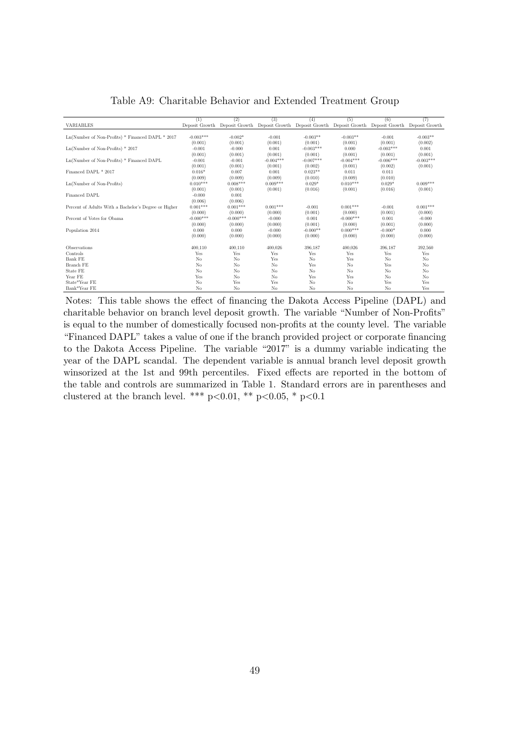Table A9: Charitable Behavior and Extended Treatment Group

| VARIABLES | (1) Deposit Growth | (2) Deposit Growth | (3) Deposit Growth | (4) Deposit Growth | (5) Deposit Growth | (6) Deposit Growth | (7) Deposit Growth |
|---|---|---|---|---|---|---|---|
| Ln(Number of Non-Profits) * Financed DAPL * 2017 | -0.003*** | -0.002* | -0.001 | -0.003** | -0.003** | -0.001 | -0.003** |
| | (0.001) | (0.001) | (0.001) | (0.001) | (0.001) | (0.001) | (0.002) |
| Ln(Number of Non-Profits) * 2017 | -0.001 | -0.000 | 0.001 | -0.003*** | 0.000 | -0.003*** | 0.001 |
| | (0.001) | (0.001) | (0.001) | (0.001) | (0.001) | (0.001) | (0.001) |
| Ln(Number of Non-Profits) * Financed DAPL | -0.001 | -0.001 | -0.004*** | -0.007*** | -0.004*** | -0.006*** | -0.003*** |
| | (0.001) | (0.001) | (0.001) | (0.002) | (0.001) | (0.002) | (0.001) |
| Financed DAPL * 2017 | 0.016* | 0.007 | 0.001 | 0.023** | 0.011 | 0.011 | |
| | (0.009) | (0.009) | (0.009) | (0.010) | (0.009) | (0.010) | |
| Ln(Number of Non-Profits) | 0.010*** | 0.008*** | 0.009*** | 0.029* | 0.010*** | 0.029* | 0.009*** |
| | (0.001) | (0.001) | (0.001) | (0.016) | (0.001) | (0.016) | (0.001) |
| Financed DAPL | -0.000 | 0.001 | | | | | |
| | (0.006) | (0.006) | | | | | |
| Percent of Adults With a Bachelor's Degree or Higher | 0.001*** | 0.001*** | 0.001*** | -0.001 | 0.001*** | -0.001 | 0.001*** |
| | (0.000) | (0.000) | (0.000) | (0.001) | (0.000) | (0.001) | (0.000) |
| Percent of Votes for Obama | -0.000*** | -0.000*** | -0.000 | 0.001 | -0.000*** | 0.001 | -0.000 |
| | (0.000) | (0.000) | (0.000) | (0.001) | (0.000) | (0.001) | (0.000) |
| Population 2014 | 0.000 | 0.000 | -0.000 | -0.000** | 0.000*** | -0.000* | 0.000 |
| | (0.000) | (0.000) | (0.000) | (0.000) | (0.000) | (0.000) | (0.000) |
| Observations | 400,110 | 400,110 | 400,026 | 396,187 | 400,026 | 396,187 | 392,560 |
| Controls | Yes | Yes | Yes | Yes | Yes | Yes | Yes |
| Bank FE | No | No | Yes | No | Yes | No | No |
| Branch FE | No | No | No | Yes | No | Yes | No |
| State FE | No | No | No | No | No | No | No |
| Year FE | Yes | No | No | Yes | Yes | No | No |
| State*Year FE | No | Yes | Yes | No | No | Yes | Yes |
| Bank*Year FE | No | No | No | No | No | No | Yes |

Notes: This table shows the effect of financing the Dakota Access Pipeline (DAPL) and charitable behavior on branch level deposit growth. The variable "Number of Non-Profits" is equal to the number of domestically focused non-profits at the county level. The variable "Financed DAPL" takes a value of one if the branch provided project or corporate financing to the Dakota Access Pipeline. The variable "2017" is a dummy variable indicating the year of the DAPL scandal. The dependent variable is annual branch level deposit growth winsorized at the 1st and 99th percentiles. Fixed effects are reported in the bottom of the table and controls are summarized in Table 1. Standard errors are in parentheses and clustered at the branch level. *** p<0.01, ** p<0.05, * p<0.1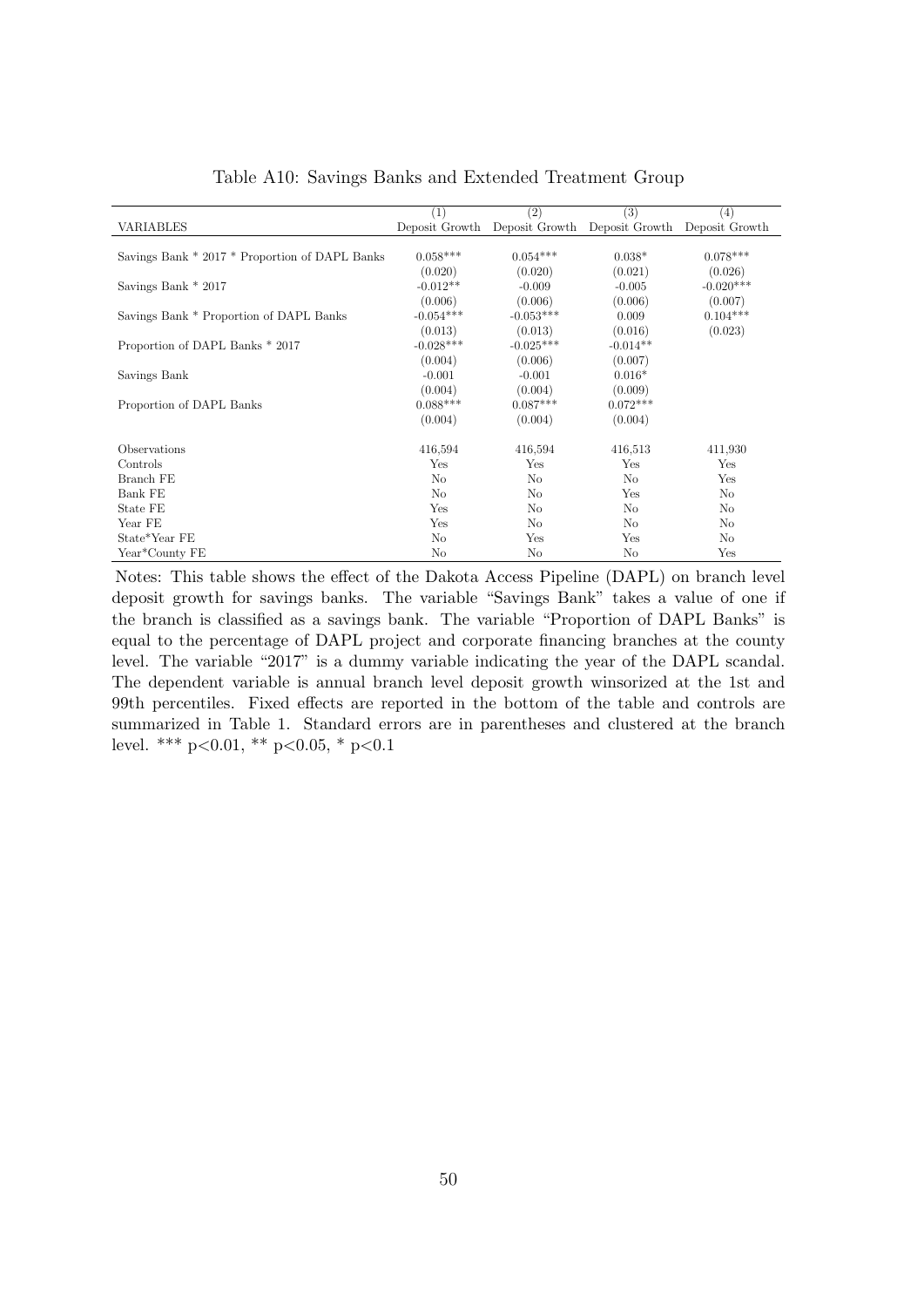Table A10: Savings Banks and Extended Treatment Group

| VARIABLES | (1)<br>Deposit Growth | (2)<br>Deposit Growth | (3)<br>Deposit Growth | (4)<br>Deposit Growth |
|---|---|---|---|---|
| Savings Bank * 2017 * Proportion of DAPL Banks | 0.058*** | 0.054*** | 0.038* | 0.078*** |
| | (0.020) | (0.020) | (0.021) | (0.026) |
| Savings Bank * 2017 | -0.012** | -0.009 | -0.005 | -0.020*** |
| | (0.006) | (0.006) | (0.006) | (0.007) |
| Savings Bank * Proportion of DAPL Banks | -0.054*** | -0.053*** | 0.009 | 0.104*** |
| | (0.013) | (0.013) | (0.016) | (0.023) |
| Proportion of DAPL Banks * 2017 | -0.028*** | -0.025*** | -0.014** | |
| | (0.004) | (0.006) | (0.007) | |
| Savings Bank | -0.001 | -0.001 | 0.016* | |
| | (0.004) | (0.004) | (0.009) | |
| Proportion of DAPL Banks | 0.088*** | 0.087*** | 0.072*** | |
| | (0.004) | (0.004) | (0.004) | |
| Observations | 416,594 | 416,594 | 416,513 | 411,930 |
| Controls | Yes | Yes | Yes | Yes |
| Branch FE | No | No | No | Yes |
| Bank FE | No | No | Yes | No |
| State FE | Yes | No | No | No |
| Year FE | Yes | No | No | No |
| State*Year FE | No | Yes | Yes | No |
| Year*County FE | No | No | No | Yes |

Notes: This table shows the effect of the Dakota Access Pipeline (DAPL) on branch level deposit growth for savings banks. The variable "Savings Bank" takes a value of one if the branch is classified as a savings bank. The variable "Proportion of DAPL Banks" is equal to the percentage of DAPL project and corporate financing branches at the county level. The variable "2017" is a dummy variable indicating the year of the DAPL scandal. The dependent variable is annual branch level deposit growth winsorized at the 1st and 99th percentiles. Fixed effects are reported in the bottom of the table and controls are summarized in Table 1. Standard errors are in parentheses and clustered at the branch level. *** $p<0.01$, ** $p<0.05$, * $p<0.1$